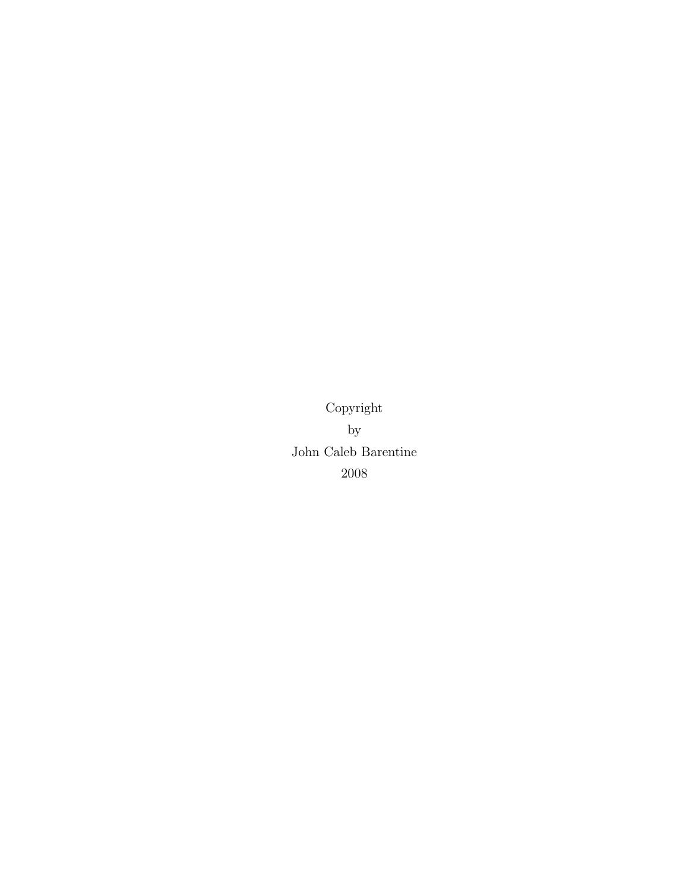Copyright

by

John Caleb Barentine

2008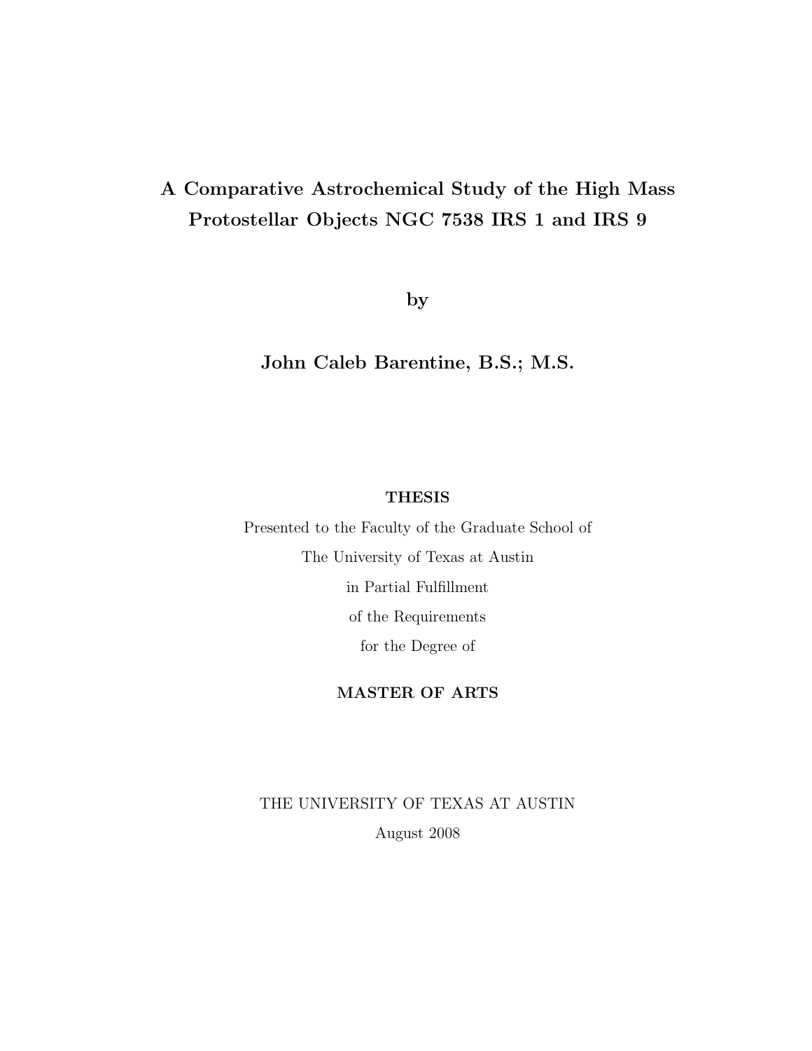# A Comparative Astrochemical Study of the High Mass Protostellar Objects NGC 7538 IRS 1 and IRS 9

by

**John Caleb Barentine, B.S.; M.S.**

**THESIS**

Presented to the Faculty of the Graduate School of

The University of Texas at Austin

in Partial Fulfillment

of the Requirements

for the Degree of

**MASTER OF ARTS**

THE UNIVERSITY OF TEXAS AT AUSTIN

August 2008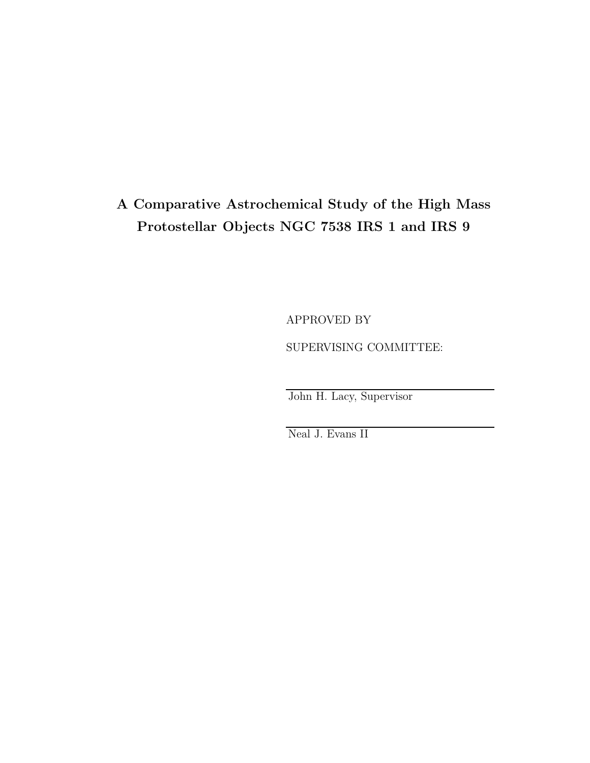**A Comparative Astrochemical Study of the High Mass Protostellar Objects NGC 7538 IRS 1 and IRS 9**

APPROVED BY

SUPERVISING COMMITTEE:

John H. Lacy, Supervisor

Neal J. Evans II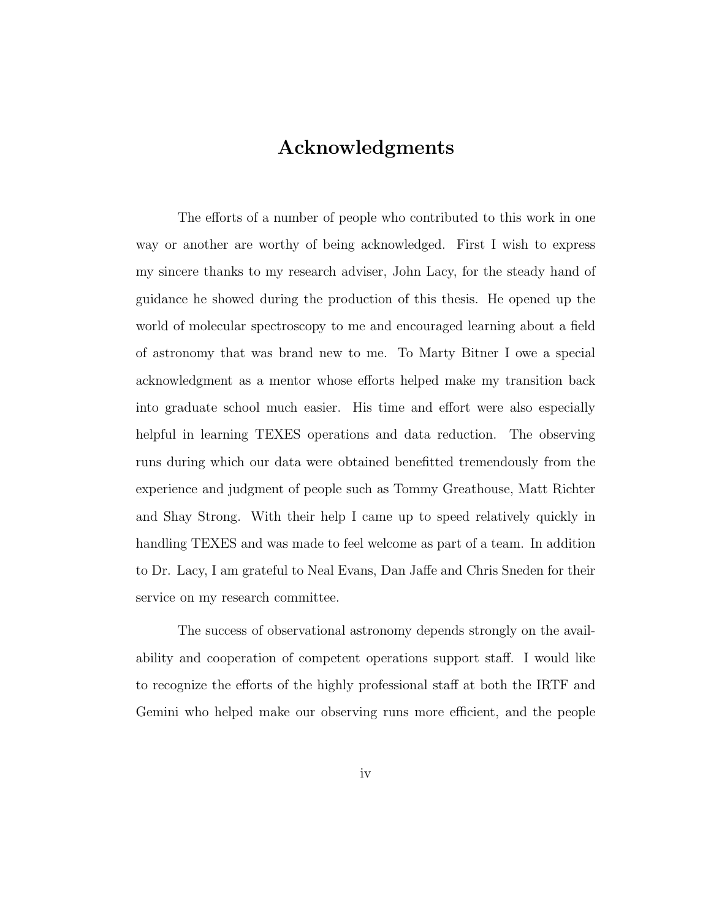# Acknowledgments

The efforts of a number of people who contributed to this work in one way or another are worthy of being acknowledged. First I wish to express my sincere thanks to my research adviser, John Lacy, for the steady hand of guidance he showed during the production of this thesis. He opened up the world of molecular spectroscopy to me and encouraged learning about a field of astronomy that was brand new to me. To Marty Bitner I owe a special acknowledgment as a mentor whose efforts helped make my transition back into graduate school much easier. His time and effort were also especially helpful in learning TEXES operations and data reduction. The observing runs during which our data were obtained benefitted tremendously from the experience and judgment of people such as Tommy Greathouse, Matt Richter and Shay Strong. With their help I came up to speed relatively quickly in handling TEXES and was made to feel welcome as part of a team. In addition to Dr. Lacy, I am grateful to Neal Evans, Dan Jaffe and Chris Sneden for their service on my research committee.

The success of observational astronomy depends strongly on the availability and cooperation of competent operations support staff. I would like to recognize the efforts of the highly professional staff at both the IRTF and Gemini who helped make our observing runs more efficient, and the people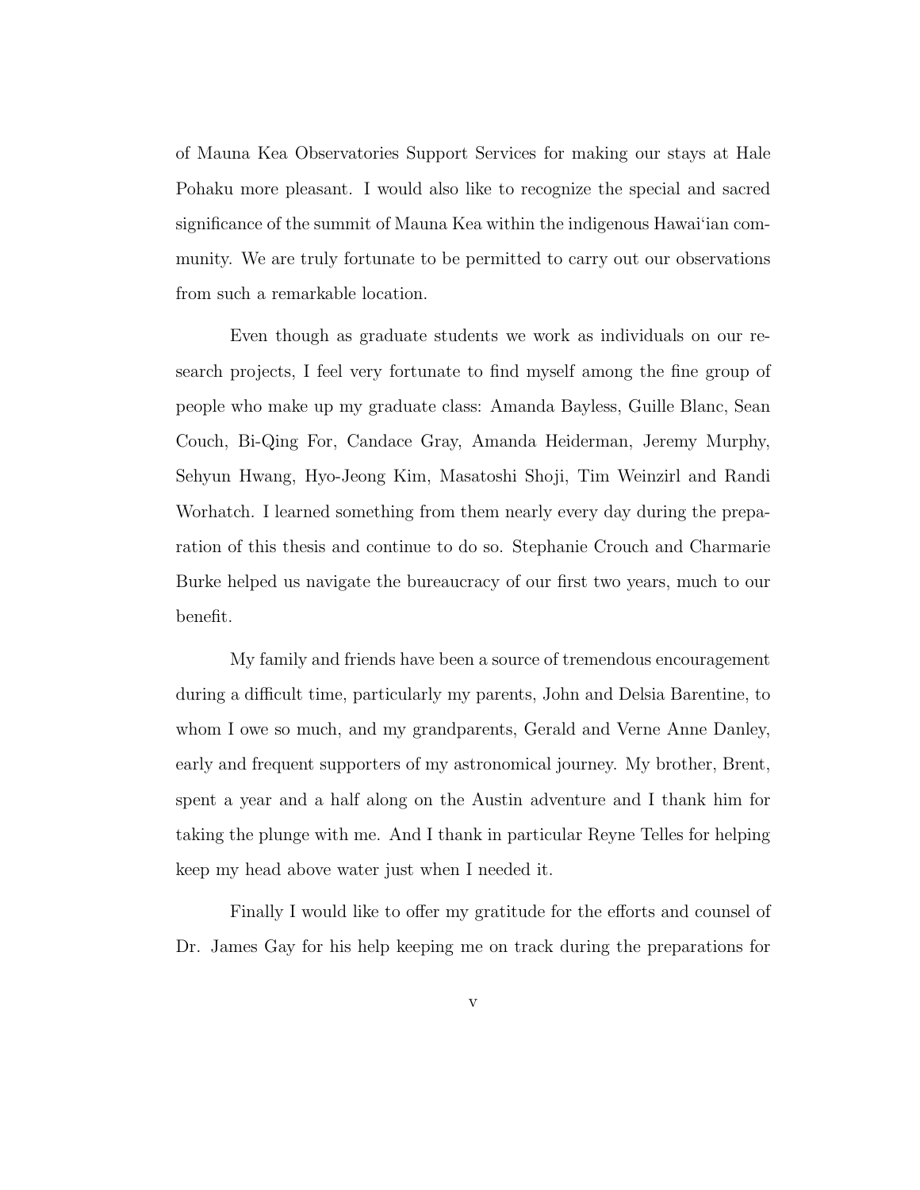of Mauna Kea Observatories Support Services for making our stays at Hale Pohaku more pleasant. I would also like to recognize the special and sacred significance of the summit of Mauna Kea within the indigenous Hawai'ian community. We are truly fortunate to be permitted to carry out our observations from such a remarkable location.

Even though as graduate students we work as individuals on our research projects, I feel very fortunate to find myself among the fine group of people who make up my graduate class: Amanda Bayless, Guille Blanc, Sean Couch, Bi-Qing For, Candace Gray, Amanda Heiderman, Jeremy Murphy, Sehyun Hwang, Hyo-Jeong Kim, Masatoshi Shoji, Tim Weinzirl and Randi Worhatch. I learned something from them nearly every day during the preparation of this thesis and continue to do so. Stephanie Crouch and Charmarie Burke helped us navigate the bureaucracy of our first two years, much to our benefit.

My family and friends have been a source of tremendous encouragement during a difficult time, particularly my parents, John and Delsia Barentine, to whom I owe so much, and my grandparents, Gerald and Verne Anne Danley, early and frequent supporters of my astronomical journey. My brother, Brent, spent a year and a half along on the Austin adventure and I thank him for taking the plunge with me. And I thank in particular Reyne Telles for helping keep my head above water just when I needed it.

Finally I would like to offer my gratitude for the efforts and counsel of Dr. James Gay for his help keeping me on track during the preparations for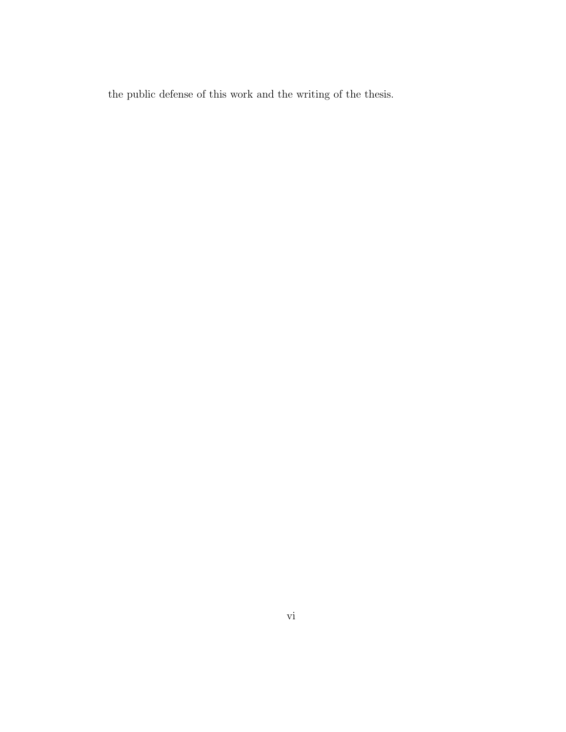the public defense of this work and the writing of the thesis.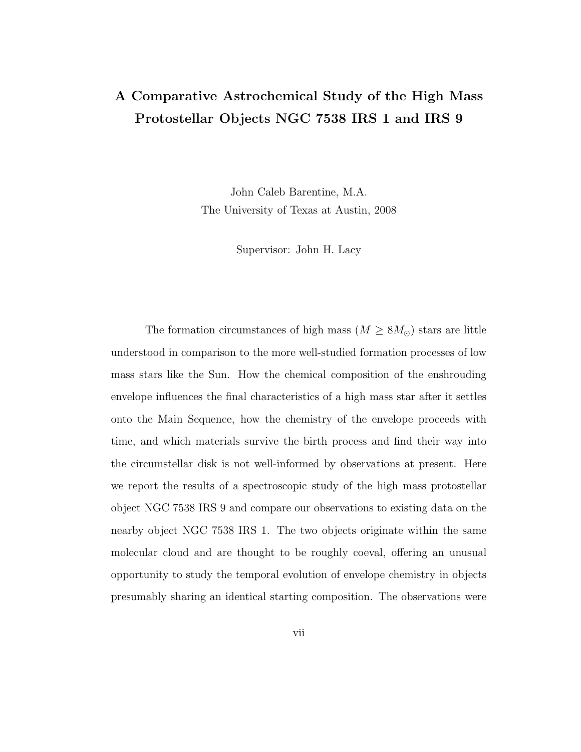# A Comparative Astrochemical Study of the High Mass Protostellar Objects NGC 7538 IRS 1 and IRS 9

John Caleb Barentine, M.A.
The University of Texas at Austin, 2008

Supervisor: John H. Lacy

The formation circumstances of high mass ($M \geq 8M_{\odot}$) stars are little understood in comparison to the more well-studied formation processes of low mass stars like the Sun. How the chemical composition of the enshrouding envelope influences the final characteristics of a high mass star after it settles onto the Main Sequence, how the chemistry of the envelope proceeds with time, and which materials survive the birth process and find their way into the circumstellar disk is not well-informed by observations at present. Here we report the results of a spectroscopic study of the high mass protostellar object NGC 7538 IRS 9 and compare our observations to existing data on the nearby object NGC 7538 IRS 1. The two objects originate within the same molecular cloud and are thought to be roughly coeval, offering an unusual opportunity to study the temporal evolution of envelope chemistry in objects presumably sharing an identical starting composition. The observations were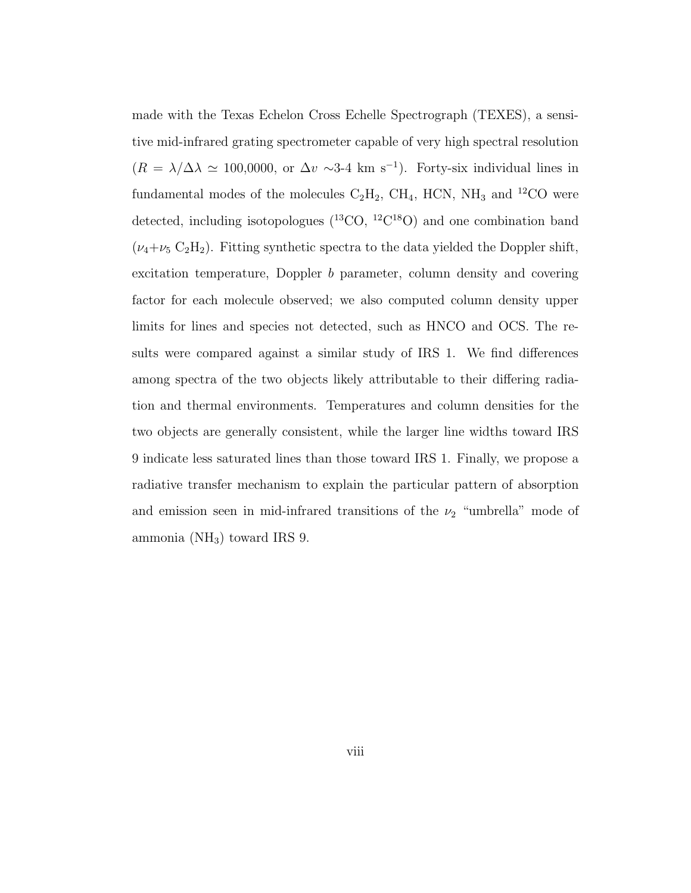made with the Texas Echelon Cross Echelle Spectrograph (TEXES), a sensitive mid-infrared grating spectrometer capable of very high spectral resolution ($R = \lambda/\Delta\lambda \simeq$ 100,0000, or $\Delta v$ ~3-4 km s$^{-1}$). Forty-six individual lines in fundamental modes of the molecules $C_2H_2$, $CH_4$, HCN, $NH_3$ and $^{12}$CO were detected, including isotopologues ($^{13}$CO, $^{12}C^{18}O$) and one combination band ($\nu_4$+$\nu_5$ $C_2H_2$). Fitting synthetic spectra to the data yielded the Doppler shift, excitation temperature, Doppler $b$ parameter, column density and covering factor for each molecule observed; we also computed column density upper limits for lines and species not detected, such as HNCO and OCS. The results were compared against a similar study of IRS 1. We find differences among spectra of the two objects likely attributable to their differing radiation and thermal environments. Temperatures and column densities for the two objects are generally consistent, while the larger line widths toward IRS 9 indicate less saturated lines than those toward IRS 1. Finally, we propose a radiative transfer mechanism to explain the particular pattern of absorption and emission seen in mid-infrared transitions of the $\nu_2$ "umbrella" mode of ammonia ($NH_3$) toward IRS 9.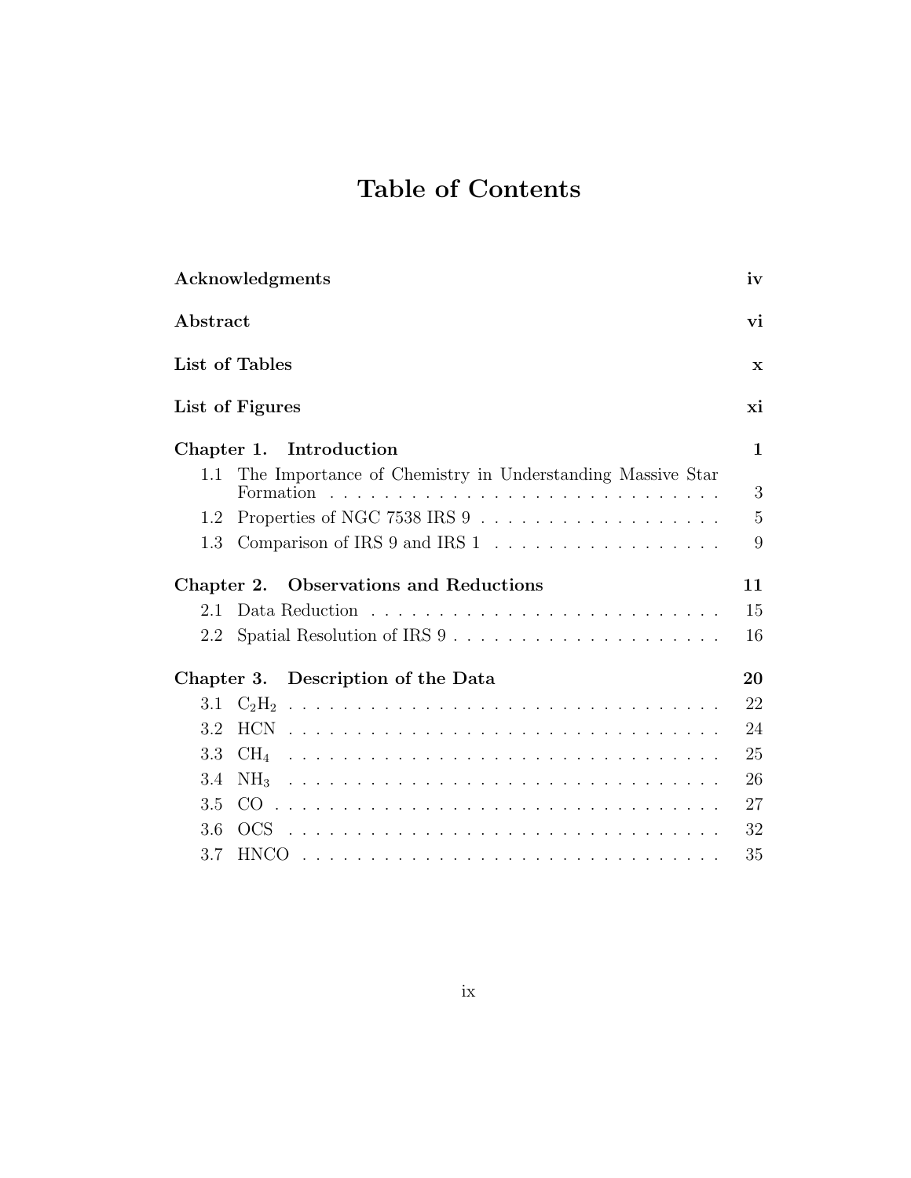# Table of Contents

**Acknowledgments** **iv**

**Abstract** **vi**

**List of Tables** **x**

**List of Figures** **xi**

**Chapter 1. Introduction** **1**

- 1.1 The Importance of Chemistry in Understanding Massive Star Formation . . . . . . . . . . . . . . . . . . . . . . . . . . . . . 3
- 1.2 Properties of NGC 7538 IRS 9 . . . . . . . . . . . . . . . . . . 5
- 1.3 Comparison of IRS 9 and IRS 1 . . . . . . . . . . . . . . . . . . 9

**Chapter 2. Observations and Reductions** **11**

- 2.1 Data Reduction . . . . . . . . . . . . . . . . . . . . . . . . . . 15
- 2.2 Spatial Resolution of IRS 9 . . . . . . . . . . . . . . . . . . . . 16

**Chapter 3. Description of the Data** **20**

- 3.1 $C_2H_2$ . . . . . . . . . . . . . . . . . . . . . . . . . . . . . . . 22
- 3.2 HCN . . . . . . . . . . . . . . . . . . . . . . . . . . . . . . . . 24
- 3.3 $CH_4$ . . . . . . . . . . . . . . . . . . . . . . . . . . . . . . . . 25
- 3.4 $NH_3$ . . . . . . . . . . . . . . . . . . . . . . . . . . . . . . . . 26
- 3.5 CO . . . . . . . . . . . . . . . . . . . . . . . . . . . . . . . . . 27
- 3.6 OCS . . . . . . . . . . . . . . . . . . . . . . . . . . . . . . . . 32
- 3.7 HNCO . . . . . . . . . . . . . . . . . . . . . . . . . . . . . . . 35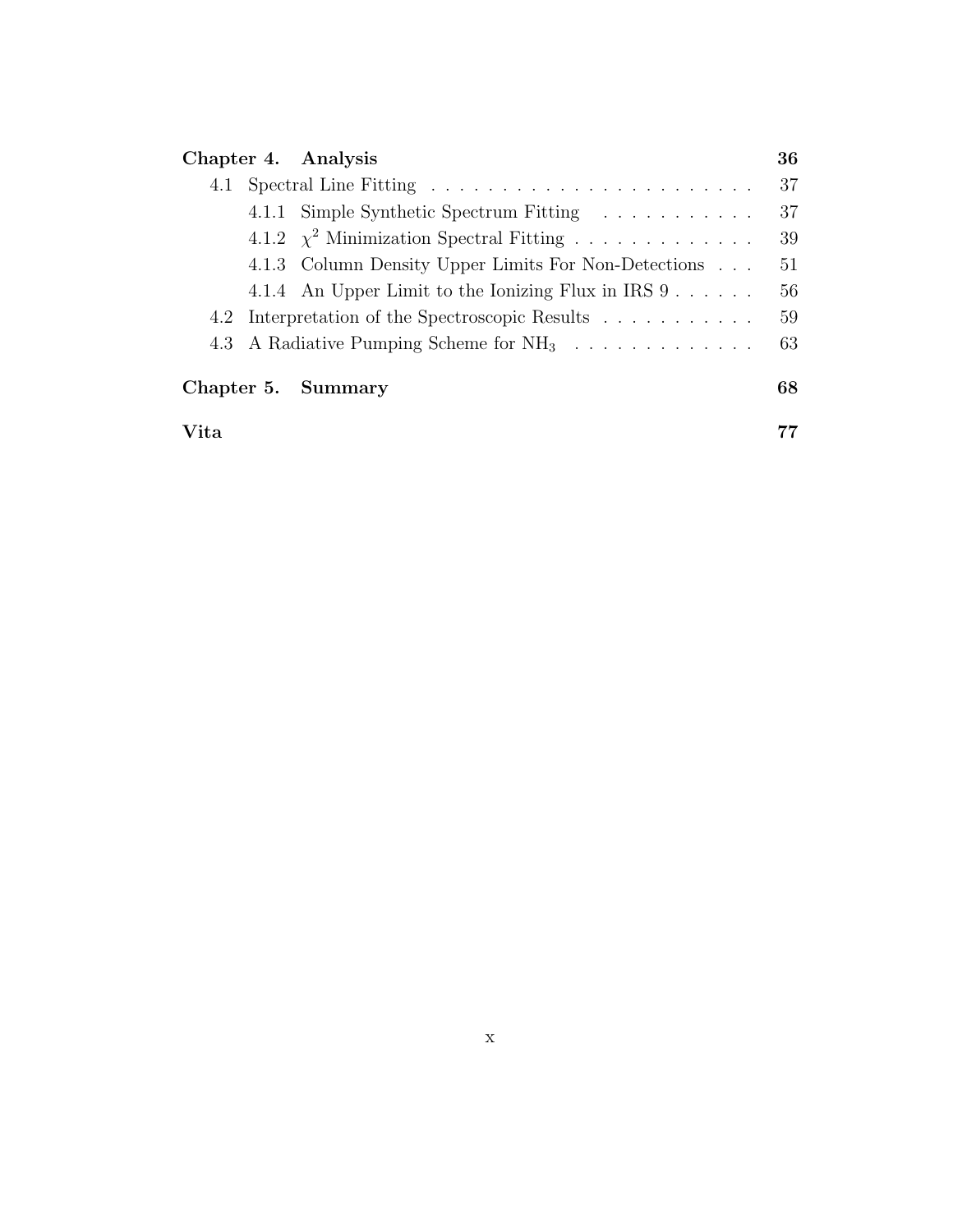**Chapter 4. Analysis** 36

- 4.1 Spectral Line Fitting . . . . . . . . . . . . . . . . . . . . . . . 37
  - 4.1.1 Simple Synthetic Spectrum Fitting . . . . . . . . . . . 37
  - 4.1.2 $\chi^2$ Minimization Spectral Fitting . . . . . . . . . . . . . 39
  - 4.1.3 Column Density Upper Limits For Non-Detections . . . 51
  - 4.1.4 An Upper Limit to the Ionizing Flux in IRS 9 . . . . . . 56
- 4.2 Interpretation of the Spectroscopic Results . . . . . . . . . . . 59
- 4.3 A Radiative Pumping Scheme for $NH_3$ . . . . . . . . . . . . . 63

**Chapter 5. Summary** 68

**Vita** 77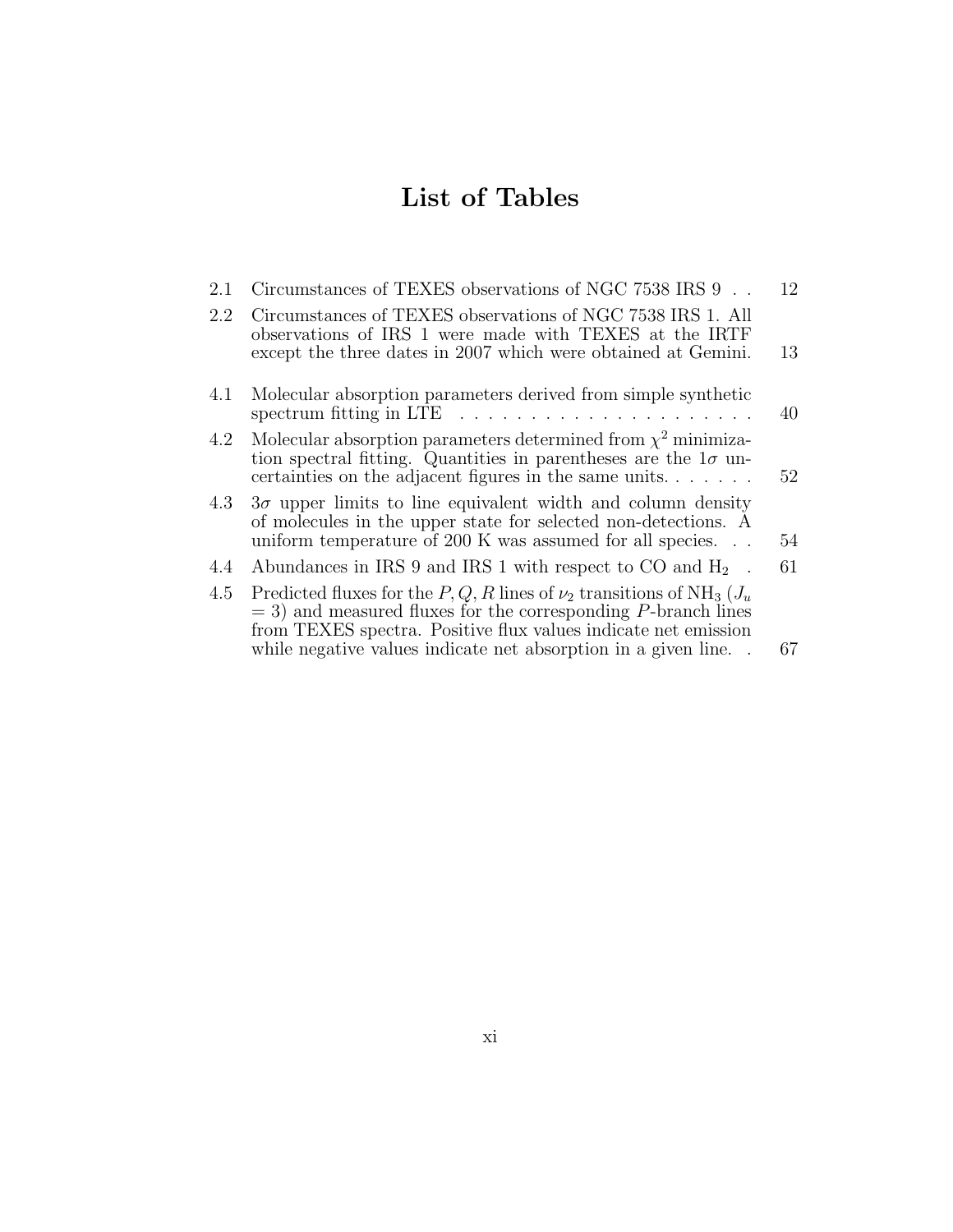# List of Tables

| | | |
|---|---|---|
| 2.1 | Circumstances of TEXES observations of NGC 7538 IRS 9 | 12 |
| 2.2 | Circumstances of TEXES observations of NGC 7538 IRS 1. All observations of IRS 1 were made with TEXES at the IRTF except the three dates in 2007 which were obtained at Gemini. | 13 |
| 4.1 | Molecular absorption parameters derived from simple synthetic spectrum fitting in LTE | 40 |
| 4.2 | Molecular absorption parameters determined from $\chi^2$ minimization spectral fitting. Quantities in parentheses are the $1\sigma$ uncertainties on the adjacent figures in the same units. | 52 |
| 4.3 | $3\sigma$ upper limits to line equivalent width and column density of molecules in the upper state for selected non-detections. A uniform temperature of 200 K was assumed for all species. | 54 |
| 4.4 | Abundances in IRS 9 and IRS 1 with respect to CO and $H_2$ | 61 |
| 4.5 | Predicted fluxes for the $P, Q, R$ lines of $\nu_2$ transitions of $NH_3$ ($J_u$ = 3) and measured fluxes for the corresponding $P$-branch lines from TEXES spectra. Positive flux values indicate net emission while negative values indicate net absorption in a given line. | 67 |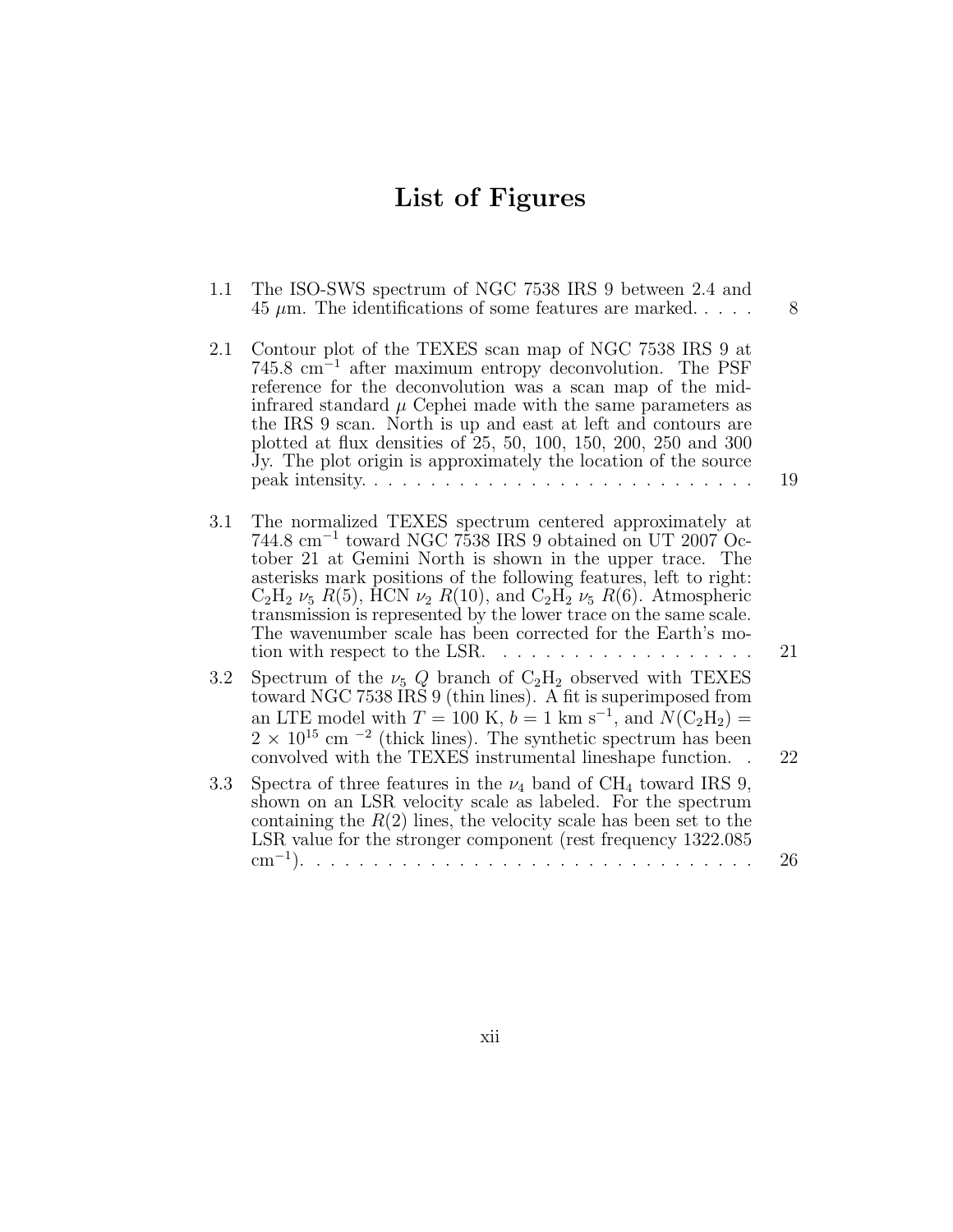# List of Figures

1.1 The ISO-SWS spectrum of NGC 7538 IRS 9 between 2.4 and 45 $\mu$m. The identifications of some features are marked. . . . . 8

2.1 Contour plot of the TEXES scan map of NGC 7538 IRS 9 at 745.8 $cm^{-1}$ after maximum entropy deconvolution. The PSF reference for the deconvolution was a scan map of the mid-infrared standard $\mu$ Cephei made with the same parameters as the IRS 9 scan. North is up and east at left and contours are plotted at flux densities of 25, 50, 100, 150, 200, 250 and 300 Jy. The plot origin is approximately the location of the source peak intensity. . . . . . . . . . . . . . . . . . . . . . . . . . . . 19

3.1 The normalized TEXES spectrum centered approximately at 744.8 $cm^{-1}$ toward NGC 7538 IRS 9 obtained on UT 2007 October 21 at Gemini North is shown in the upper trace. The asterisks mark positions of the following features, left to right: $C_2H_2$ $\nu_5$ $R(5)$, HCN $\nu_2$ $R(10)$, and $C_2H_2$ $\nu_5$ $R(6)$. Atmospheric transmission is represented by the lower trace on the same scale. The wavenumber scale has been corrected for the Earth's motion with respect to the LSR. . . . . . . . . . . . . . . . . . . 21

3.2 Spectrum of the $\nu_5$ $Q$ branch of $C_2H_2$ observed with TEXES toward NGC 7538 IRS 9 (thin lines). A fit is superimposed from an LTE model with $T = 100$ K, $b = 1$ km $s^{-1}$, and $N(C_2H_2) = 2 \times 10^{15}$ cm $^{-2}$ (thick lines). The synthetic spectrum has been convolved with the TEXES instrumental lineshape function. . 22

3.3 Spectra of three features in the $\nu_4$ band of $CH_4$ toward IRS 9, shown on an LSR velocity scale as labeled. For the spectrum containing the $R(2)$ lines, the velocity scale has been set to the LSR value for the stronger component (rest frequency 1322.085 $cm^{-1}$). . . . . . . . . . . . . . . . . . . . . . . . . . . . . . . . 26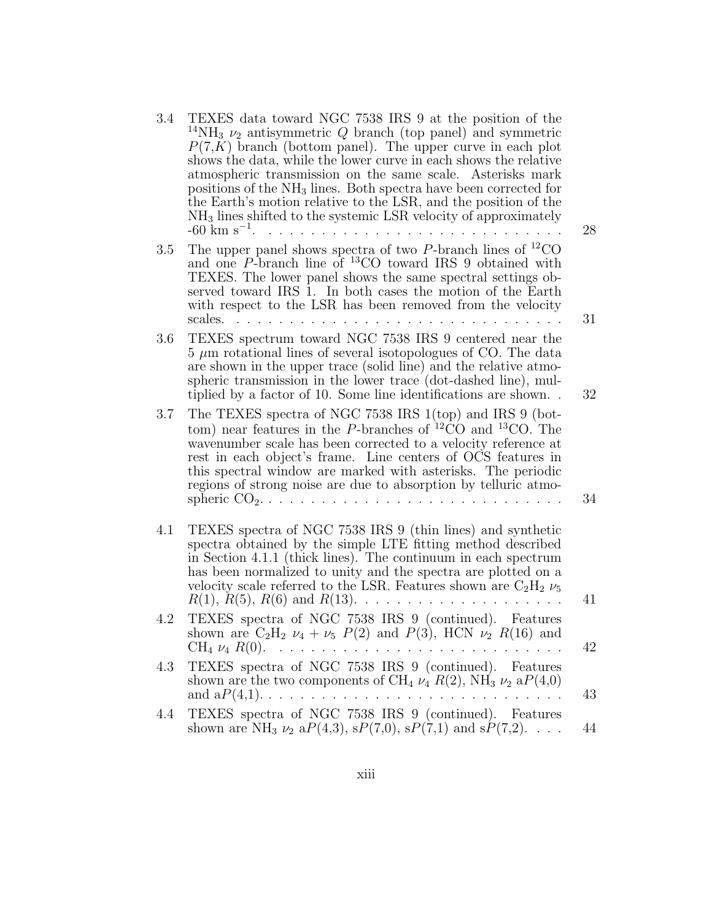3.4 TEXES data toward NGC 7538 IRS 9 at the position of the $^{14}NH_3$ $\nu_2$ antisymmetric $Q$ branch (top panel) and symmetric $P(7,K)$ branch (bottom panel). The upper curve in each plot shows the data, while the lower curve in each shows the relative atmospheric transmission on the same scale. Asterisks mark positions of the $NH_3$ lines. Both spectra have been corrected for the Earth's motion relative to the LSR, and the position of the $NH_3$ lines shifted to the systemic LSR velocity of approximately -60 km s$^{-1}$. . . . . . . . . . . . . . . . . . . . . . . . . . . 28

3.5 The upper panel shows spectra of two $P$-branch lines of $^{12}CO$ and one $P$-branch line of $^{13}CO$ toward IRS 9 obtained with TEXES. The lower panel shows the same spectral settings observed toward IRS 1. In both cases the motion of the Earth with respect to the LSR has been removed from the velocity scales. . . . . . . . . . . . . . . . . . . . . . . . . . . . . . . 31

3.6 TEXES spectrum toward NGC 7538 IRS 9 centered near the 5 $\mu$m rotational lines of several isotopologues of CO. The data are shown in the upper trace (solid line) and the relative atmospheric transmission in the lower trace (dot-dashed line), multiplied by a factor of 10. Some line identifications are shown. . 32

3.7 The TEXES spectra of NGC 7538 IRS 1(top) and IRS 9 (bottom) near features in the $P$-branches of $^{12}CO$ and $^{13}CO$. The wavenumber scale has been corrected to a velocity reference at rest in each object's frame. Line centers of OCS features in this spectral window are marked with asterisks. The periodic regions of strong noise are due to absorption by telluric atmospheric $CO_2$. . . . . . . . . . . . . . . . . . . . . . . . . . . . 34

4.1 TEXES spectra of NGC 7538 IRS 9 (thin lines) and synthetic spectra obtained by the simple LTE fitting method described in Section 4.1.1 (thick lines). The continuum in each spectrum has been normalized to unity and the spectra are plotted on a velocity scale referred to the LSR. Features shown are $C_2H_2$ $\nu_5$ $R(1)$, $R(5)$, $R(6)$ and $R(13)$. . . . . . . . . . . . . . . . . . . . 41

4.2 TEXES spectra of NGC 7538 IRS 9 (continued). Features shown are $C_2H_2$ $\nu_4 + \nu_5$ $P(2)$ and $P(3)$, HCN $\nu_2$ $R(16)$ and $CH_4$ $\nu_4$ $R(0)$. . . . . . . . . . . . . . . . . . . . . . . . . . . 42

4.3 TEXES spectra of NGC 7538 IRS 9 (continued). Features shown are the two components of $CH_4$ $\nu_4$ $R(2)$, $NH_3$ $\nu_2$ a$P(4,0)$ and a$P(4,1)$. . . . . . . . . . . . . . . . . . . . . . . . . . . . 43

4.4 TEXES spectra of NGC 7538 IRS 9 (continued). Features shown are $NH_3$ $\nu_2$ a$P(4,3)$, s$P(7,0)$, s$P(7,1)$ and s$P(7,2)$. . . . 44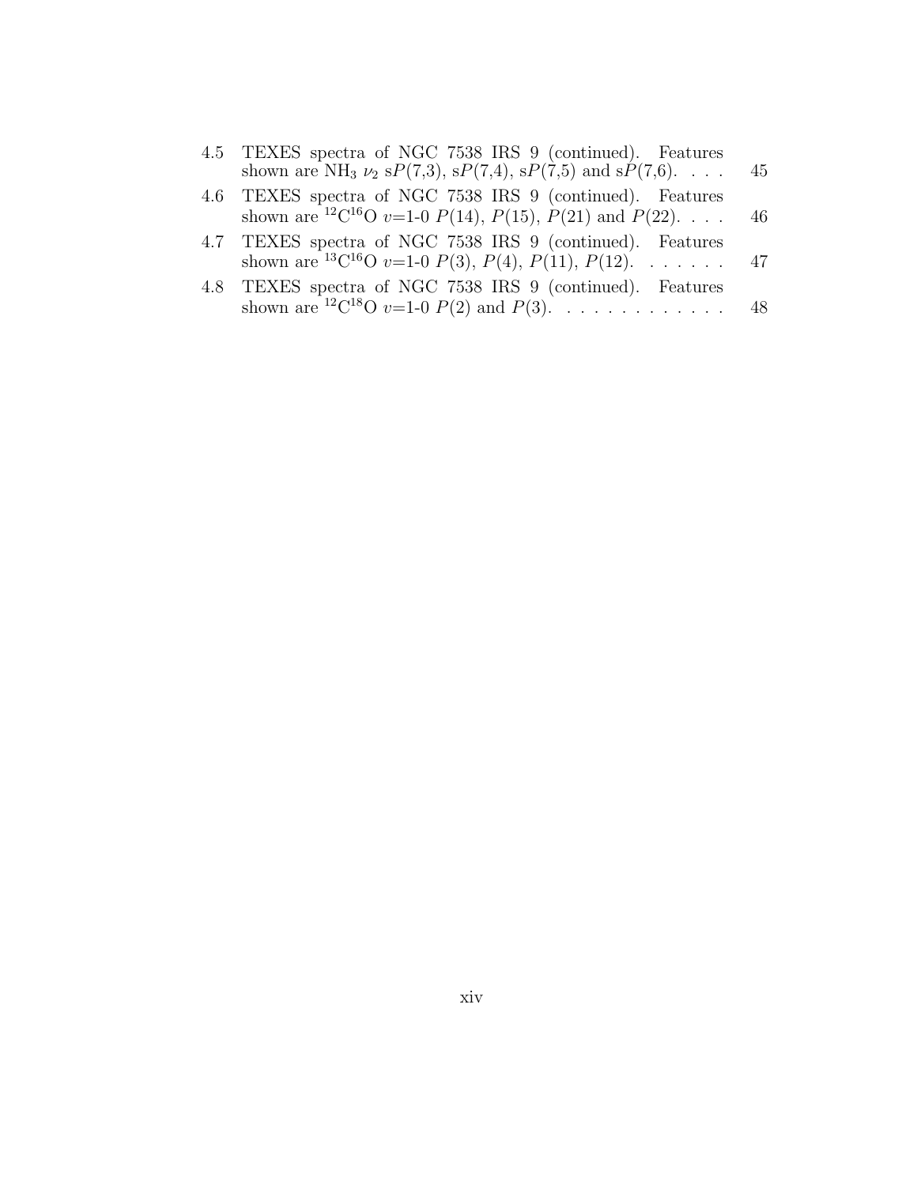4.5 TEXES spectra of NGC 7538 IRS 9 (continued). Features shown are $NH_3$ $\nu_2$ s$P$(7,3), s$P$(7,4), s$P$(7,5) and s$P$(7,6). . . . 45

4.6 TEXES spectra of NGC 7538 IRS 9 (continued). Features shown are $^{12}C^{16}O$ $v$=1-0 $P$(14), $P$(15), $P$(21) and $P$(22). . . . 46

4.7 TEXES spectra of NGC 7538 IRS 9 (continued). Features shown are $^{13}C^{16}O$ $v$=1-0 $P$(3), $P$(4), $P$(11), $P$(12). . . . . . . 47

4.8 TEXES spectra of NGC 7538 IRS 9 (continued). Features shown are $^{12}C^{18}O$ $v$=1-0 $P$(2) and $P$(3). . . . . . . . . . . . . 48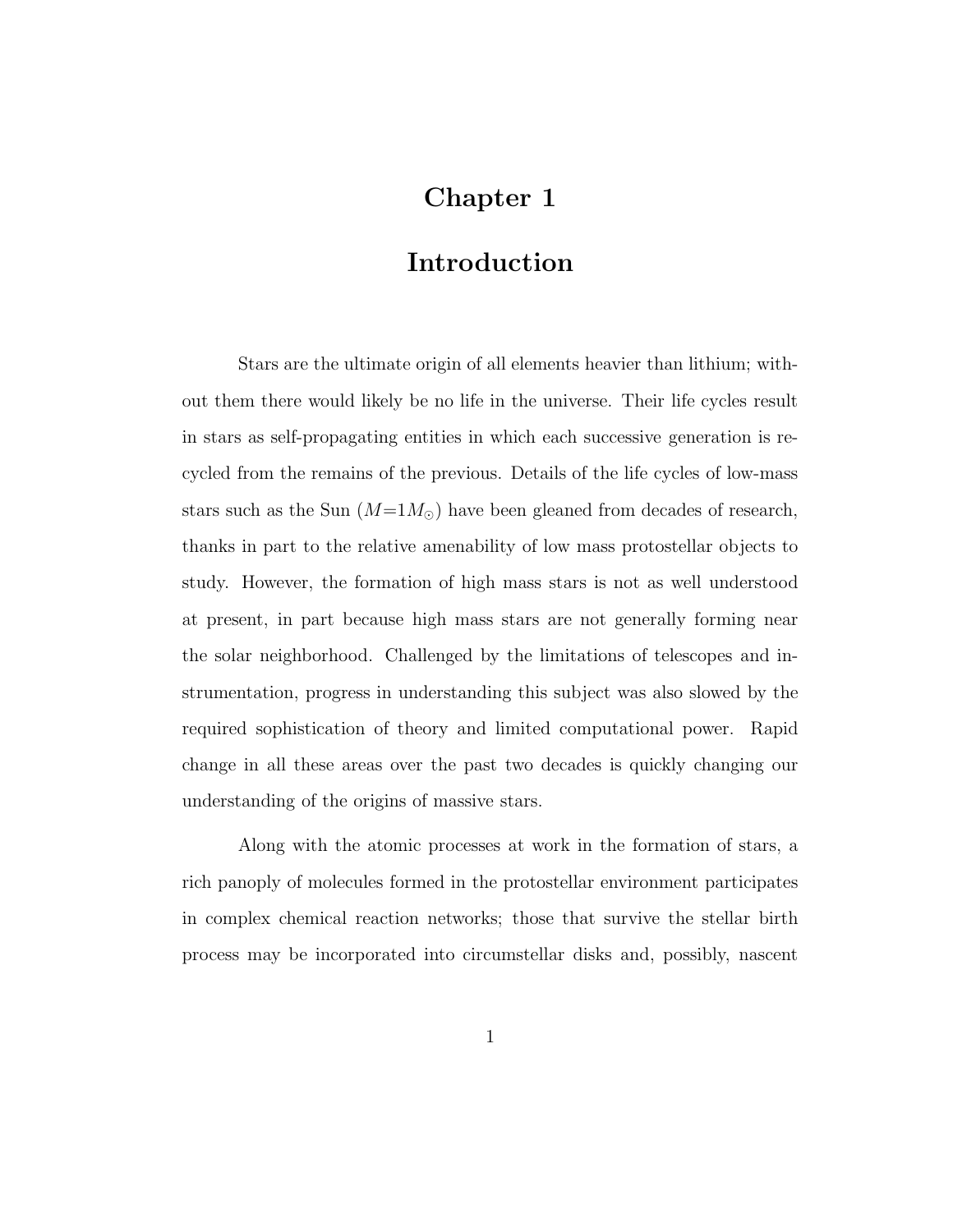# Chapter 1

# Introduction

Stars are the ultimate origin of all elements heavier than lithium; without them there would likely be no life in the universe. Their life cycles result in stars as self-propagating entities in which each successive generation is recycled from the remains of the previous. Details of the life cycles of low-mass stars such as the Sun ($M$=1$M_{\odot}$) have been gleaned from decades of research, thanks in part to the relative amenability of low mass protostellar objects to study. However, the formation of high mass stars is not as well understood at present, in part because high mass stars are not generally forming near the solar neighborhood. Challenged by the limitations of telescopes and instrumentation, progress in understanding this subject was also slowed by the required sophistication of theory and limited computational power. Rapid change in all these areas over the past two decades is quickly changing our understanding of the origins of massive stars.

Along with the atomic processes at work in the formation of stars, a rich panoply of molecules formed in the protostellar environment participates in complex chemical reaction networks; those that survive the stellar birth process may be incorporated into circumstellar disks and, possibly, nascent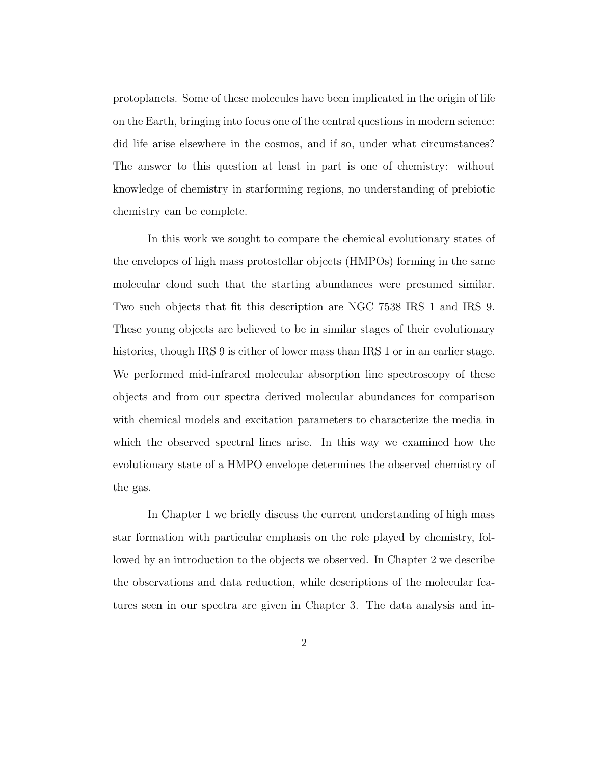protoplanets. Some of these molecules have been implicated in the origin of life on the Earth, bringing into focus one of the central questions in modern science: did life arise elsewhere in the cosmos, and if so, under what circumstances? The answer to this question at least in part is one of chemistry: without knowledge of chemistry in starforming regions, no understanding of prebiotic chemistry can be complete.

In this work we sought to compare the chemical evolutionary states of the envelopes of high mass protostellar objects (HMPOs) forming in the same molecular cloud such that the starting abundances were presumed similar. Two such objects that fit this description are NGC 7538 IRS 1 and IRS 9. These young objects are believed to be in similar stages of their evolutionary histories, though IRS 9 is either of lower mass than IRS 1 or in an earlier stage. We performed mid-infrared molecular absorption line spectroscopy of these objects and from our spectra derived molecular abundances for comparison with chemical models and excitation parameters to characterize the media in which the observed spectral lines arise. In this way we examined how the evolutionary state of a HMPO envelope determines the observed chemistry of the gas.

In Chapter 1 we briefly discuss the current understanding of high mass star formation with particular emphasis on the role played by chemistry, followed by an introduction to the objects we observed. In Chapter 2 we describe the observations and data reduction, while descriptions of the molecular features seen in our spectra are given in Chapter 3. The data analysis and in-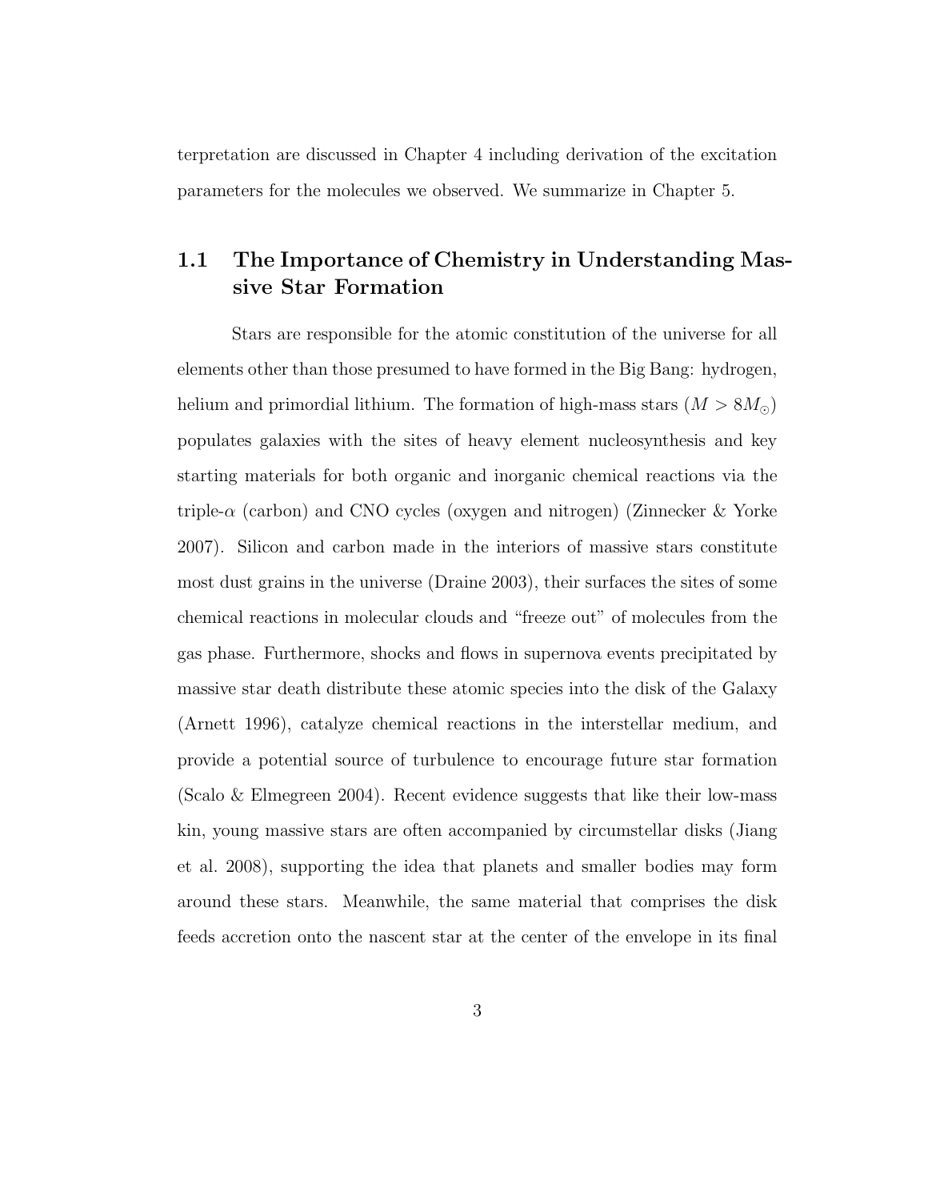terpretation are discussed in Chapter 4 including derivation of the excitation parameters for the molecules we observed. We summarize in Chapter 5.

## 1.1 The Importance of Chemistry in Understanding Massive Star Formation

Stars are responsible for the atomic constitution of the universe for all elements other than those presumed to have formed in the Big Bang: hydrogen, helium and primordial lithium. The formation of high-mass stars ($M > 8M_{\odot}$) populates galaxies with the sites of heavy element nucleosynthesis and key starting materials for both organic and inorganic chemical reactions via the triple-$\alpha$ (carbon) and CNO cycles (oxygen and nitrogen) (Zinnecker & Yorke 2007). Silicon and carbon made in the interiors of massive stars constitute most dust grains in the universe (Draine 2003), their surfaces the sites of some chemical reactions in molecular clouds and "freeze out" of molecules from the gas phase. Furthermore, shocks and flows in supernova events precipitated by massive star death distribute these atomic species into the disk of the Galaxy (Arnett 1996), catalyze chemical reactions in the interstellar medium, and provide a potential source of turbulence to encourage future star formation (Scalo & Elmegreen 2004). Recent evidence suggests that like their low-mass kin, young massive stars are often accompanied by circumstellar disks (Jiang et al. 2008), supporting the idea that planets and smaller bodies may form around these stars. Meanwhile, the same material that comprises the disk feeds accretion onto the nascent star at the center of the envelope in its final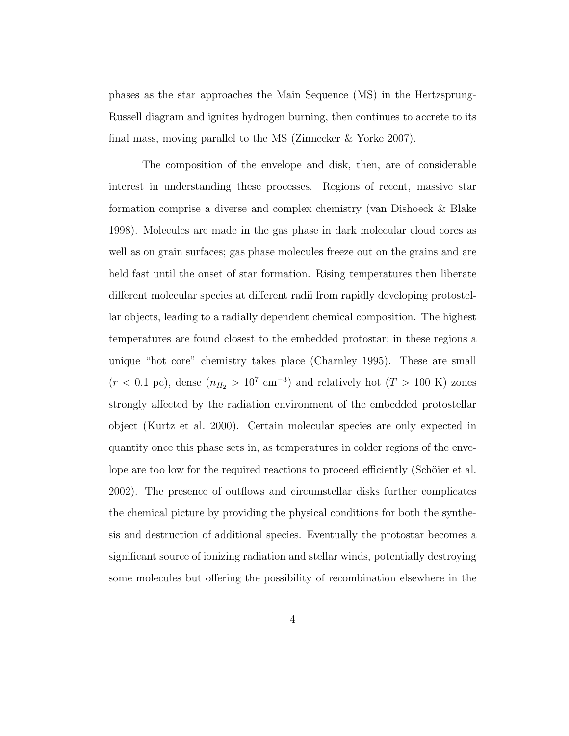phases as the star approaches the Main Sequence (MS) in the Hertzsprung-Russell diagram and ignites hydrogen burning, then continues to accrete to its final mass, moving parallel to the MS (Zinnecker & Yorke 2007).

The composition of the envelope and disk, then, are of considerable interest in understanding these processes. Regions of recent, massive star formation comprise a diverse and complex chemistry (van Dishoeck & Blake 1998). Molecules are made in the gas phase in dark molecular cloud cores as well as on grain surfaces; gas phase molecules freeze out on the grains and are held fast until the onset of star formation. Rising temperatures then liberate different molecular species at different radii from rapidly developing protostellar objects, leading to a radially dependent chemical composition. The highest temperatures are found closest to the embedded protostar; in these regions a unique "hot core" chemistry takes place (Charnley 1995). These are small ($r < 0.1$ pc), dense ($n_{H_2} > 10^7$ cm$^{-3}$) and relatively hot ($T > 100$ K) zones strongly affected by the radiation environment of the embedded protostellar object (Kurtz et al. 2000). Certain molecular species are only expected in quantity once this phase sets in, as temperatures in colder regions of the envelope are too low for the required reactions to proceed efficiently (Schöier et al. 2002). The presence of outflows and circumstellar disks further complicates the chemical picture by providing the physical conditions for both the synthesis and destruction of additional species. Eventually the protostar becomes a significant source of ionizing radiation and stellar winds, potentially destroying some molecules but offering the possibility of recombination elsewhere in the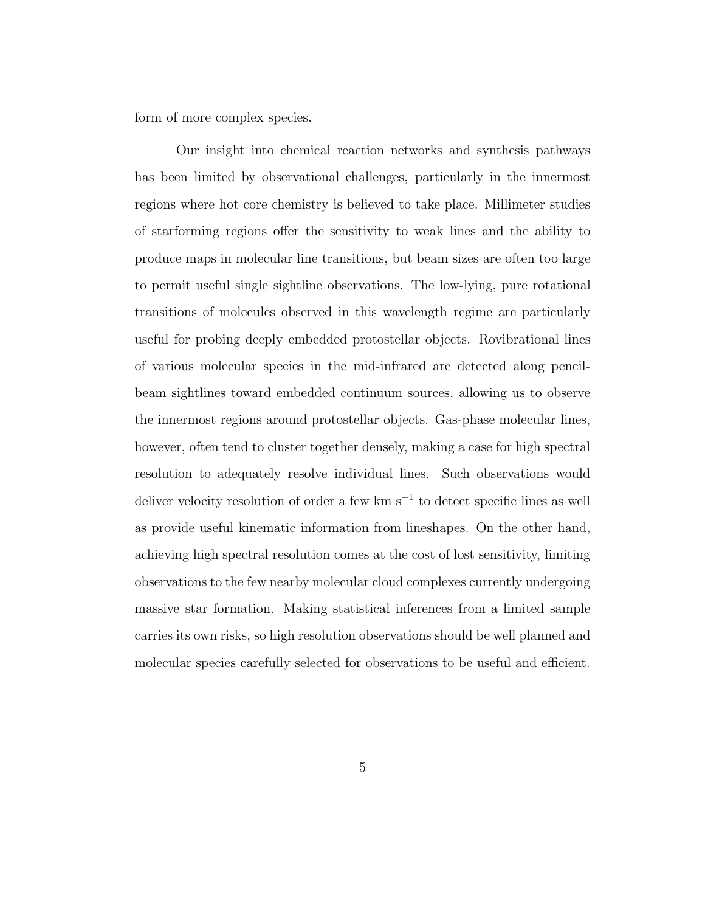form of more complex species.

Our insight into chemical reaction networks and synthesis pathways has been limited by observational challenges, particularly in the innermost regions where hot core chemistry is believed to take place. Millimeter studies of starforming regions offer the sensitivity to weak lines and the ability to produce maps in molecular line transitions, but beam sizes are often too large to permit useful single sightline observations. The low-lying, pure rotational transitions of molecules observed in this wavelength regime are particularly useful for probing deeply embedded protostellar objects. Rovibrational lines of various molecular species in the mid-infrared are detected along pencil-beam sightlines toward embedded continuum sources, allowing us to observe the innermost regions around protostellar objects. Gas-phase molecular lines, however, often tend to cluster together densely, making a case for high spectral resolution to adequately resolve individual lines. Such observations would deliver velocity resolution of order a few km $s^{-1}$ to detect specific lines as well as provide useful kinematic information from lineshapes. On the other hand, achieving high spectral resolution comes at the cost of lost sensitivity, limiting observations to the few nearby molecular cloud complexes currently undergoing massive star formation. Making statistical inferences from a limited sample carries its own risks, so high resolution observations should be well planned and molecular species carefully selected for observations to be useful and efficient.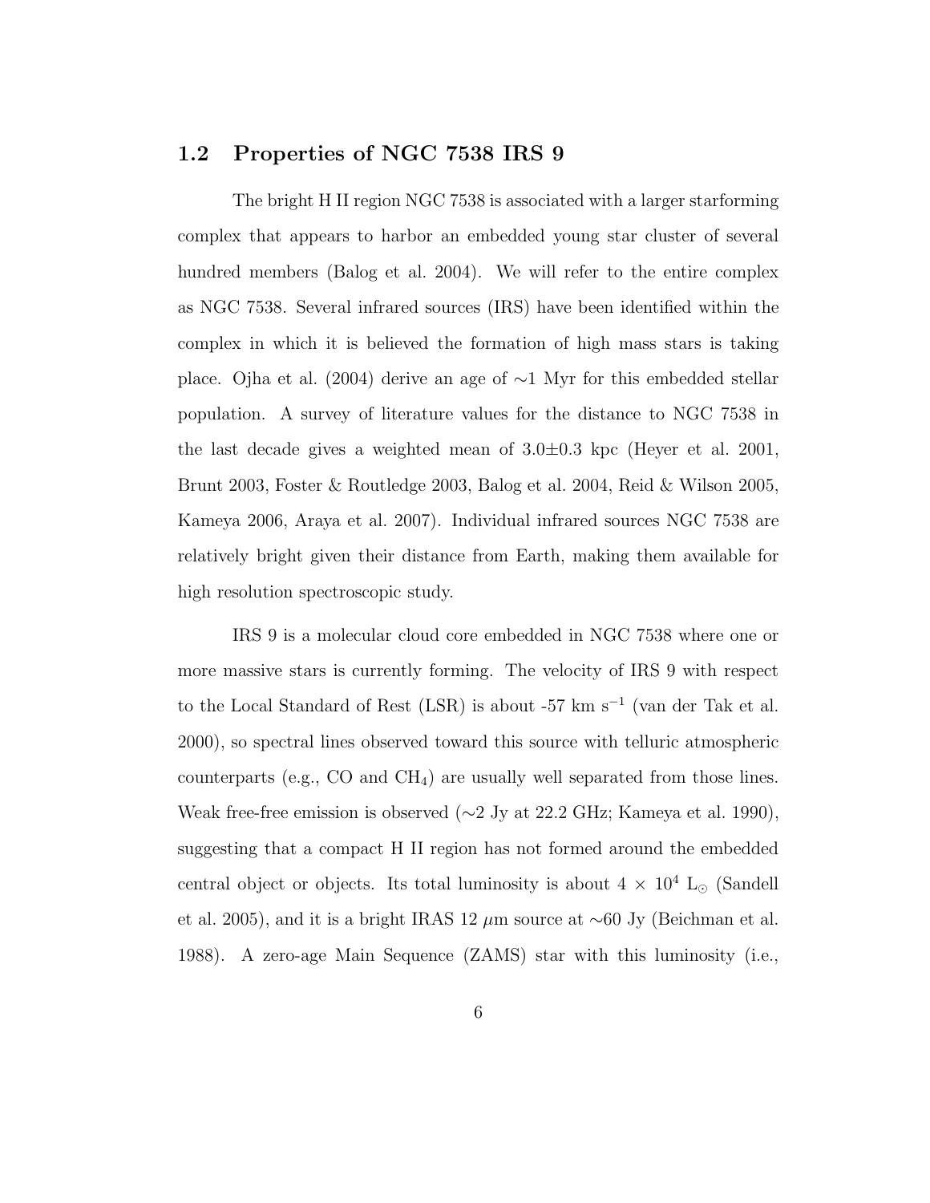## 1.2 Properties of NGC 7538 IRS 9

The bright H II region NGC 7538 is associated with a larger starforming complex that appears to harbor an embedded young star cluster of several hundred members (Balog et al. 2004). We will refer to the entire complex as NGC 7538. Several infrared sources (IRS) have been identified within the complex in which it is believed the formation of high mass stars is taking place. Ojha et al. (2004) derive an age of $\sim$1 Myr for this embedded stellar population. A survey of literature values for the distance to NGC 7538 in the last decade gives a weighted mean of $3.0\pm0.3$ kpc (Heyer et al. 2001, Brunt 2003, Foster & Routledge 2003, Balog et al. 2004, Reid & Wilson 2005, Kameya 2006, Araya et al. 2007). Individual infrared sources NGC 7538 are relatively bright given their distance from Earth, making them available for high resolution spectroscopic study.

IRS 9 is a molecular cloud core embedded in NGC 7538 where one or more massive stars is currently forming. The velocity of IRS 9 with respect to the Local Standard of Rest (LSR) is about -57 km s$^{-1}$ (van der Tak et al. 2000), so spectral lines observed toward this source with telluric atmospheric counterparts (e.g., CO and $CH_4$) are usually well separated from those lines. Weak free-free emission is observed ($\sim$2 Jy at 22.2 GHz; Kameya et al. 1990), suggesting that a compact H II region has not formed around the embedded central object or objects. Its total luminosity is about $4 \times 10^4$ $L_\odot$ (Sandell et al. 2005), and it is a bright IRAS 12 $\mu$m source at $\sim$60 Jy (Beichman et al. 1988). A zero-age Main Sequence (ZAMS) star with this luminosity (i.e.,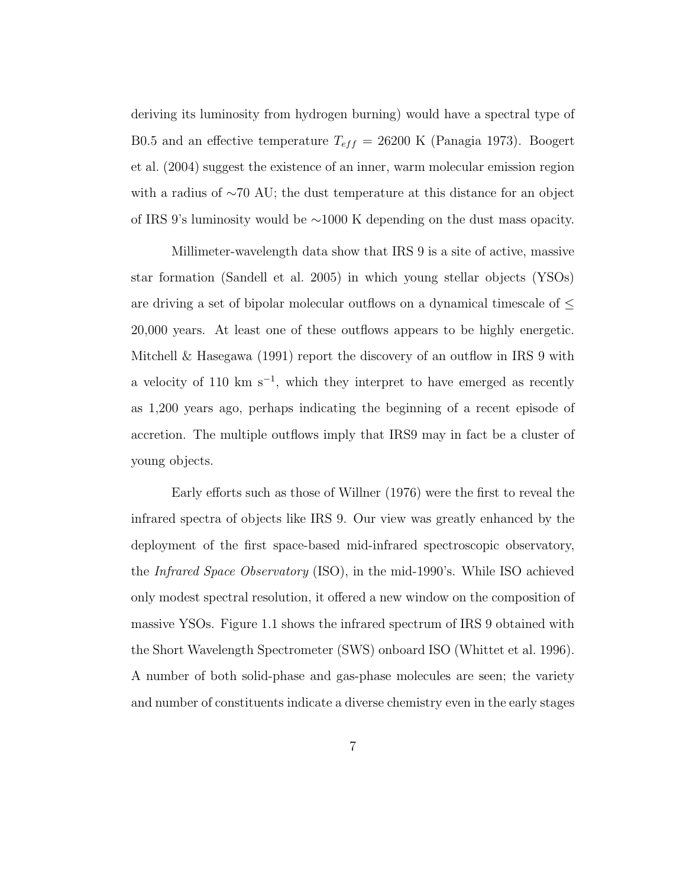deriving its luminosity from hydrogen burning) would have a spectral type of B0.5 and an effective temperature $T_{eff}$ = 26200 K (Panagia 1973). Boogert et al. (2004) suggest the existence of an inner, warm molecular emission region with a radius of ∼70 AU; the dust temperature at this distance for an object of IRS 9's luminosity would be ∼1000 K depending on the dust mass opacity.

Millimeter-wavelength data show that IRS 9 is a site of active, massive star formation (Sandell et al. 2005) in which young stellar objects (YSOs) are driving a set of bipolar molecular outflows on a dynamical timescale of ≤ 20,000 years. At least one of these outflows appears to be highly energetic. Mitchell & Hasegawa (1991) report the discovery of an outflow in IRS 9 with a velocity of 110 km $s^{-1}$, which they interpret to have emerged as recently as 1,200 years ago, perhaps indicating the beginning of a recent episode of accretion. The multiple outflows imply that IRS9 may in fact be a cluster of young objects.

Early efforts such as those of Willner (1976) were the first to reveal the infrared spectra of objects like IRS 9. Our view was greatly enhanced by the deployment of the first space-based mid-infrared spectroscopic observatory, the *Infrared Space Observatory* (ISO), in the mid-1990's. While ISO achieved only modest spectral resolution, it offered a new window on the composition of massive YSOs. Figure 1.1 shows the infrared spectrum of IRS 9 obtained with the Short Wavelength Spectrometer (SWS) onboard ISO (Whittet et al. 1996). A number of both solid-phase and gas-phase molecules are seen; the variety and number of constituents indicate a diverse chemistry even in the early stages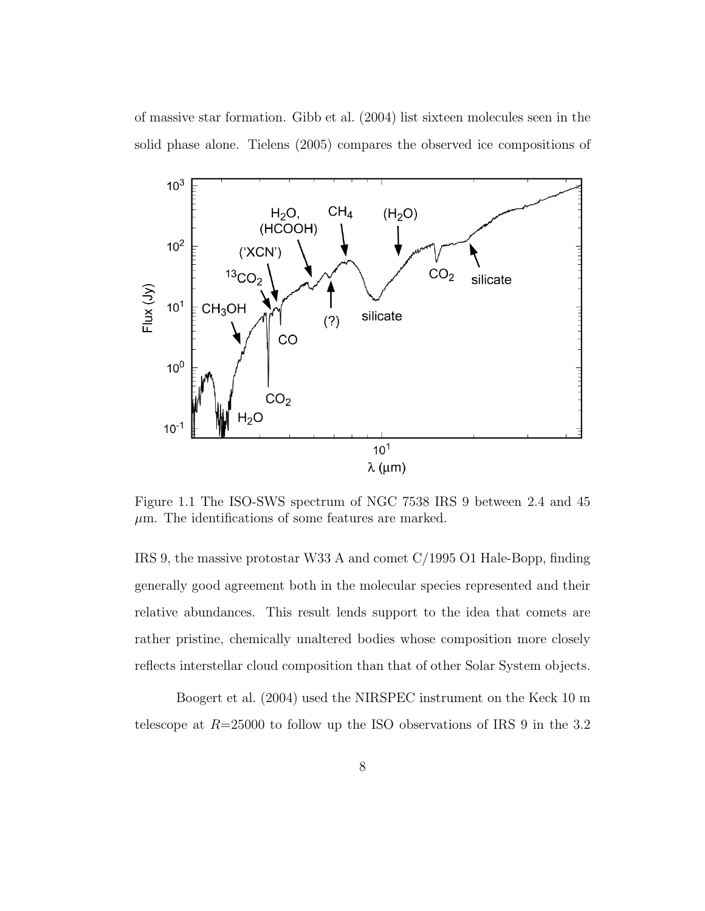of massive star formation. Gibb et al. (2004) list sixteen molecules seen in the solid phase alone. Tielens (2005) compares the observed ice compositions of

Figure 1.1 The ISO-SWS spectrum of NGC 7538 IRS 9 between 2.4 and 45 $\mu$m. The identifications of some features are marked.

IRS 9, the massive protostar W33 A and comet C/1995 O1 Hale-Bopp, finding generally good agreement both in the molecular species represented and their relative abundances. This result lends support to the idea that comets are rather pristine, chemically unaltered bodies whose composition more closely reflects interstellar cloud composition than that of other Solar System objects.

Boogert et al. (2004) used the NIRSPEC instrument on the Keck 10 m telescope at $R$=25000 to follow up the ISO observations of IRS 9 in the 3.2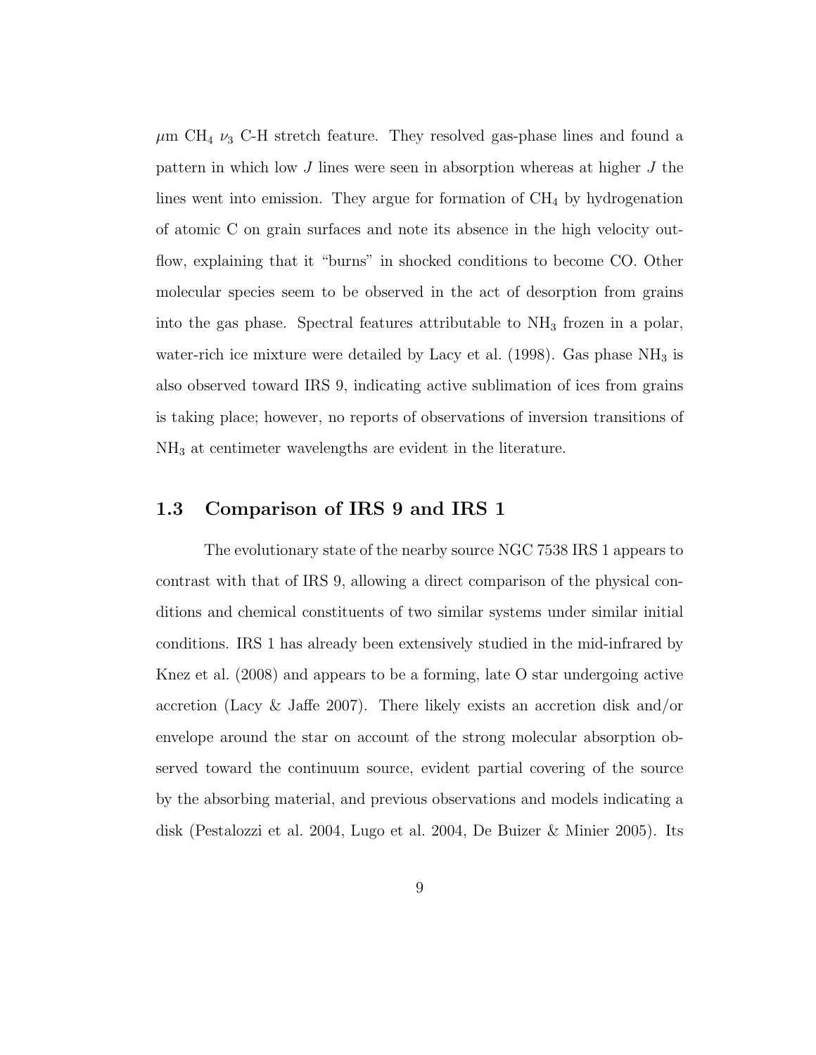$\mu$m $CH_4$ $\nu_3$ C-H stretch feature. They resolved gas-phase lines and found a pattern in which low $J$ lines were seen in absorption whereas at higher $J$ the lines went into emission. They argue for formation of $CH_4$ by hydrogenation of atomic C on grain surfaces and note its absence in the high velocity outflow, explaining that it "burns" in shocked conditions to become CO. Other molecular species seem to be observed in the act of desorption from grains into the gas phase. Spectral features attributable to $NH_3$ frozen in a polar, water-rich ice mixture were detailed by Lacy et al. (1998). Gas phase $NH_3$ is also observed toward IRS 9, indicating active sublimation of ices from grains is taking place; however, no reports of observations of inversion transitions of $NH_3$ at centimeter wavelengths are evident in the literature.

## 1.3 Comparison of IRS 9 and IRS 1

The evolutionary state of the nearby source NGC 7538 IRS 1 appears to contrast with that of IRS 9, allowing a direct comparison of the physical conditions and chemical constituents of two similar systems under similar initial conditions. IRS 1 has already been extensively studied in the mid-infrared by Knez et al. (2008) and appears to be a forming, late O star undergoing active accretion (Lacy & Jaffe 2007). There likely exists an accretion disk and/or envelope around the star on account of the strong molecular absorption observed toward the continuum source, evident partial covering of the source by the absorbing material, and previous observations and models indicating a disk (Pestalozzi et al. 2004, Lugo et al. 2004, De Buizer & Minier 2005). Its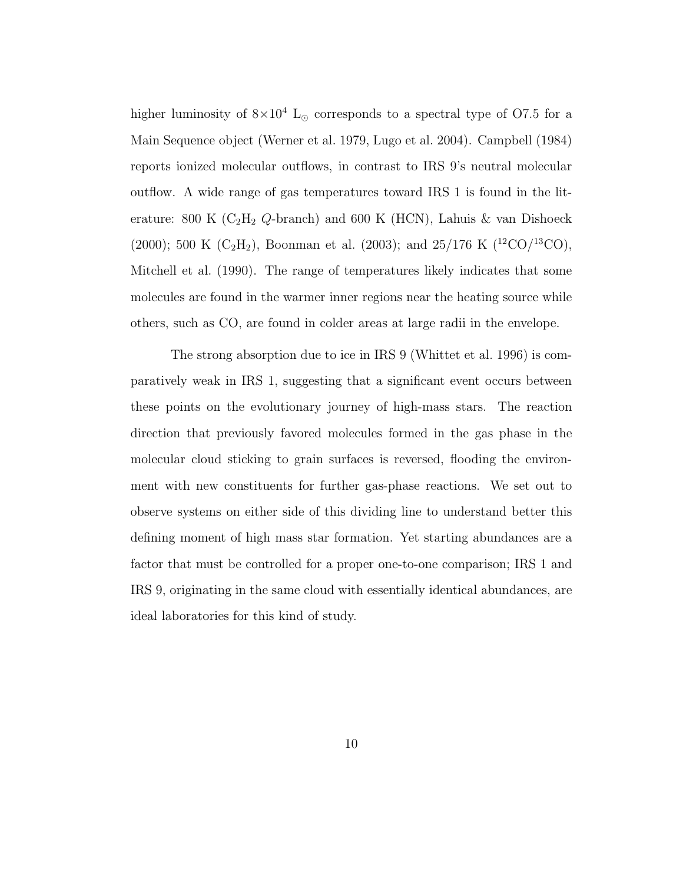higher luminosity of $8\times10^4$ $L_\odot$ corresponds to a spectral type of O7.5 for a Main Sequence object (Werner et al. 1979, Lugo et al. 2004). Campbell (1984) reports ionized molecular outflows, in contrast to IRS 9's neutral molecular outflow. A wide range of gas temperatures toward IRS 1 is found in the literature: 800 K ($C_2H_2$ *Q*-branch) and 600 K (HCN), Lahuis & van Dishoeck (2000); 500 K ($C_2H_2$), Boonman et al. (2003); and 25/176 K ($^{12}CO/^{13}CO$), Mitchell et al. (1990). The range of temperatures likely indicates that some molecules are found in the warmer inner regions near the heating source while others, such as CO, are found in colder areas at large radii in the envelope.

The strong absorption due to ice in IRS 9 (Whittet et al. 1996) is comparatively weak in IRS 1, suggesting that a significant event occurs between these points on the evolutionary journey of high-mass stars. The reaction direction that previously favored molecules formed in the gas phase in the molecular cloud sticking to grain surfaces is reversed, flooding the environment with new constituents for further gas-phase reactions. We set out to observe systems on either side of this dividing line to understand better this defining moment of high mass star formation. Yet starting abundances are a factor that must be controlled for a proper one-to-one comparison; IRS 1 and IRS 9, originating in the same cloud with essentially identical abundances, are ideal laboratories for this kind of study.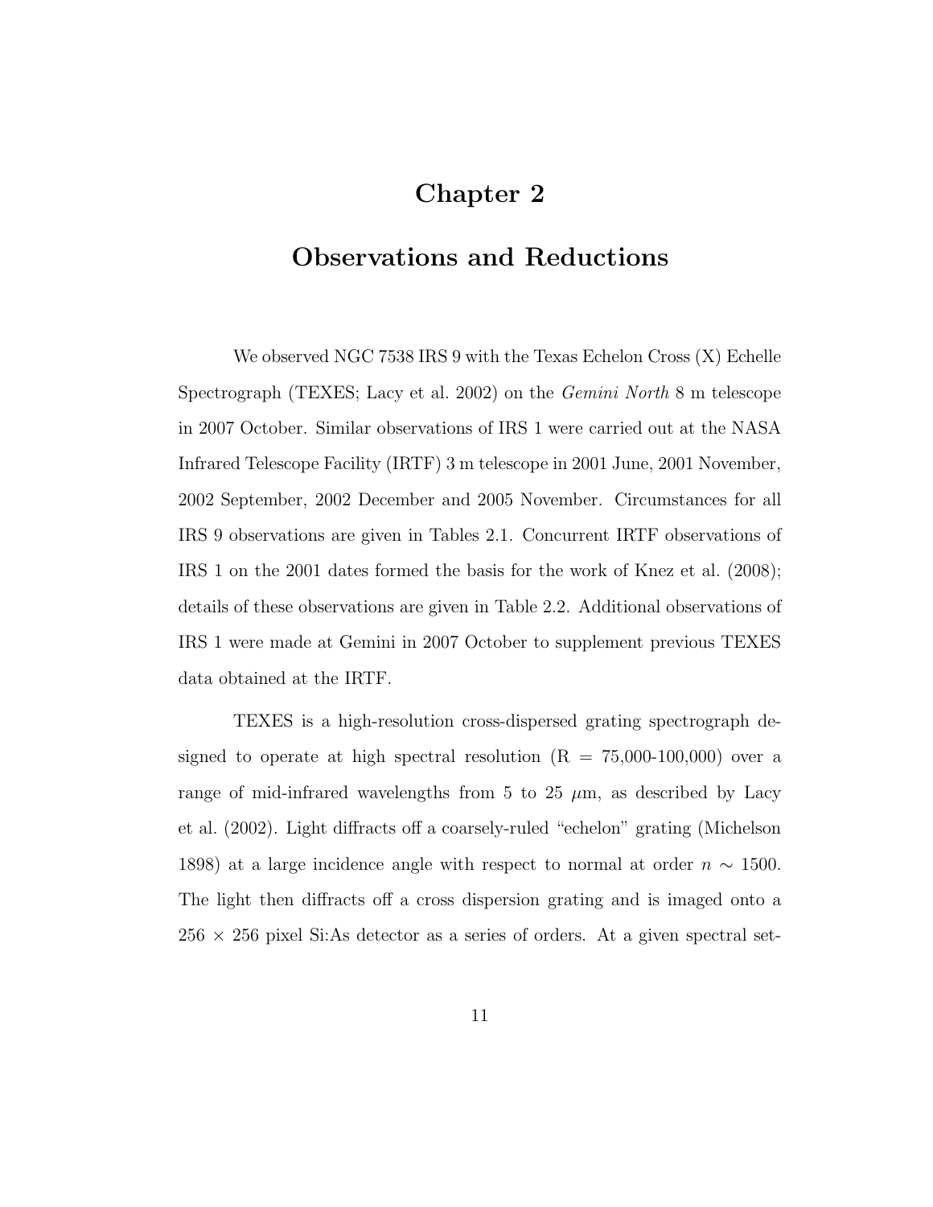# Chapter 2

# Observations and Reductions

We observed NGC 7538 IRS 9 with the Texas Echelon Cross (X) Echelle Spectrograph (TEXES; Lacy et al. 2002) on the *Gemini North* 8 m telescope in 2007 October. Similar observations of IRS 1 were carried out at the NASA Infrared Telescope Facility (IRTF) 3 m telescope in 2001 June, 2001 November, 2002 September, 2002 December and 2005 November. Circumstances for all IRS 9 observations are given in Tables 2.1. Concurrent IRTF observations of IRS 1 on the 2001 dates formed the basis for the work of Knez et al. (2008); details of these observations are given in Table 2.2. Additional observations of IRS 1 were made at Gemini in 2007 October to supplement previous TEXES data obtained at the IRTF.

TEXES is a high-resolution cross-dispersed grating spectrograph designed to operate at high spectral resolution (R = 75,000-100,000) over a range of mid-infrared wavelengths from 5 to 25 $\mu$m, as described by Lacy et al. (2002). Light diffracts off a coarsely-ruled "echelon" grating (Michelson 1898) at a large incidence angle with respect to normal at order $n \sim 1500$. The light then diffracts off a cross dispersion grating and is imaged onto a $256 \times 256$ pixel Si:As detector as a series of orders. At a given spectral set-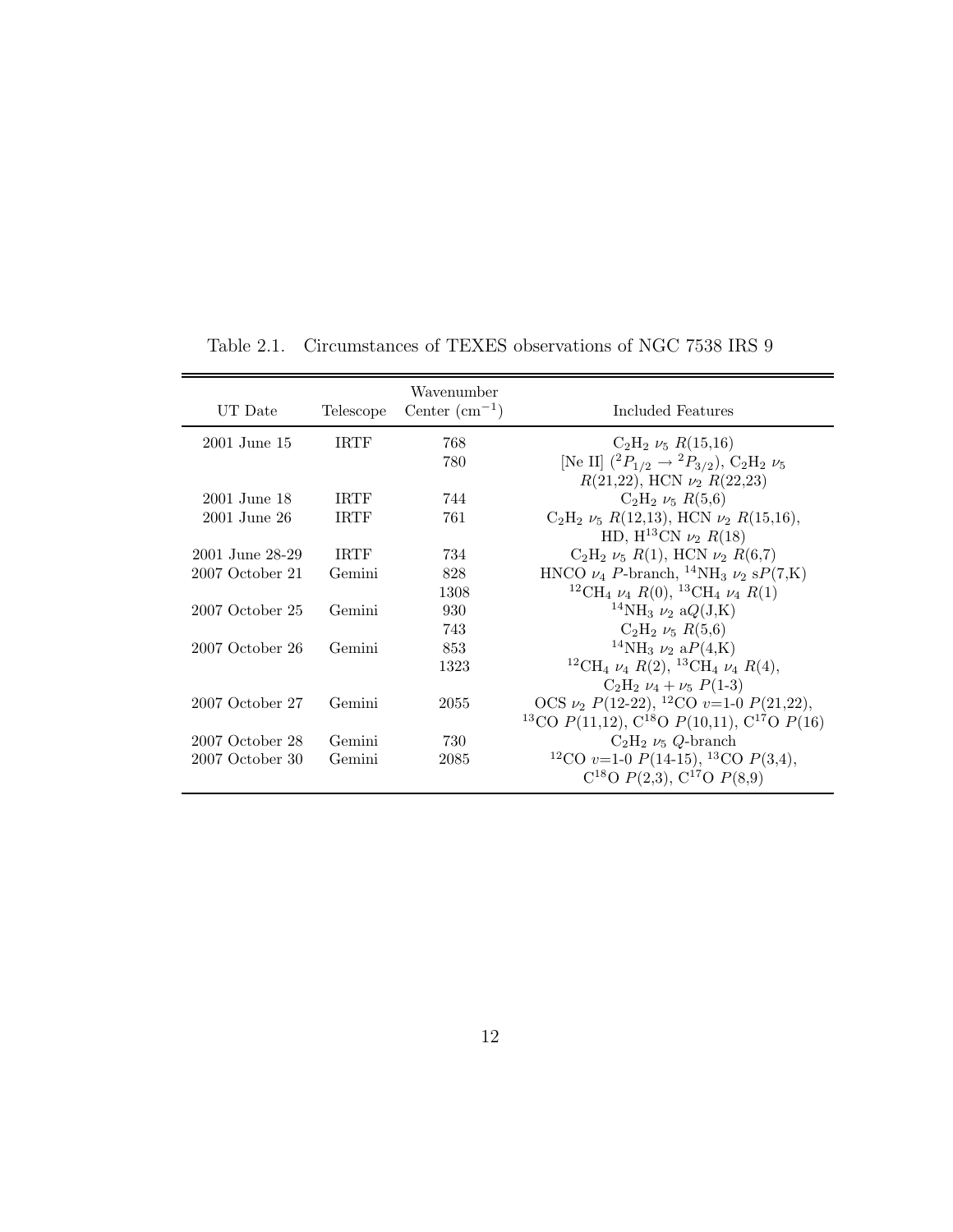Table 2.1. Circumstances of TEXES observations of NGC 7538 IRS 9

| UT Date | Telescope | Wavenumber Center ($cm^{-1}$) | Included Features |
|---|---|---|---|
| 2001 June 15 | IRTF | 768 | $C_2H_2$ $\nu_5$ $R(15,16)$ |
| | | 780 | [Ne II] ($^2P_{1/2} \rightarrow {}^2P_{3/2}$), $C_2H_2$ $\nu_5$ $R(21,22)$, HCN $\nu_2$ $R(22,23)$ |
| 2001 June 18 | IRTF | 744 | $C_2H_2$ $\nu_5$ $R(5,6)$ |
| 2001 June 26 | IRTF | 761 | $C_2H_2$ $\nu_5$ $R(12,13)$, HCN $\nu_2$ $R(15,16)$, HD, $H^{13}CN$ $\nu_2$ $R(18)$ |
| 2001 June 28-29 | IRTF | 734 | $C_2H_2$ $\nu_5$ $R(1)$, HCN $\nu_2$ $R(6,7)$ |
| 2007 October 21 | Gemini | 828 | HNCO $\nu_4$ $P$-branch, $^{14}NH_3$ $\nu_2$ s$P$(7,K) |
| | | 1308 | $^{12}CH_4$ $\nu_4$ $R(0)$, $^{13}CH_4$ $\nu_4$ $R(1)$ |
| 2007 October 25 | Gemini | 930 | $^{14}NH_3$ $\nu_2$ a$Q$(J,K) |
| | | 743 | $C_2H_2$ $\nu_5$ $R(5,6)$ |
| 2007 October 26 | Gemini | 853 | $^{14}NH_3$ $\nu_2$ a$P$(4,K) |
| | | 1323 | $^{12}CH_4$ $\nu_4$ $R(2)$, $^{13}CH_4$ $\nu_4$ $R(4)$, $C_2H_2$ $\nu_4 + \nu_5$ $P(1\text{-}3)$ |
| 2007 October 27 | Gemini | 2055 | OCS $\nu_2$ $P(12\text{-}22)$, $^{12}CO$ $v$=1-0 $P(21,22)$, $^{13}CO$ $P(11,12)$, $C^{18}O$ $P(10,11)$, $C^{17}O$ $P(16)$ |
| 2007 October 28 | Gemini | 730 | $C_2H_2$ $\nu_5$ $Q$-branch |
| 2007 October 30 | Gemini | 2085 | $^{12}CO$ $v$=1-0 $P(14\text{-}15)$, $^{13}CO$ $P(3,4)$, $C^{18}O$ $P(2,3)$, $C^{17}O$ $P(8,9)$ |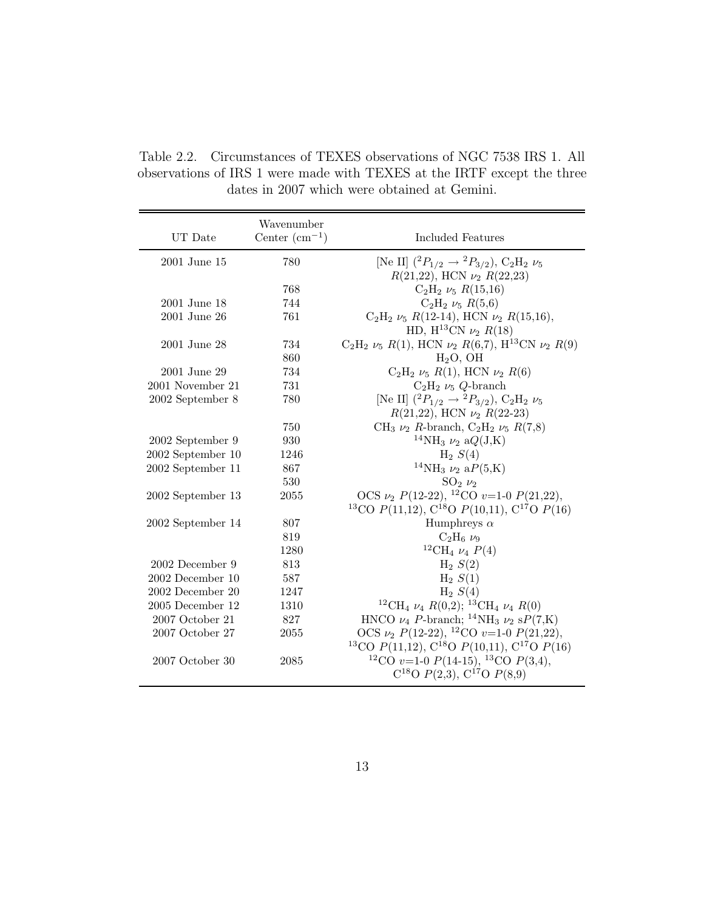Table 2.2. Circumstances of TEXES observations of NGC 7538 IRS 1. All observations of IRS 1 were made with TEXES at the IRTF except the three dates in 2007 which were obtained at Gemini.

| UT Date | Wavenumber Center ($cm^{-1}$) | Included Features |
|---|---|---|
| 2001 June 15 | 780 | [Ne II] ($^2P_{1/2} \rightarrow {}^2P_{3/2}$), $C_2H_2$ $\nu_5$ $R$(21,22), HCN $\nu_2$ $R$(22,23) |
| | 768 | $C_2H_2$ $\nu_5$ $R$(15,16) |
| 2001 June 18 | 744 | $C_2H_2$ $\nu_5$ $R$(5,6) |
| 2001 June 26 | 761 | $C_2H_2$ $\nu_5$ $R$(12-14), HCN $\nu_2$ $R$(15,16), HD, $H^{13}CN$ $\nu_2$ $R$(18) |
| 2001 June 28 | 734 | $C_2H_2$ $\nu_5$ $R$(1), HCN $\nu_2$ $R$(6,7), $H^{13}CN$ $\nu_2$ $R$(9) |
| | 860 | $H_2O$, OH |
| 2001 June 29 | 734 | $C_2H_2$ $\nu_5$ $R$(1), HCN $\nu_2$ $R$(6) |
| 2001 November 21 | 731 | $C_2H_2$ $\nu_5$ $Q$-branch |
| 2002 September 8 | 780 | [Ne II] ($^2P_{1/2} \rightarrow {}^2P_{3/2}$), $C_2H_2$ $\nu_5$ $R$(21,22), HCN $\nu_2$ $R$(22-23) |
| | 750 | $CH_3$ $\nu_2$ $R$-branch, $C_2H_2$ $\nu_5$ $R$(7,8) |
| 2002 September 9 | 930 | $^{14}NH_3$ $\nu_2$ a$Q$(J,K) |
| 2002 September 10 | 1246 | $H_2$ $S$(4) |
| 2002 September 11 | 867 | $^{14}NH_3$ $\nu_2$ a$P$(5,K) |
| | 530 | $SO_2$ $\nu_2$ |
| 2002 September 13 | 2055 | OCS $\nu_2$ $P$(12-22), $^{12}CO$ $v$=1-0 $P$(21,22), $^{13}CO$ $P$(11,12), $C^{18}O$ $P$(10,11), $C^{17}O$ $P$(16) |
| 2002 September 14 | 807 | Humphreys $\alpha$ |
| | 819 | $C_2H_6$ $\nu_9$ |
| | 1280 | $^{12}CH_4$ $\nu_4$ $P$(4) |
| 2002 December 9 | 813 | $H_2$ $S$(2) |
| 2002 December 10 | 587 | $H_2$ $S$(1) |
| 2002 December 20 | 1247 | $H_2$ $S$(4) |
| 2005 December 12 | 1310 | $^{12}CH_4$ $\nu_4$ $R$(0,2); $^{13}CH_4$ $\nu_4$ $R$(0) |
| 2007 October 21 | 827 | HNCO $\nu_4$ $P$-branch; $^{14}NH_3$ $\nu_2$ s$P$(7,K) |
| 2007 October 27 | 2055 | OCS $\nu_2$ $P$(12-22), $^{12}CO$ $v$=1-0 $P$(21,22), $^{13}CO$ $P$(11,12), $C^{18}O$ $P$(10,11), $C^{17}O$ $P$(16) |
| 2007 October 30 | 2085 | $^{12}CO$ $v$=1-0 $P$(14-15), $^{13}CO$ $P$(3,4), $C^{18}O$ $P$(2,3), $C^{17}O$ $P$(8,9) |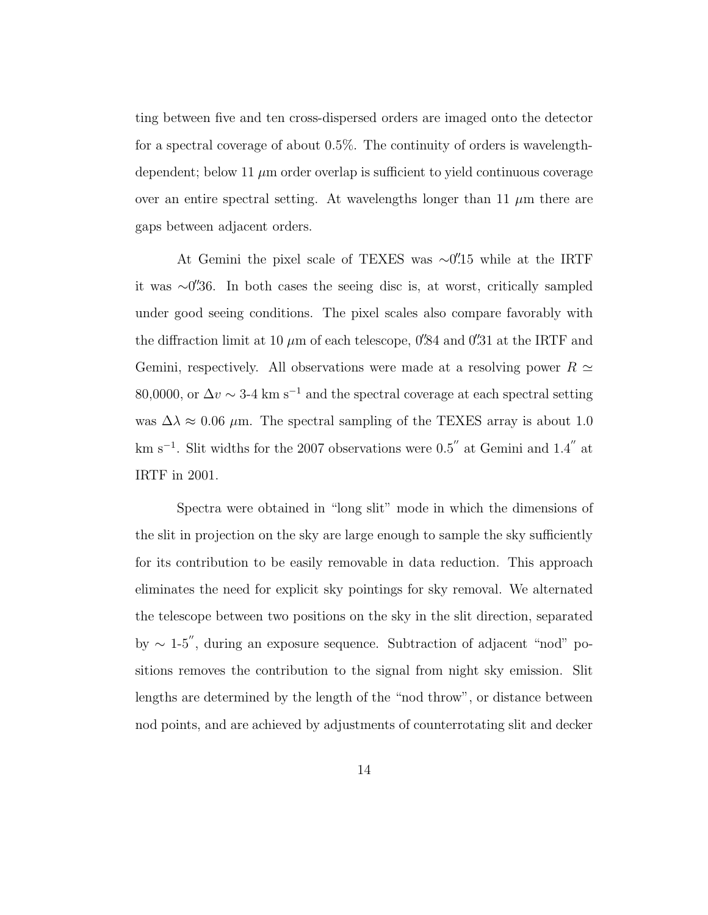ting between five and ten cross-dispersed orders are imaged onto the detector for a spectral coverage of about 0.5%. The continuity of orders is wavelength-dependent; below 11 $\mu$m order overlap is sufficient to yield continuous coverage over an entire spectral setting. At wavelengths longer than 11 $\mu$m there are gaps between adjacent orders.

At Gemini the pixel scale of TEXES was $\sim 0\overset{''}{.}15$ while at the IRTF it was $\sim 0\overset{''}{.}36$. In both cases the seeing disc is, at worst, critically sampled under good seeing conditions. The pixel scales also compare favorably with the diffraction limit at 10 $\mu$m of each telescope, $0\overset{''}{.}84$ and $0\overset{''}{.}31$ at the IRTF and Gemini, respectively. All observations were made at a resolving power $R \simeq$ 80,0000, or $\Delta v \sim$ 3-4 km s$^{-1}$ and the spectral coverage at each spectral setting was $\Delta\lambda \approx 0.06$ $\mu$m. The spectral sampling of the TEXES array is about 1.0 km s$^{-1}$. Slit widths for the 2007 observations were $0.5''$ at Gemini and $1.4''$ at IRTF in 2001.

Spectra were obtained in "long slit" mode in which the dimensions of the slit in projection on the sky are large enough to sample the sky sufficiently for its contribution to be easily removable in data reduction. This approach eliminates the need for explicit sky pointings for sky removal. We alternated the telescope between two positions on the sky in the slit direction, separated by $\sim$ 1-5$''$, during an exposure sequence. Subtraction of adjacent "nod" positions removes the contribution to the signal from night sky emission. Slit lengths are determined by the length of the "nod throw", or distance between nod points, and are achieved by adjustments of counterrotating slit and decker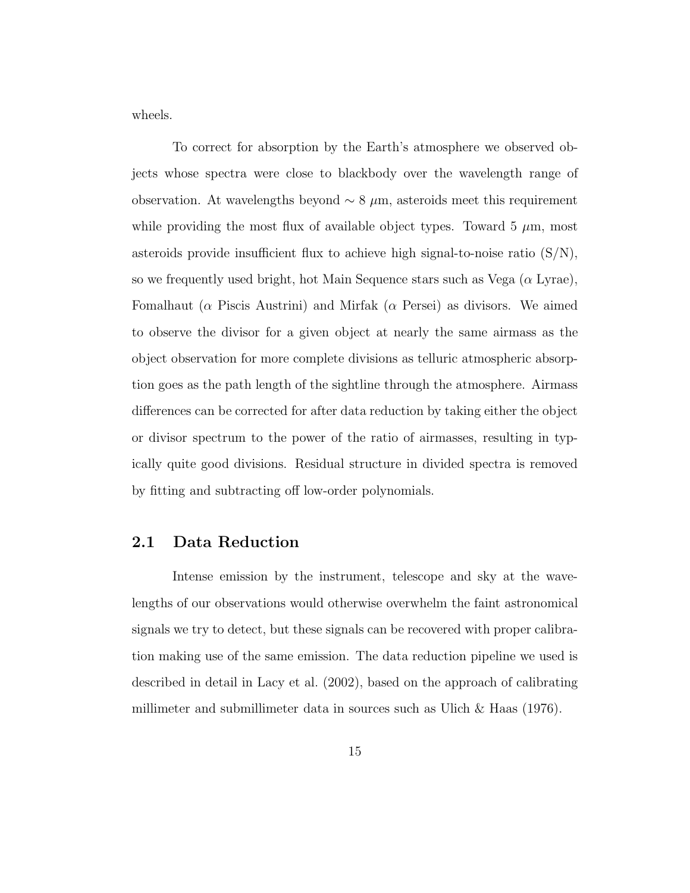wheels.

To correct for absorption by the Earth's atmosphere we observed objects whose spectra were close to blackbody over the wavelength range of observation. At wavelengths beyond $\sim 8$ $\mu$m, asteroids meet this requirement while providing the most flux of available object types. Toward 5 $\mu$m, most asteroids provide insufficient flux to achieve high signal-to-noise ratio (S/N), so we frequently used bright, hot Main Sequence stars such as Vega ($\alpha$ Lyrae), Fomalhaut ($\alpha$ Piscis Austrini) and Mirfak ($\alpha$ Persei) as divisors. We aimed to observe the divisor for a given object at nearly the same airmass as the object observation for more complete divisions as telluric atmospheric absorption goes as the path length of the sightline through the atmosphere. Airmass differences can be corrected for after data reduction by taking either the object or divisor spectrum to the power of the ratio of airmasses, resulting in typically quite good divisions. Residual structure in divided spectra is removed by fitting and subtracting off low-order polynomials.

## 2.1 Data Reduction

Intense emission by the instrument, telescope and sky at the wavelengths of our observations would otherwise overwhelm the faint astronomical signals we try to detect, but these signals can be recovered with proper calibration making use of the same emission. The data reduction pipeline we used is described in detail in Lacy et al. (2002), based on the approach of calibrating millimeter and submillimeter data in sources such as Ulich & Haas (1976).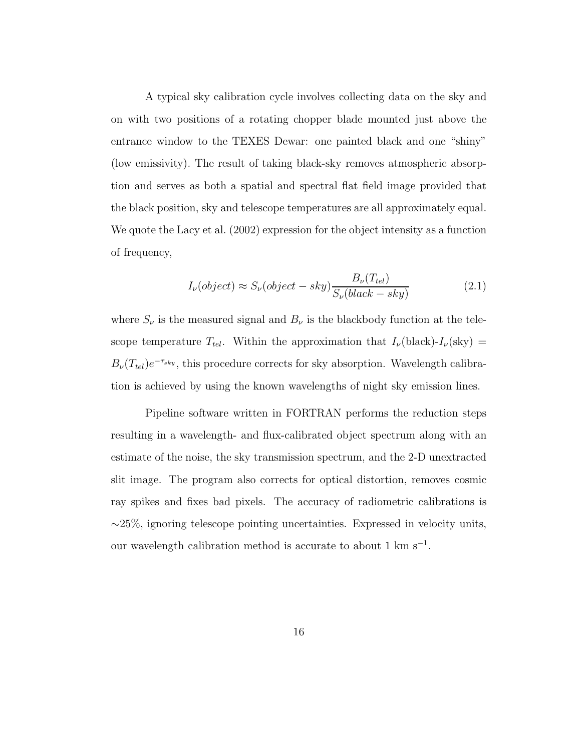A typical sky calibration cycle involves collecting data on the sky and on with two positions of a rotating chopper blade mounted just above the entrance window to the TEXES Dewar: one painted black and one "shiny" (low emissivity). The result of taking black-sky removes atmospheric absorption and serves as both a spatial and spectral flat field image provided that the black position, sky and telescope temperatures are all approximately equal. We quote the Lacy et al. (2002) expression for the object intensity as a function of frequency,

$$I_\nu(object) \approx S_\nu(object - sky) \frac{B_\nu(T_{tel})}{S_\nu(black - sky)} \tag{2.1}$$

where $S_\nu$ is the measured signal and $B_\nu$ is the blackbody function at the telescope temperature $T_{tel}$. Within the approximation that $I_\nu$(black)-$I_\nu$(sky) = $B_\nu(T_{tel})e^{-\tau_{sky}}$, this procedure corrects for sky absorption. Wavelength calibration is achieved by using the known wavelengths of night sky emission lines.

Pipeline software written in FORTRAN performs the reduction steps resulting in a wavelength- and flux-calibrated object spectrum along with an estimate of the noise, the sky transmission spectrum, and the 2-D unextracted slit image. The program also corrects for optical distortion, removes cosmic ray spikes and fixes bad pixels. The accuracy of radiometric calibrations is $\sim$25%, ignoring telescope pointing uncertainties. Expressed in velocity units, our wavelength calibration method is accurate to about 1 km s$^{-1}$.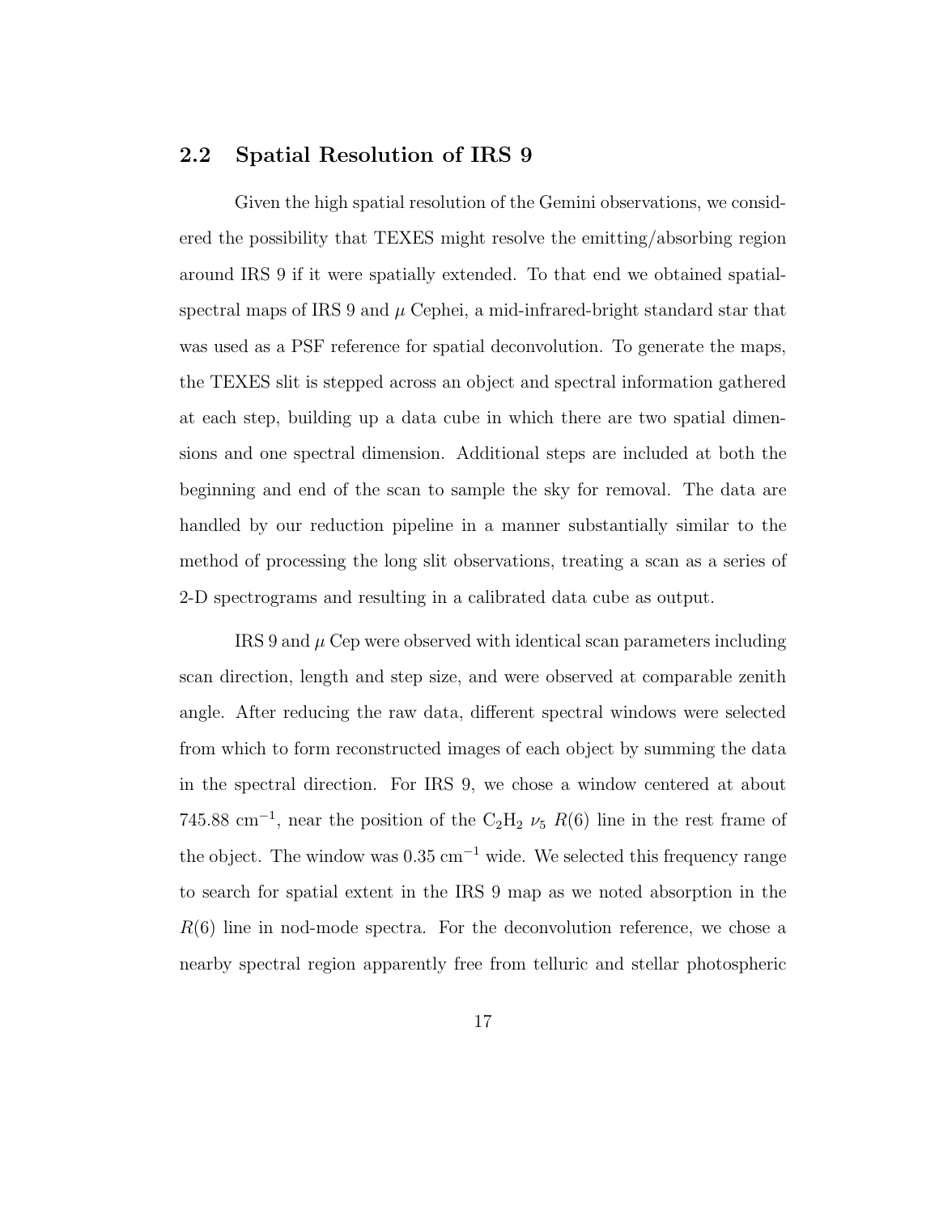## 2.2 Spatial Resolution of IRS 9

Given the high spatial resolution of the Gemini observations, we considered the possibility that TEXES might resolve the emitting/absorbing region around IRS 9 if it were spatially extended. To that end we obtained spatial-spectral maps of IRS 9 and $\mu$ Cephei, a mid-infrared-bright standard star that was used as a PSF reference for spatial deconvolution. To generate the maps, the TEXES slit is stepped across an object and spectral information gathered at each step, building up a data cube in which there are two spatial dimensions and one spectral dimension. Additional steps are included at both the beginning and end of the scan to sample the sky for removal. The data are handled by our reduction pipeline in a manner substantially similar to the method of processing the long slit observations, treating a scan as a series of 2-D spectrograms and resulting in a calibrated data cube as output.

IRS 9 and $\mu$ Cep were observed with identical scan parameters including scan direction, length and step size, and were observed at comparable zenith angle. After reducing the raw data, different spectral windows were selected from which to form reconstructed images of each object by summing the data in the spectral direction. For IRS 9, we chose a window centered at about 745.88 cm$^{-1}$, near the position of the $C_2H_2$ $\nu_5$ $R(6)$ line in the rest frame of the object. The window was 0.35 cm$^{-1}$ wide. We selected this frequency range to search for spatial extent in the IRS 9 map as we noted absorption in the $R(6)$ line in nod-mode spectra. For the deconvolution reference, we chose a nearby spectral region apparently free from telluric and stellar photospheric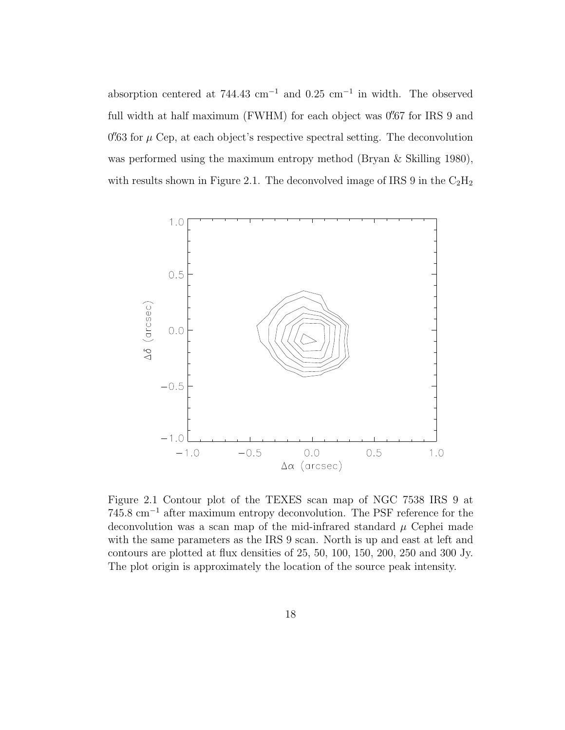absorption centered at 744.43 $cm^{-1}$ and 0.25 $cm^{-1}$ in width. The observed full width at half maximum (FWHM) for each object was 0.″67 for IRS 9 and 0.″63 for $\mu$ Cep, at each object's respective spectral setting. The deconvolution was performed using the maximum entropy method (Bryan & Skilling 1980), with results shown in Figure 2.1. The deconvolved image of IRS 9 in the $C_2H_2$

Figure 2.1 Contour plot of the TEXES scan map of NGC 7538 IRS 9 at 745.8 $cm^{-1}$ after maximum entropy deconvolution. The PSF reference for the deconvolution was a scan map of the mid-infrared standard $\mu$ Cephei made with the same parameters as the IRS 9 scan. North is up and east at left and contours are plotted at flux densities of 25, 50, 100, 150, 200, 250 and 300 Jy. The plot origin is approximately the location of the source peak intensity.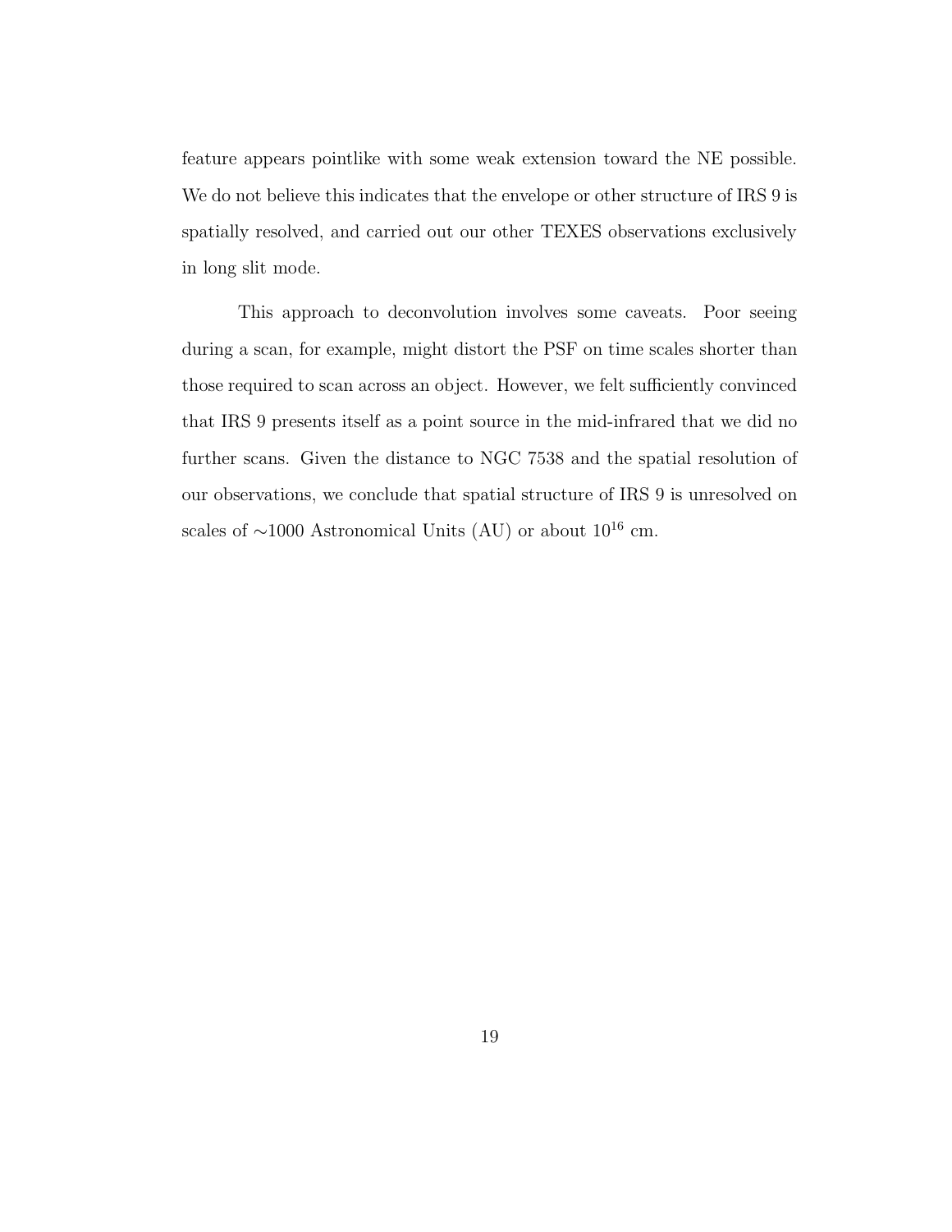feature appears pointlike with some weak extension toward the NE possible. We do not believe this indicates that the envelope or other structure of IRS 9 is spatially resolved, and carried out our other TEXES observations exclusively in long slit mode.

This approach to deconvolution involves some caveats. Poor seeing during a scan, for example, might distort the PSF on time scales shorter than those required to scan across an object. However, we felt sufficiently convinced that IRS 9 presents itself as a point source in the mid-infrared that we did no further scans. Given the distance to NGC 7538 and the spatial resolution of our observations, we conclude that spatial structure of IRS 9 is unresolved on scales of $\sim$1000 Astronomical Units (AU) or about $10^{16}$ cm.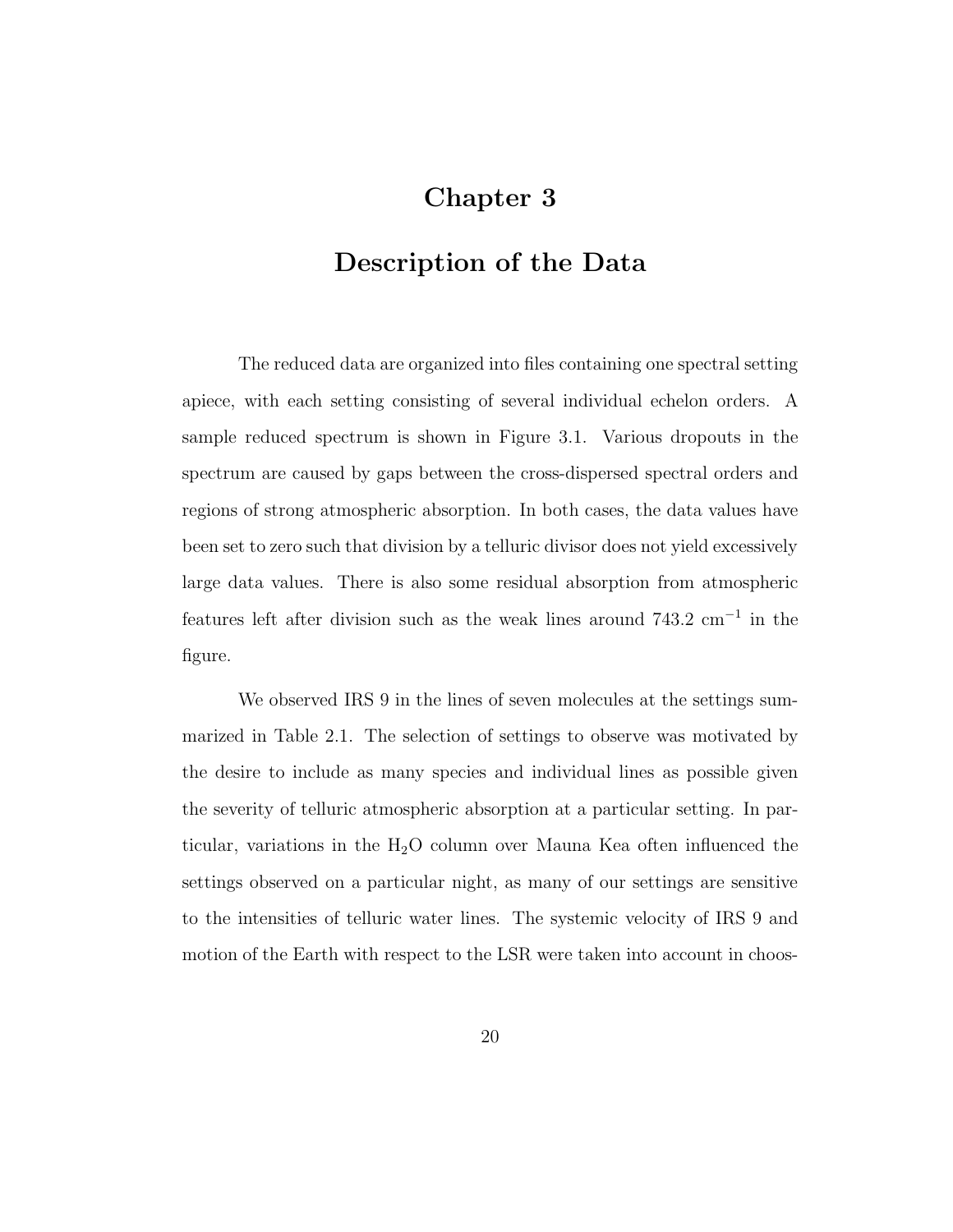# Chapter 3

# Description of the Data

The reduced data are organized into files containing one spectral setting apiece, with each setting consisting of several individual echelon orders. A sample reduced spectrum is shown in Figure 3.1. Various dropouts in the spectrum are caused by gaps between the cross-dispersed spectral orders and regions of strong atmospheric absorption. In both cases, the data values have been set to zero such that division by a telluric divisor does not yield excessively large data values. There is also some residual absorption from atmospheric features left after division such as the weak lines around 743.2 cm$^{-1}$ in the figure.

We observed IRS 9 in the lines of seven molecules at the settings summarized in Table 2.1. The selection of settings to observe was motivated by the desire to include as many species and individual lines as possible given the severity of telluric atmospheric absorption at a particular setting. In particular, variations in the $H_2O$ column over Mauna Kea often influenced the settings observed on a particular night, as many of our settings are sensitive to the intensities of telluric water lines. The systemic velocity of IRS 9 and motion of the Earth with respect to the LSR were taken into account in choos-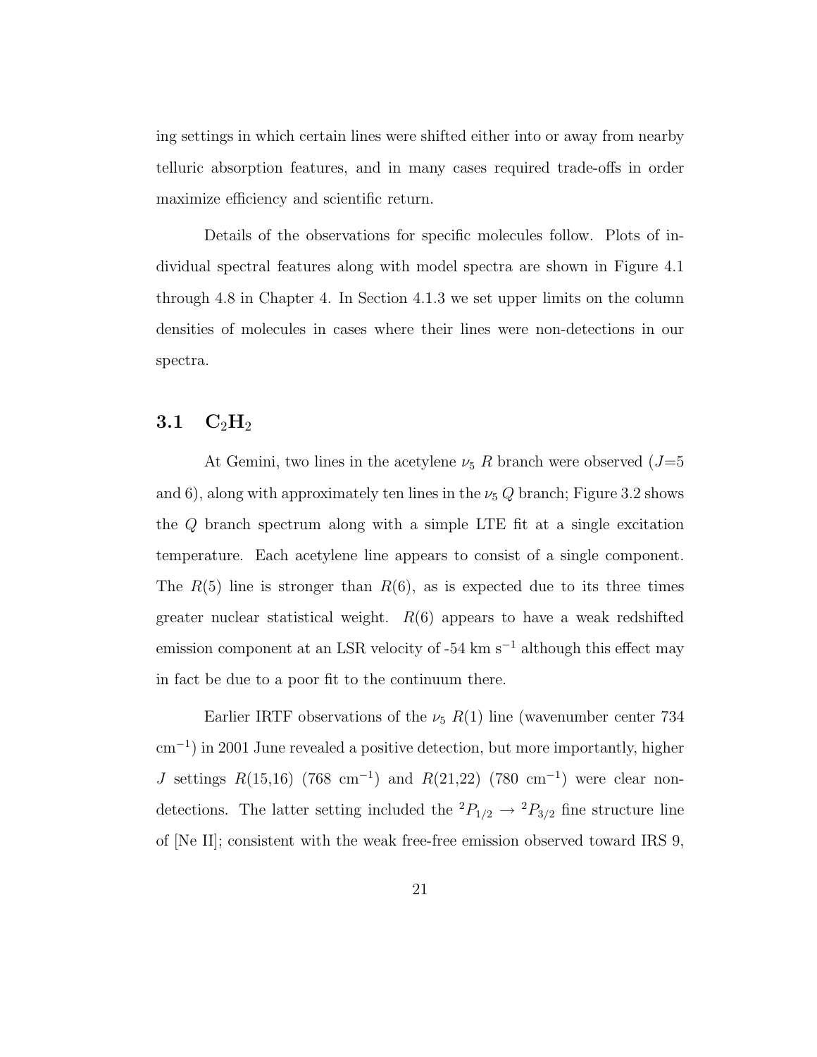ing settings in which certain lines were shifted either into or away from nearby telluric absorption features, and in many cases required trade-offs in order maximize efficiency and scientific return.

Details of the observations for specific molecules follow. Plots of individual spectral features along with model spectra are shown in Figure 4.1 through 4.8 in Chapter 4. In Section 4.1.3 we set upper limits on the column densities of molecules in cases where their lines were non-detections in our spectra.

## 3.1 $C_2H_2$

At Gemini, two lines in the acetylene $\nu_5$ $R$ branch were observed ($J$=5 and 6), along with approximately ten lines in the $\nu_5$ $Q$ branch; Figure 3.2 shows the $Q$ branch spectrum along with a simple LTE fit at a single excitation temperature. Each acetylene line appears to consist of a single component. The $R(5)$ line is stronger than $R(6)$, as is expected due to its three times greater nuclear statistical weight. $R(6)$ appears to have a weak redshifted emission component at an LSR velocity of -54 km s$^{-1}$ although this effect may in fact be due to a poor fit to the continuum there.

Earlier IRTF observations of the $\nu_5$ $R(1)$ line (wavenumber center 734 cm$^{-1}$) in 2001 June revealed a positive detection, but more importantly, higher $J$ settings $R(15,16)$ (768 cm$^{-1}$) and $R(21,22)$ (780 cm$^{-1}$) were clear non-detections. The latter setting included the $^2P_{1/2} \rightarrow {}^2P_{3/2}$ fine structure line of [Ne II]; consistent with the weak free-free emission observed toward IRS 9,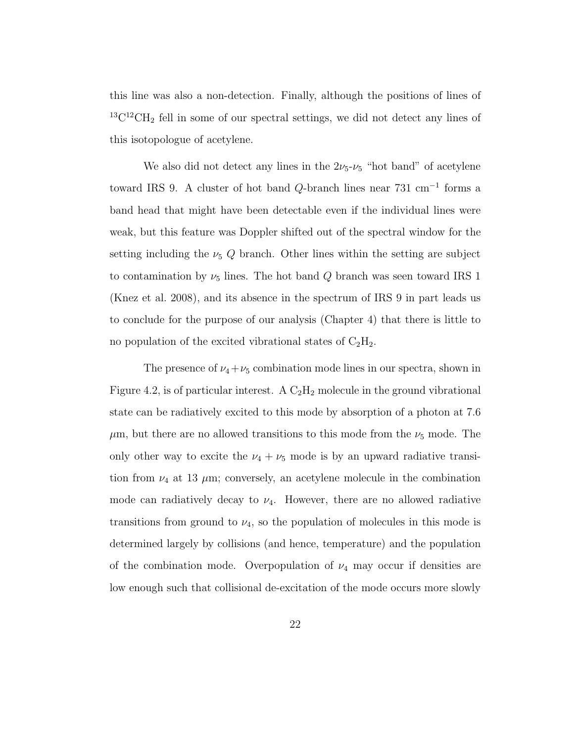this line was also a non-detection. Finally, although the positions of lines of $^{13}C^{12}CH_2$ fell in some of our spectral settings, we did not detect any lines of this isotopologue of acetylene.

We also did not detect any lines in the $2\nu_5$-$\nu_5$ "hot band" of acetylene toward IRS 9. A cluster of hot band $Q$-branch lines near 731 cm$^{-1}$ forms a band head that might have been detectable even if the individual lines were weak, but this feature was Doppler shifted out of the spectral window for the setting including the $\nu_5$ $Q$ branch. Other lines within the setting are subject to contamination by $\nu_5$ lines. The hot band $Q$ branch was seen toward IRS 1 (Knez et al. 2008), and its absence in the spectrum of IRS 9 in part leads us to conclude for the purpose of our analysis (Chapter 4) that there is little to no population of the excited vibrational states of $C_2H_2$.

The presence of $\nu_4+\nu_5$ combination mode lines in our spectra, shown in Figure 4.2, is of particular interest. A $C_2H_2$ molecule in the ground vibrational state can be radiatively excited to this mode by absorption of a photon at 7.6 $\mu$m, but there are no allowed transitions to this mode from the $\nu_5$ mode. The only other way to excite the $\nu_4 + \nu_5$ mode is by an upward radiative transition from $\nu_4$ at 13 $\mu$m; conversely, an acetylene molecule in the combination mode can radiatively decay to $\nu_4$. However, there are no allowed radiative transitions from ground to $\nu_4$, so the population of molecules in this mode is determined largely by collisions (and hence, temperature) and the population of the combination mode. Overpopulation of $\nu_4$ may occur if densities are low enough such that collisional de-excitation of the mode occurs more slowly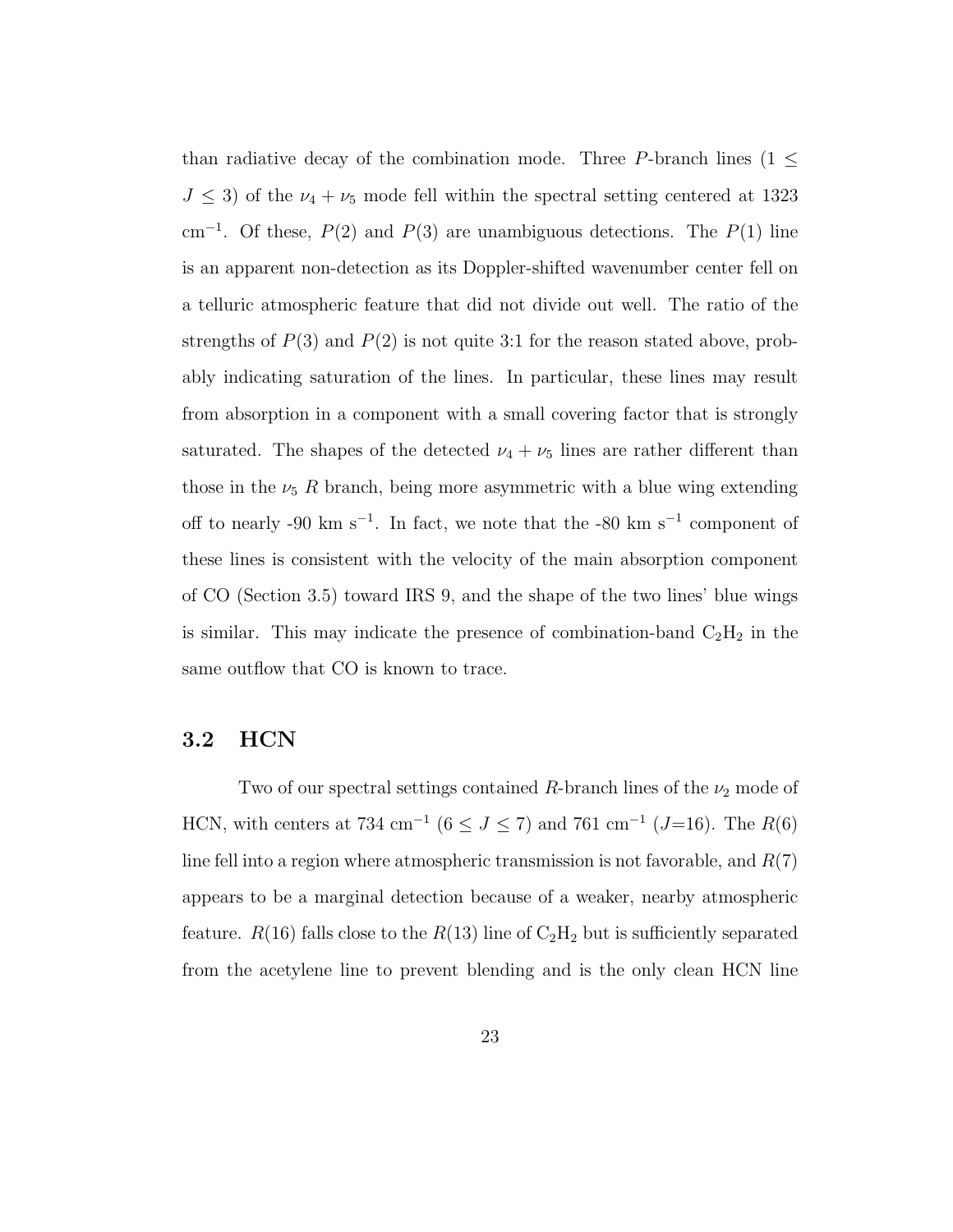than radiative decay of the combination mode. Three $P$-branch lines ($1 \leq J \leq 3$) of the $\nu_4 + \nu_5$ mode fell within the spectral setting centered at 1323 cm$^{-1}$. Of these, $P(2)$ and $P(3)$ are unambiguous detections. The $P(1)$ line is an apparent non-detection as its Doppler-shifted wavenumber center fell on a telluric atmospheric feature that did not divide out well. The ratio of the strengths of $P(3)$ and $P(2)$ is not quite 3:1 for the reason stated above, probably indicating saturation of the lines. In particular, these lines may result from absorption in a component with a small covering factor that is strongly saturated. The shapes of the detected $\nu_4 + \nu_5$ lines are rather different than those in the $\nu_5$ $R$ branch, being more asymmetric with a blue wing extending off to nearly -90 km s$^{-1}$. In fact, we note that the -80 km s$^{-1}$ component of these lines is consistent with the velocity of the main absorption component of CO (Section 3.5) toward IRS 9, and the shape of the two lines' blue wings is similar. This may indicate the presence of combination-band $C_2H_2$ in the same outflow that CO is known to trace.

## 3.2 HCN

Two of our spectral settings contained $R$-branch lines of the $\nu_2$ mode of HCN, with centers at 734 cm$^{-1}$ ($6 \leq J \leq 7$) and 761 cm$^{-1}$ ($J$=16). The $R(6)$ line fell into a region where atmospheric transmission is not favorable, and $R(7)$ appears to be a marginal detection because of a weaker, nearby atmospheric feature. $R(16)$ falls close to the $R(13)$ line of $C_2H_2$ but is sufficiently separated from the acetylene line to prevent blending and is the only clean HCN line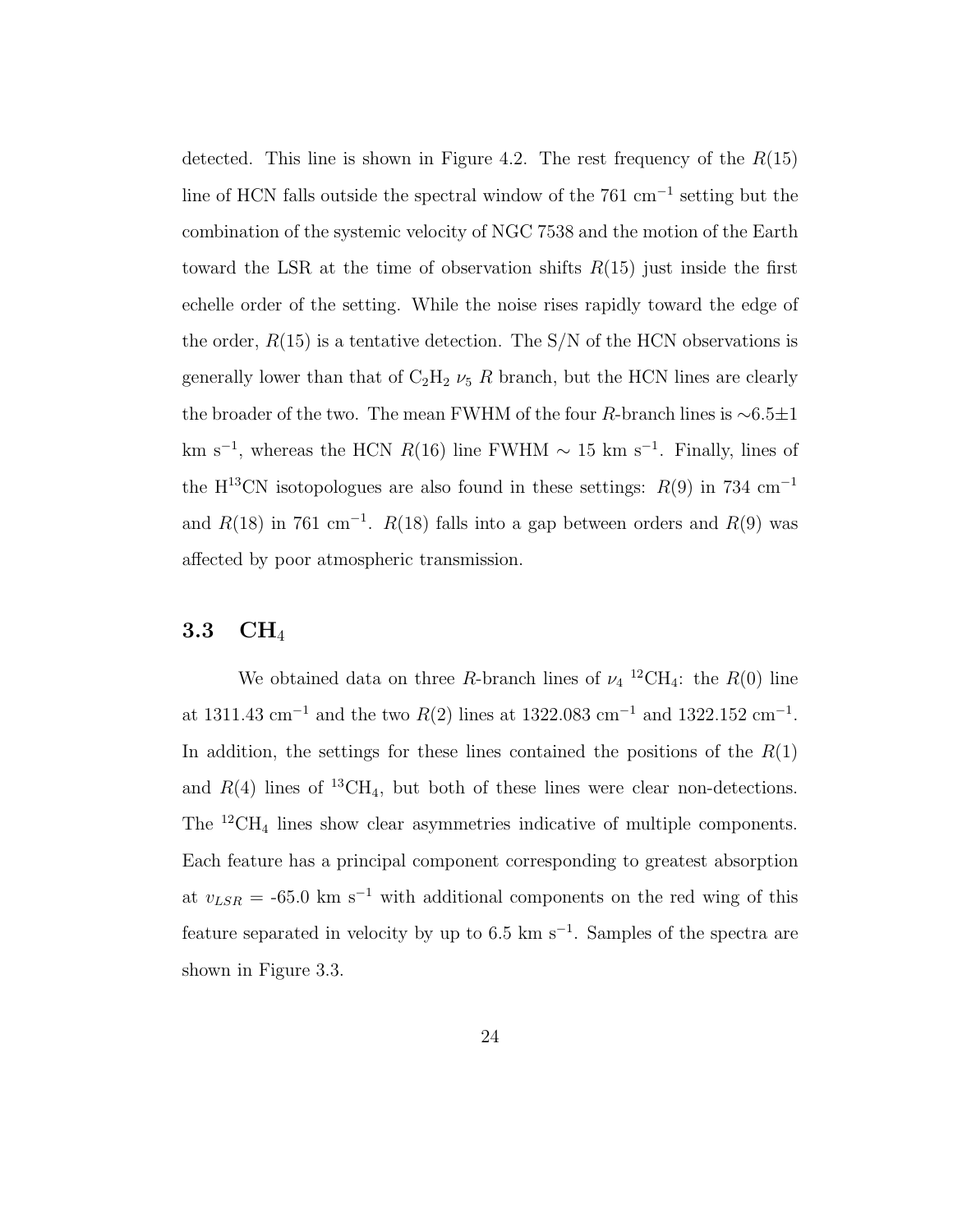detected. This line is shown in Figure 4.2. The rest frequency of the $R(15)$ line of HCN falls outside the spectral window of the 761 cm$^{-1}$ setting but the combination of the systemic velocity of NGC 7538 and the motion of the Earth toward the LSR at the time of observation shifts $R(15)$ just inside the first echelle order of the setting. While the noise rises rapidly toward the edge of the order, $R(15)$ is a tentative detection. The S/N of the HCN observations is generally lower than that of $C_2H_2$ $\nu_5$ $R$ branch, but the HCN lines are clearly the broader of the two. The mean FWHM of the four $R$-branch lines is $\sim$6.5$\pm$1 km s$^{-1}$, whereas the HCN $R(16)$ line FWHM $\sim$ 15 km s$^{-1}$. Finally, lines of the H$^{13}$CN isotopologues are also found in these settings: $R(9)$ in 734 cm$^{-1}$ and $R(18)$ in 761 cm$^{-1}$. $R(18)$ falls into a gap between orders and $R(9)$ was affected by poor atmospheric transmission.

## 3.3 $CH_4$

We obtained data on three $R$-branch lines of $\nu_4$ $^{12}CH_4$: the $R(0)$ line at 1311.43 cm$^{-1}$ and the two $R(2)$ lines at 1322.083 cm$^{-1}$ and 1322.152 cm$^{-1}$. In addition, the settings for these lines contained the positions of the $R(1)$ and $R(4)$ lines of $^{13}CH_4$, but both of these lines were clear non-detections. The $^{12}CH_4$ lines show clear asymmetries indicative of multiple components. Each feature has a principal component corresponding to greatest absorption at $v_{LSR}$ = -65.0 km s$^{-1}$ with additional components on the red wing of this feature separated in velocity by up to 6.5 km s$^{-1}$. Samples of the spectra are shown in Figure 3.3.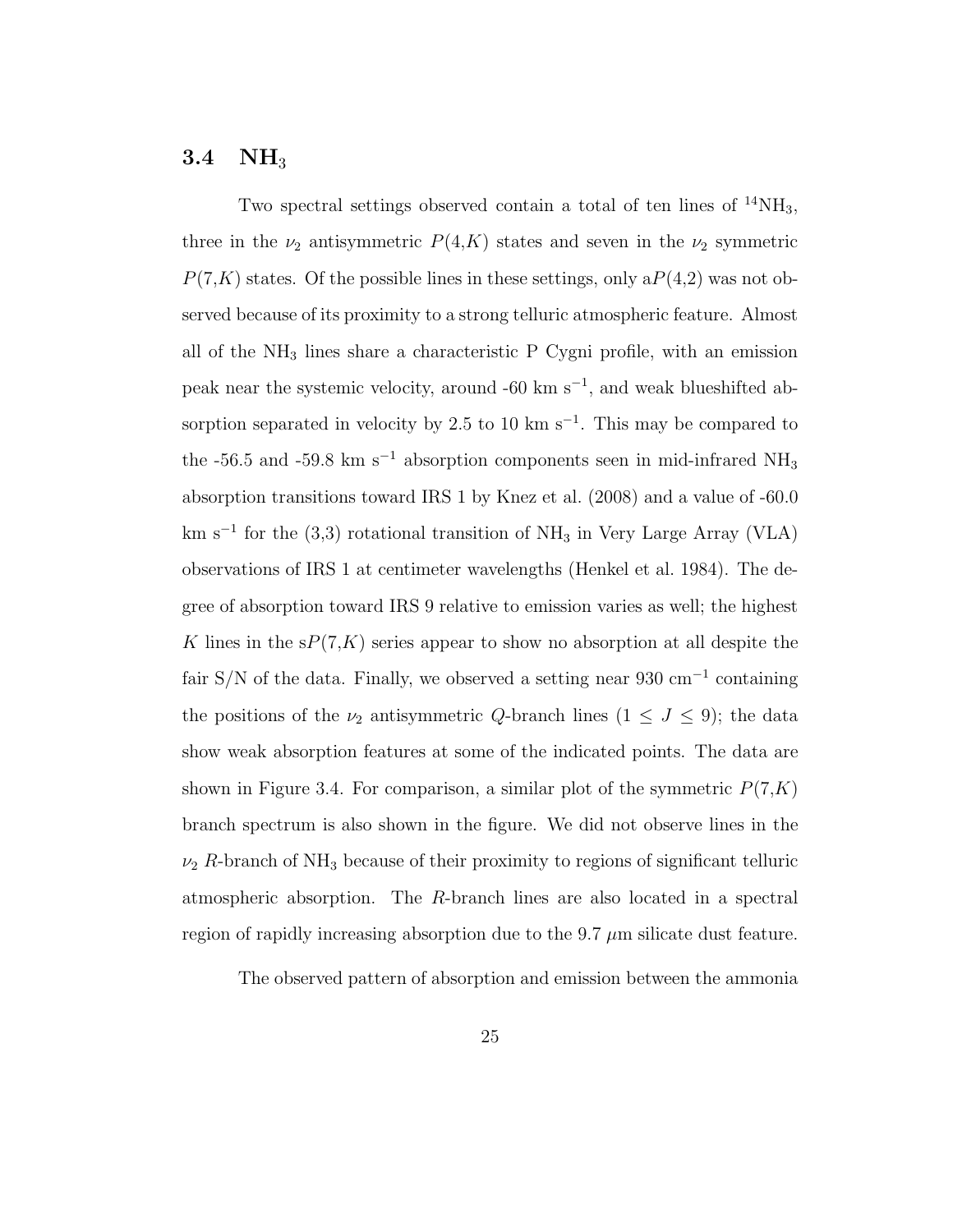### 3.4 $NH_3$

Two spectral settings observed contain a total of ten lines of $^{14}NH_3$, three in the $\nu_2$ antisymmetric $P(4,K)$ states and seven in the $\nu_2$ symmetric $P(7,K)$ states. Of the possible lines in these settings, only a$P(4,2)$ was not observed because of its proximity to a strong telluric atmospheric feature. Almost all of the $NH_3$ lines share a characteristic P Cygni profile, with an emission peak near the systemic velocity, around -60 km s$^{-1}$, and weak blueshifted absorption separated in velocity by 2.5 to 10 km s$^{-1}$. This may be compared to the -56.5 and -59.8 km s$^{-1}$ absorption components seen in mid-infrared $NH_3$ absorption transitions toward IRS 1 by Knez et al. (2008) and a value of -60.0 km s$^{-1}$ for the (3,3) rotational transition of $NH_3$ in Very Large Array (VLA) observations of IRS 1 at centimeter wavelengths (Henkel et al. 1984). The degree of absorption toward IRS 9 relative to emission varies as well; the highest $K$ lines in the s$P(7,K)$ series appear to show no absorption at all despite the fair S/N of the data. Finally, we observed a setting near 930 cm$^{-1}$ containing the positions of the $\nu_2$ antisymmetric $Q$-branch lines ($1 \leq J \leq 9$); the data show weak absorption features at some of the indicated points. The data are shown in Figure 3.4. For comparison, a similar plot of the symmetric $P(7,K)$ branch spectrum is also shown in the figure. We did not observe lines in the $\nu_2$ $R$-branch of $NH_3$ because of their proximity to regions of significant telluric atmospheric absorption. The $R$-branch lines are also located in a spectral region of rapidly increasing absorption due to the 9.7 $\mu$m silicate dust feature.

The observed pattern of absorption and emission between the ammonia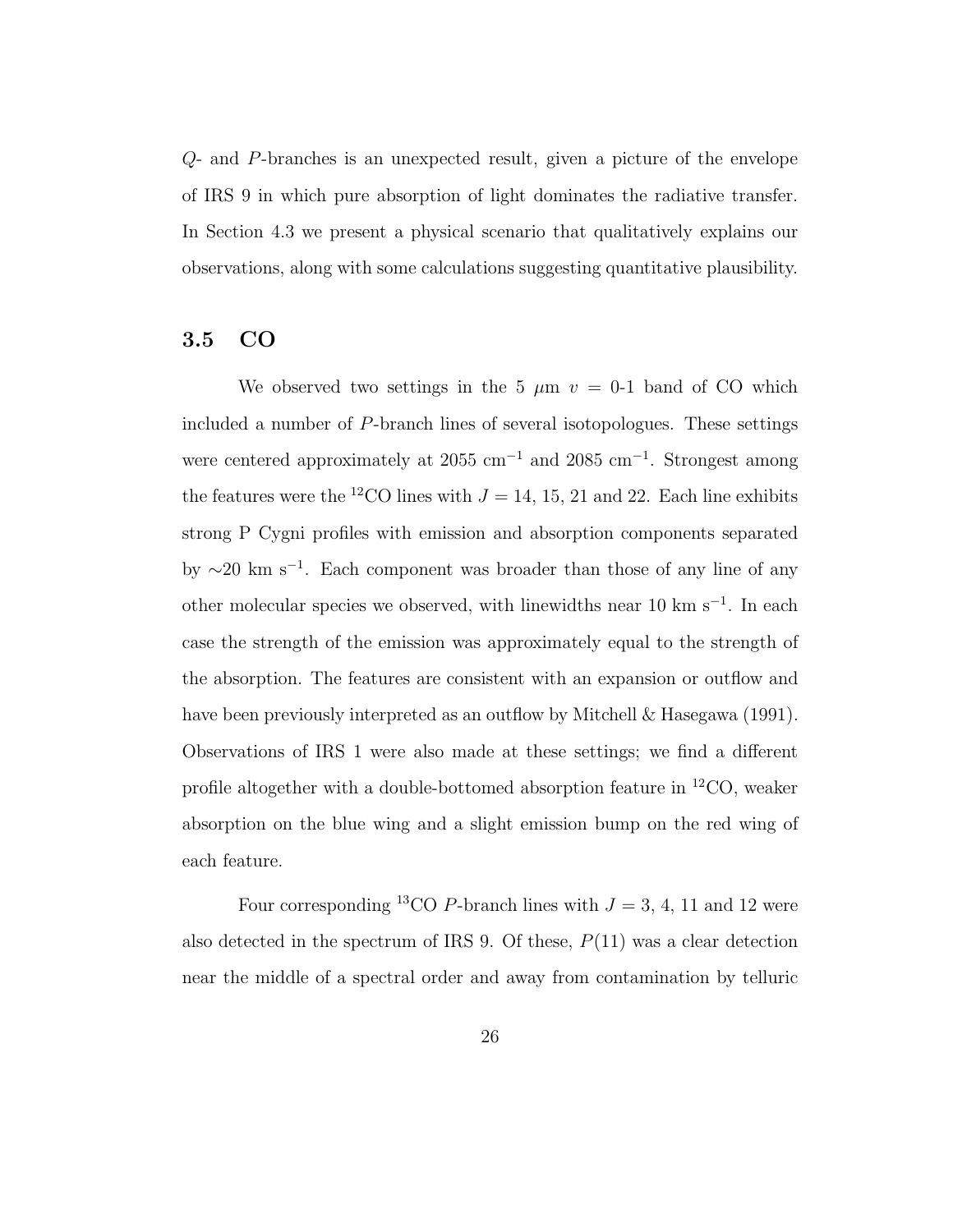$Q$- and $P$-branches is an unexpected result, given a picture of the envelope of IRS 9 in which pure absorption of light dominates the radiative transfer. In Section 4.3 we present a physical scenario that qualitatively explains our observations, along with some calculations suggesting quantitative plausibility.

## 3.5 CO

We observed two settings in the 5 $\mu$m $v$ = 0-1 band of CO which included a number of $P$-branch lines of several isotopologues. These settings were centered approximately at 2055 cm$^{-1}$ and 2085 cm$^{-1}$. Strongest among the features were the $^{12}$CO lines with $J$ = 14, 15, 21 and 22. Each line exhibits strong P Cygni profiles with emission and absorption components separated by $\sim$20 km s$^{-1}$. Each component was broader than those of any line of any other molecular species we observed, with linewidths near 10 km s$^{-1}$. In each case the strength of the emission was approximately equal to the strength of the absorption. The features are consistent with an expansion or outflow and have been previously interpreted as an outflow by Mitchell & Hasegawa (1991). Observations of IRS 1 were also made at these settings; we find a different profile altogether with a double-bottomed absorption feature in $^{12}$CO, weaker absorption on the blue wing and a slight emission bump on the red wing of each feature.

Four corresponding $^{13}$CO $P$-branch lines with $J$ = 3, 4, 11 and 12 were also detected in the spectrum of IRS 9. Of these, $P(11)$ was a clear detection near the middle of a spectral order and away from contamination by telluric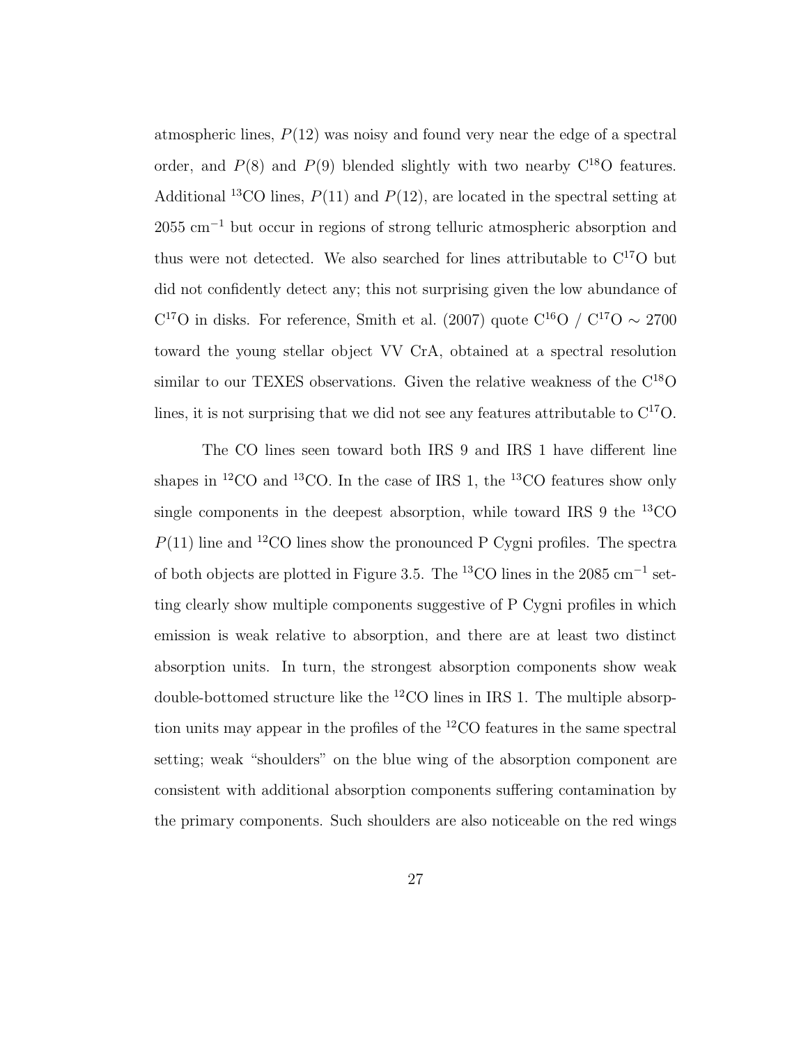atmospheric lines, $P(12)$ was noisy and found very near the edge of a spectral order, and $P(8)$ and $P(9)$ blended slightly with two nearby $C^{18}O$ features. Additional $^{13}CO$ lines, $P(11)$ and $P(12)$, are located in the spectral setting at 2055 $cm^{-1}$ but occur in regions of strong telluric atmospheric absorption and thus were not detected. We also searched for lines attributable to $C^{17}O$ but did not confidently detect any; this not surprising given the low abundance of $C^{17}O$ in disks. For reference, Smith et al. (2007) quote $C^{16}O$ / $C^{17}O \sim 2700$ toward the young stellar object VV CrA, obtained at a spectral resolution similar to our TEXES observations. Given the relative weakness of the $C^{18}O$ lines, it is not surprising that we did not see any features attributable to $C^{17}O$.

The CO lines seen toward both IRS 9 and IRS 1 have different line shapes in $^{12}CO$ and $^{13}CO$. In the case of IRS 1, the $^{13}CO$ features show only single components in the deepest absorption, while toward IRS 9 the $^{13}CO$ $P(11)$ line and $^{12}CO$ lines show the pronounced P Cygni profiles. The spectra of both objects are plotted in Figure 3.5. The $^{13}CO$ lines in the 2085 $cm^{-1}$ setting clearly show multiple components suggestive of P Cygni profiles in which emission is weak relative to absorption, and there are at least two distinct absorption units. In turn, the strongest absorption components show weak double-bottomed structure like the $^{12}CO$ lines in IRS 1. The multiple absorption units may appear in the profiles of the $^{12}CO$ features in the same spectral setting; weak "shoulders" on the blue wing of the absorption component are consistent with additional absorption components suffering contamination by the primary components. Such shoulders are also noticeable on the red wings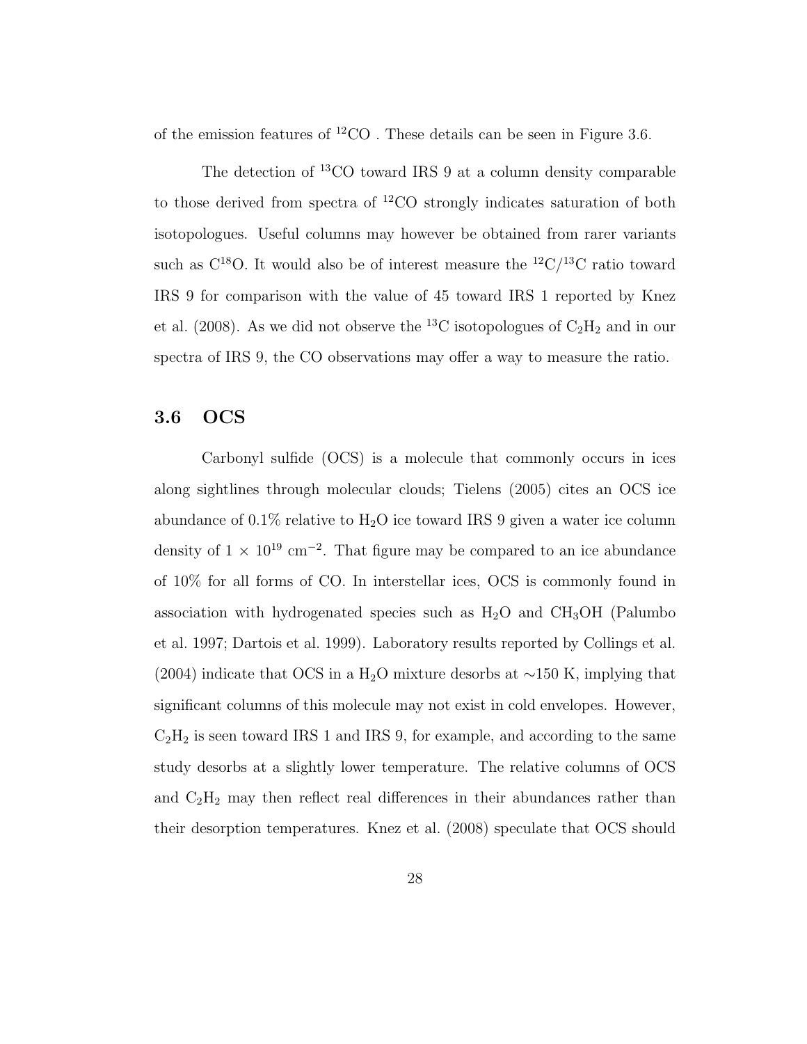of the emission features of $^{12}CO$ . These details can be seen in Figure 3.6.

The detection of $^{13}CO$ toward IRS 9 at a column density comparable to those derived from spectra of $^{12}CO$ strongly indicates saturation of both isotopologues. Useful columns may however be obtained from rarer variants such as $C^{18}O$. It would also be of interest measure the $^{12}C/^{13}C$ ratio toward IRS 9 for comparison with the value of 45 toward IRS 1 reported by Knez et al. (2008). As we did not observe the $^{13}C$ isotopologues of $C_2H_2$ and in our spectra of IRS 9, the CO observations may offer a way to measure the ratio.

## 3.6 OCS

Carbonyl sulfide (OCS) is a molecule that commonly occurs in ices along sightlines through molecular clouds; Tielens (2005) cites an OCS ice abundance of 0.1% relative to $H_2O$ ice toward IRS 9 given a water ice column density of $1 \times 10^{19}$ cm$^{-2}$. That figure may be compared to an ice abundance of 10% for all forms of CO. In interstellar ices, OCS is commonly found in association with hydrogenated species such as $H_2O$ and $CH_3OH$ (Palumbo et al. 1997; Dartois et al. 1999). Laboratory results reported by Collings et al. (2004) indicate that OCS in a $H_2O$ mixture desorbs at $\sim$150 K, implying that significant columns of this molecule may not exist in cold envelopes. However, $C_2H_2$ is seen toward IRS 1 and IRS 9, for example, and according to the same study desorbs at a slightly lower temperature. The relative columns of OCS and $C_2H_2$ may then reflect real differences in their abundances rather than their desorption temperatures. Knez et al. (2008) speculate that OCS should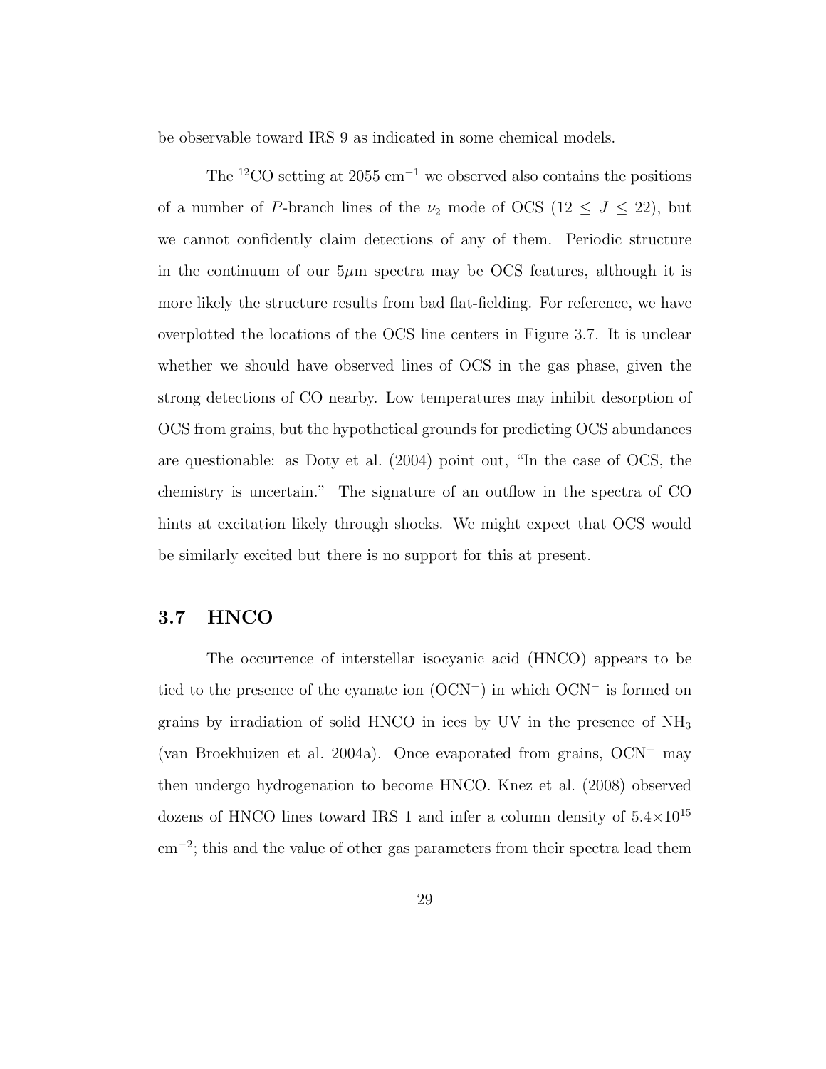be observable toward IRS 9 as indicated in some chemical models.

The $^{12}$CO setting at 2055 cm$^{-1}$ we observed also contains the positions of a number of *P*-branch lines of the $\nu_2$ mode of OCS ($12 \leq J \leq 22$), but we cannot confidently claim detections of any of them. Periodic structure in the continuum of our 5$\mu$m spectra may be OCS features, although it is more likely the structure results from bad flat-fielding. For reference, we have overplotted the locations of the OCS line centers in Figure 3.7. It is unclear whether we should have observed lines of OCS in the gas phase, given the strong detections of CO nearby. Low temperatures may inhibit desorption of OCS from grains, but the hypothetical grounds for predicting OCS abundances are questionable: as Doty et al. (2004) point out, "In the case of OCS, the chemistry is uncertain." The signature of an outflow in the spectra of CO hints at excitation likely through shocks. We might expect that OCS would be similarly excited but there is no support for this at present.

## 3.7 HNCO

The occurrence of interstellar isocyanic acid (HNCO) appears to be tied to the presence of the cyanate ion ($OCN^-$) in which $OCN^-$ is formed on grains by irradiation of solid HNCO in ices by UV in the presence of $NH_3$ (van Broekhuizen et al. 2004a). Once evaporated from grains, $OCN^-$ may then undergo hydrogenation to become HNCO. Knez et al. (2008) observed dozens of HNCO lines toward IRS 1 and infer a column density of $5.4\times10^{15}$ cm$^{-2}$; this and the value of other gas parameters from their spectra lead them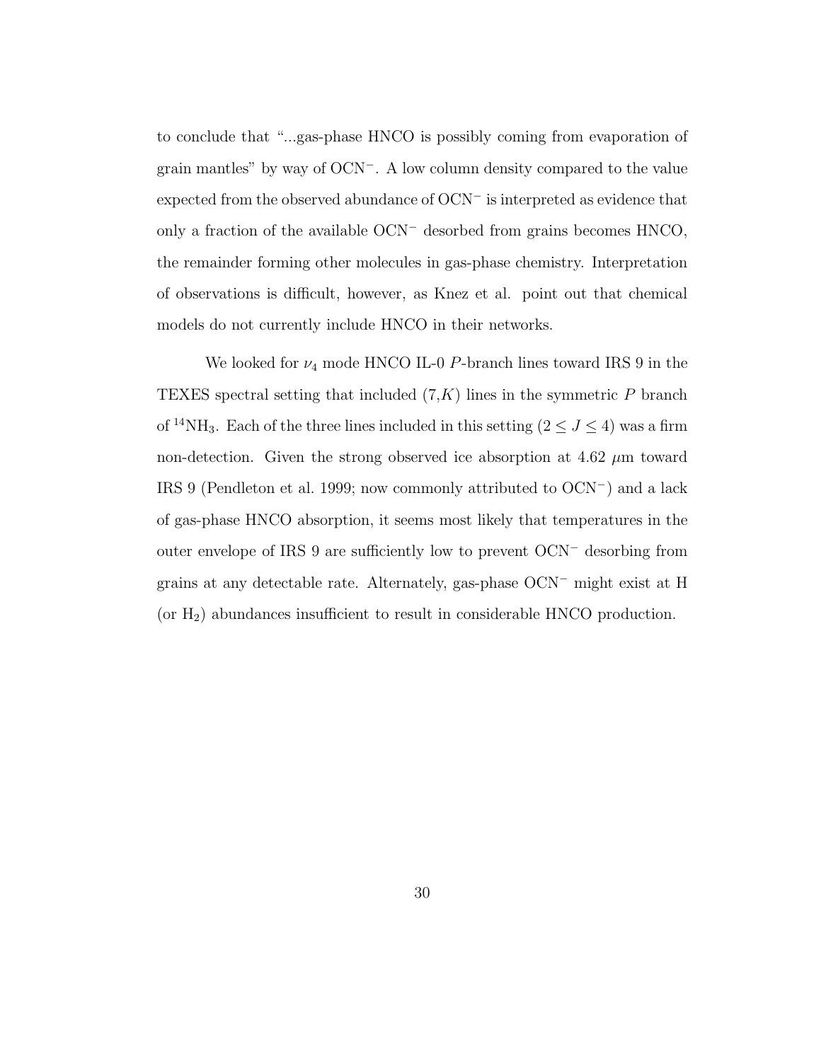to conclude that "...gas-phase HNCO is possibly coming from evaporation of grain mantles" by way of $OCN^-$. A low column density compared to the value expected from the observed abundance of $OCN^-$ is interpreted as evidence that only a fraction of the available $OCN^-$ desorbed from grains becomes HNCO, the remainder forming other molecules in gas-phase chemistry. Interpretation of observations is difficult, however, as Knez et al. point out that chemical models do not currently include HNCO in their networks.

We looked for $\nu_4$ mode HNCO IL-0 $P$-branch lines toward IRS 9 in the TEXES spectral setting that included $(7,K)$ lines in the symmetric $P$ branch of $^{14}NH_3$. Each of the three lines included in this setting ($2 \leq J \leq 4$) was a firm non-detection. Given the strong observed ice absorption at 4.62 $\mu$m toward IRS 9 (Pendleton et al. 1999; now commonly attributed to $OCN^-$) and a lack of gas-phase HNCO absorption, it seems most likely that temperatures in the outer envelope of IRS 9 are sufficiently low to prevent $OCN^-$ desorbing from grains at any detectable rate. Alternately, gas-phase $OCN^-$ might exist at H (or $H_2$) abundances insufficient to result in considerable HNCO production.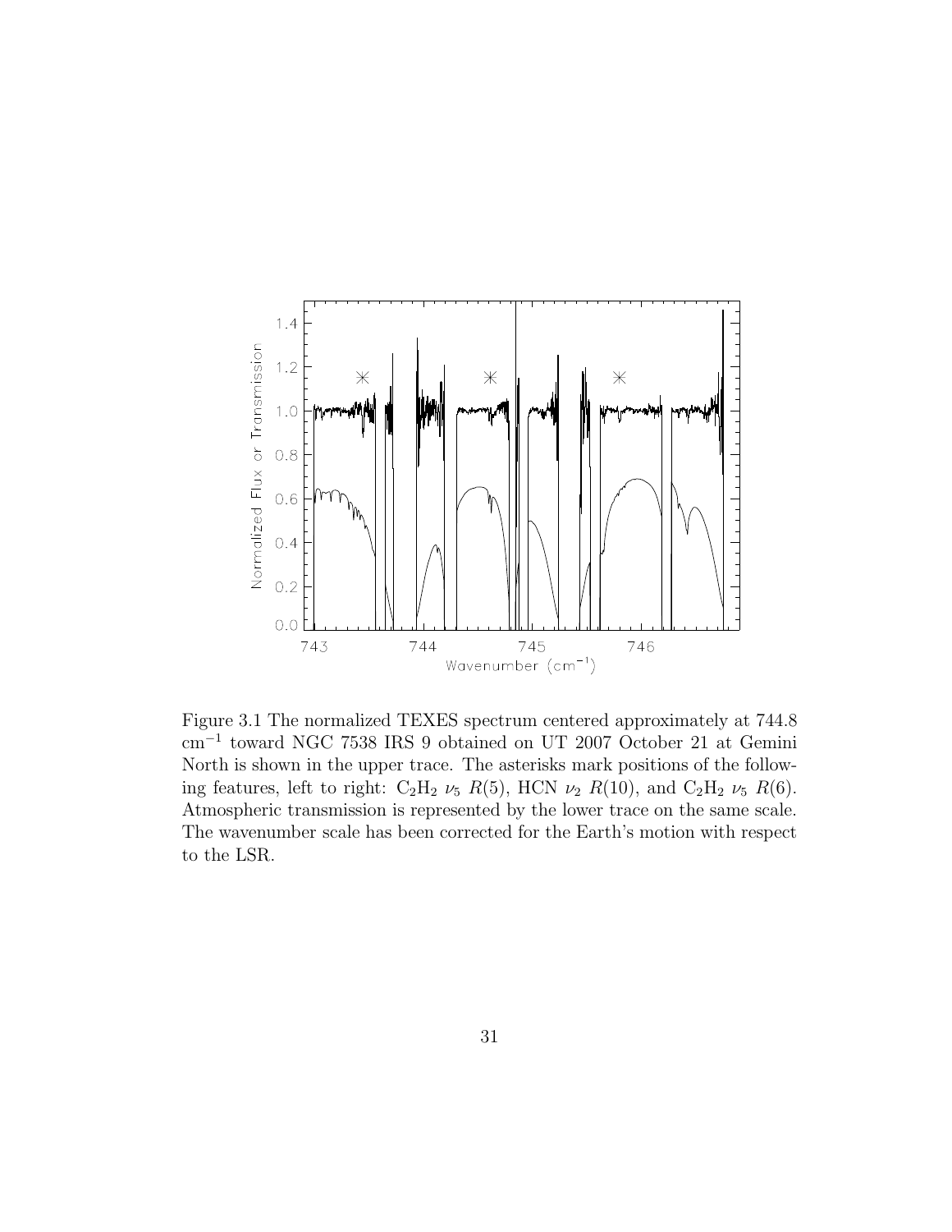Figure 3.1 The normalized TEXES spectrum centered approximately at 744.8 $cm^{-1}$ toward NGC 7538 IRS 9 obtained on UT 2007 October 21 at Gemini North is shown in the upper trace. The asterisks mark positions of the following features, left to right: $C_2H_2$ $\nu_5$ $R(5)$, HCN $\nu_2$ $R(10)$, and $C_2H_2$ $\nu_5$ $R(6)$. Atmospheric transmission is represented by the lower trace on the same scale. The wavenumber scale has been corrected for the Earth's motion with respect to the LSR.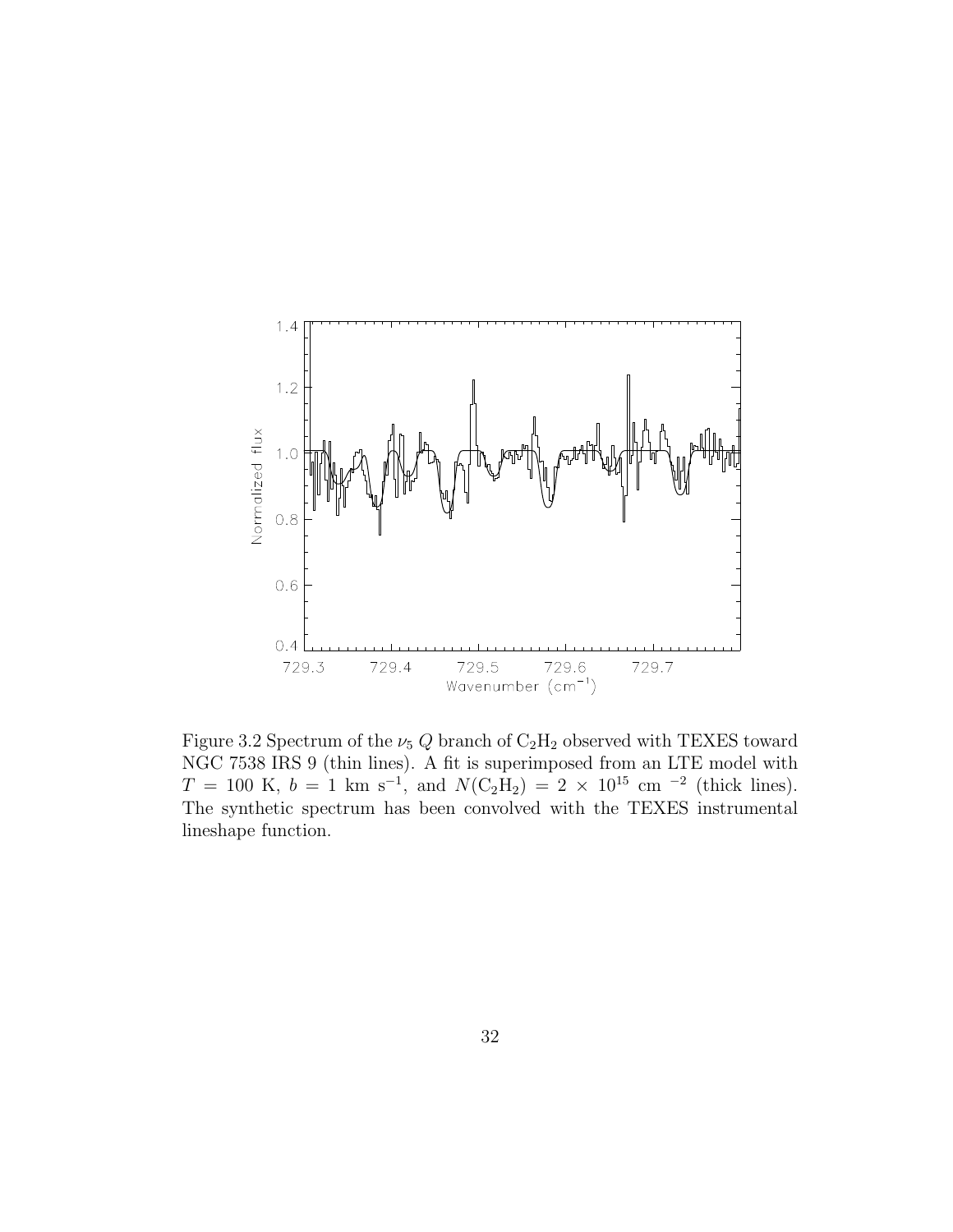Figure 3.2 Spectrum of the $\nu_5$ $Q$ branch of $C_2H_2$ observed with TEXES toward NGC 7538 IRS 9 (thin lines). A fit is superimposed from an LTE model with $T = 100$ K, $b = 1$ km s$^{-1}$, and $N(C_2H_2) = 2 \times 10^{15}$ cm $^{-2}$ (thick lines). The synthetic spectrum has been convolved with the TEXES instrumental lineshape function.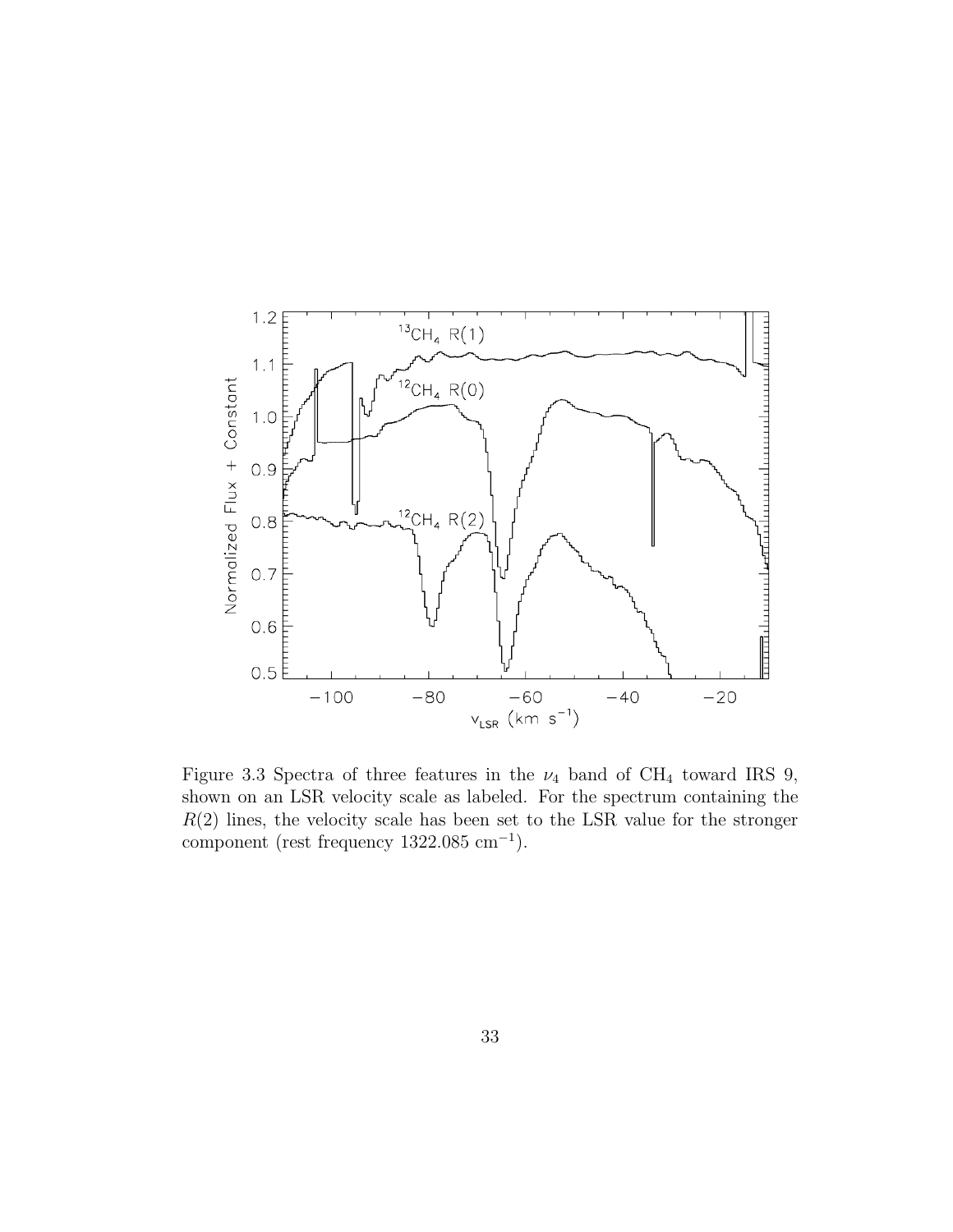Figure 3.3 Spectra of three features in the $\nu_4$ band of $CH_4$ toward IRS 9, shown on an LSR velocity scale as labeled. For the spectrum containing the $R(2)$ lines, the velocity scale has been set to the LSR value for the stronger component (rest frequency 1322.085 $\text{cm}^{-1}$).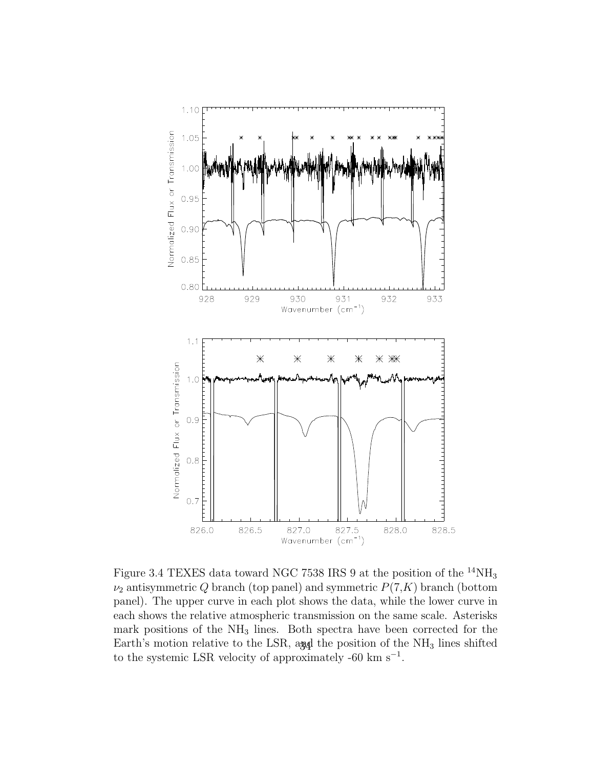Figure 3.4 TEXES data toward NGC 7538 IRS 9 at the position of the $^{14}NH_3$ $\nu_2$ antisymmetric $Q$ branch (top panel) and symmetric $P(7,K)$ branch (bottom panel). The upper curve in each plot shows the data, while the lower curve in each shows the relative atmospheric transmission on the same scale. Asterisks mark positions of the $NH_3$ lines. Both spectra have been corrected for the Earth's motion relative to the LSR, and the position of the $NH_3$ lines shifted to the systemic LSR velocity of approximately -60 km $s^{-1}$.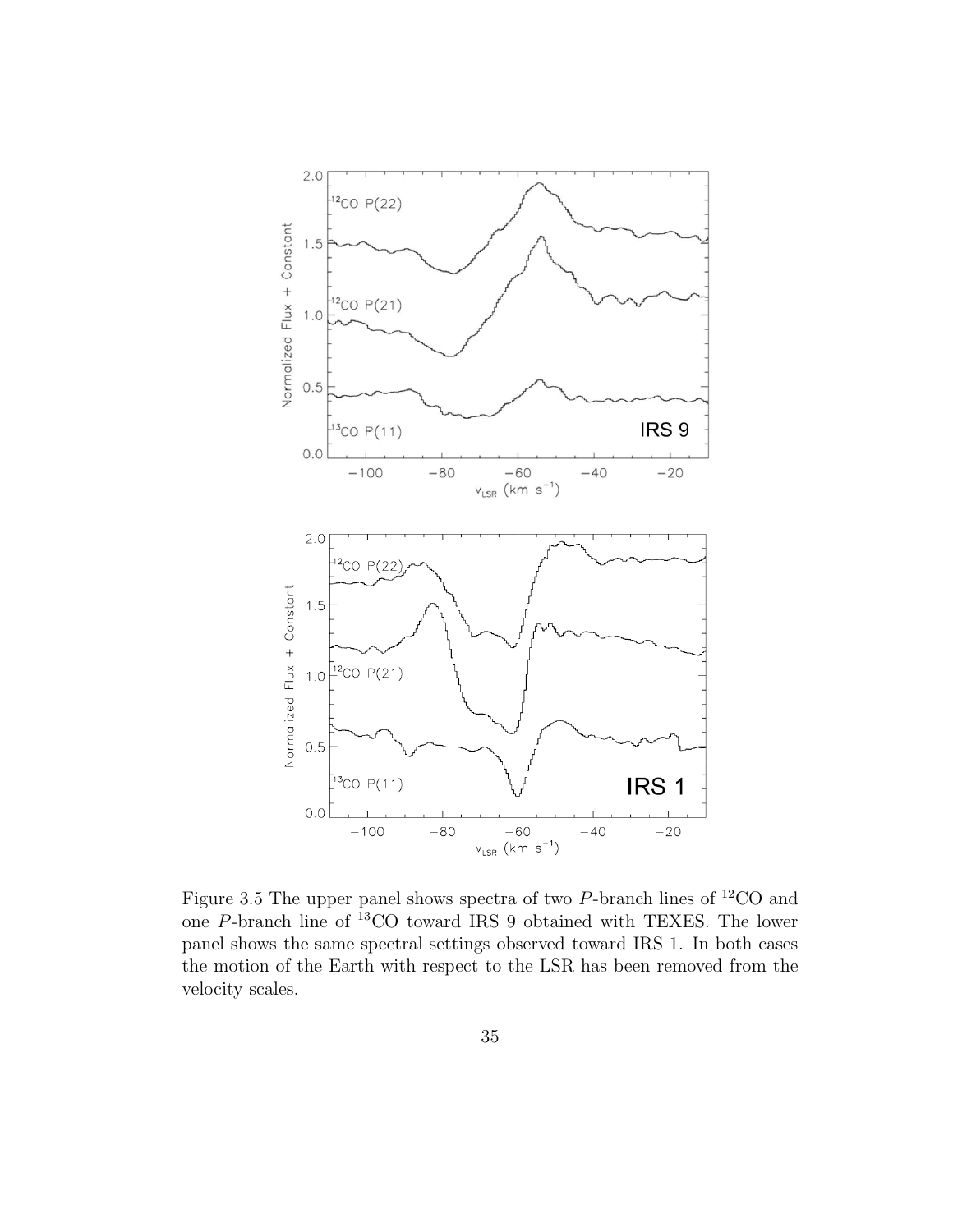Figure 3.5 The upper panel shows spectra of two $P$-branch lines of $^{12}$CO and one $P$-branch line of $^{13}$CO toward IRS 9 obtained with TEXES. The lower panel shows the same spectral settings observed toward IRS 1. In both cases the motion of the Earth with respect to the LSR has been removed from the velocity scales.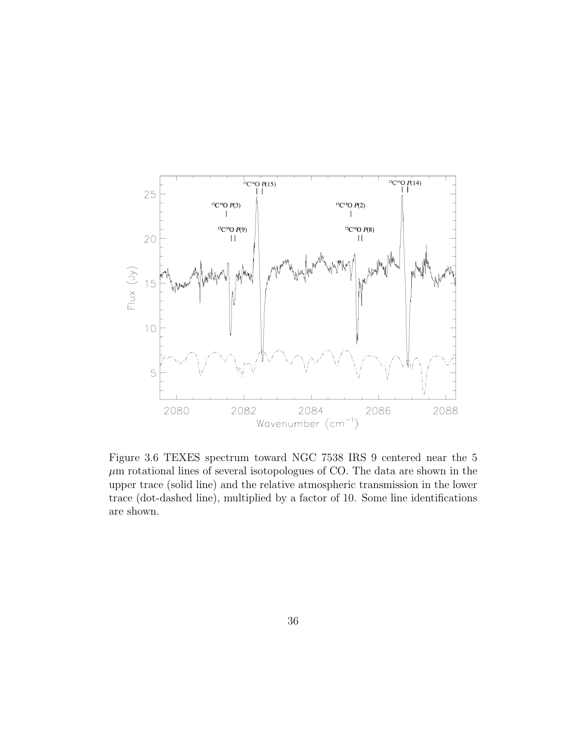Figure 3.6 TEXES spectrum toward NGC 7538 IRS 9 centered near the 5 $\mu$m rotational lines of several isotopologues of CO. The data are shown in the upper trace (solid line) and the relative atmospheric transmission in the lower trace (dot-dashed line), multiplied by a factor of 10. Some line identifications are shown.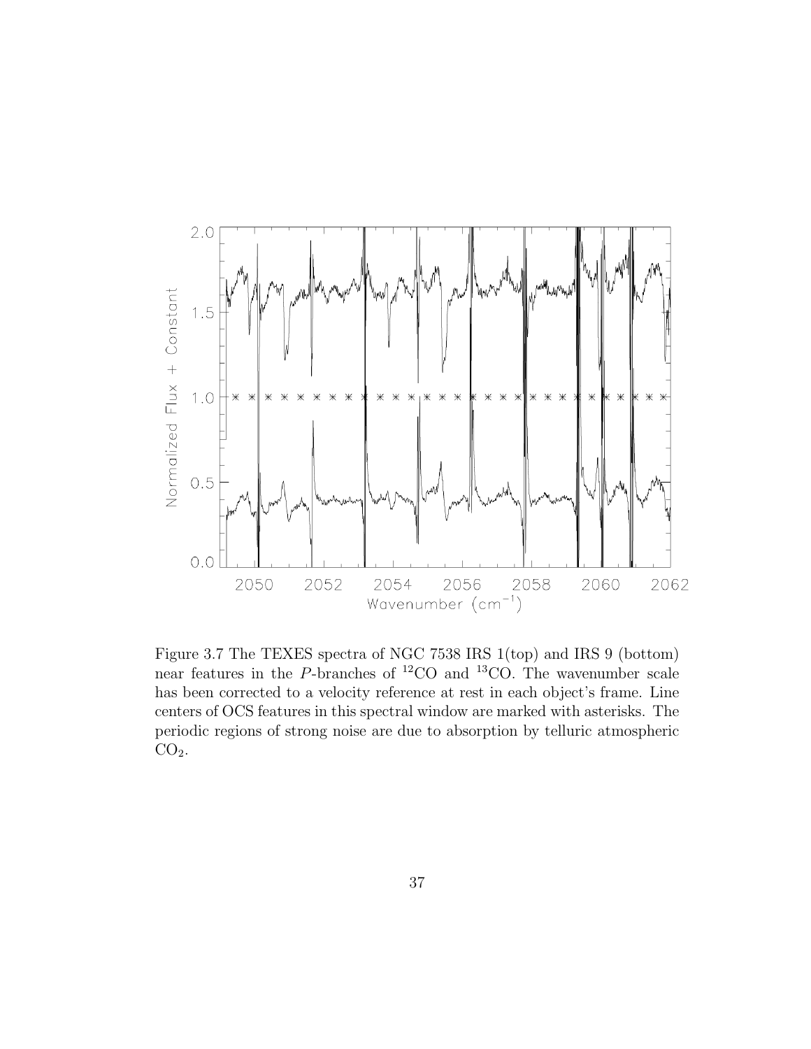Figure 3.7 The TEXES spectra of NGC 7538 IRS 1(top) and IRS 9 (bottom) near features in the *P*-branches of $^{12}CO$ and $^{13}CO$. The wavenumber scale has been corrected to a velocity reference at rest in each object's frame. Line centers of OCS features in this spectral window are marked with asterisks. The periodic regions of strong noise are due to absorption by telluric atmospheric $CO_2$.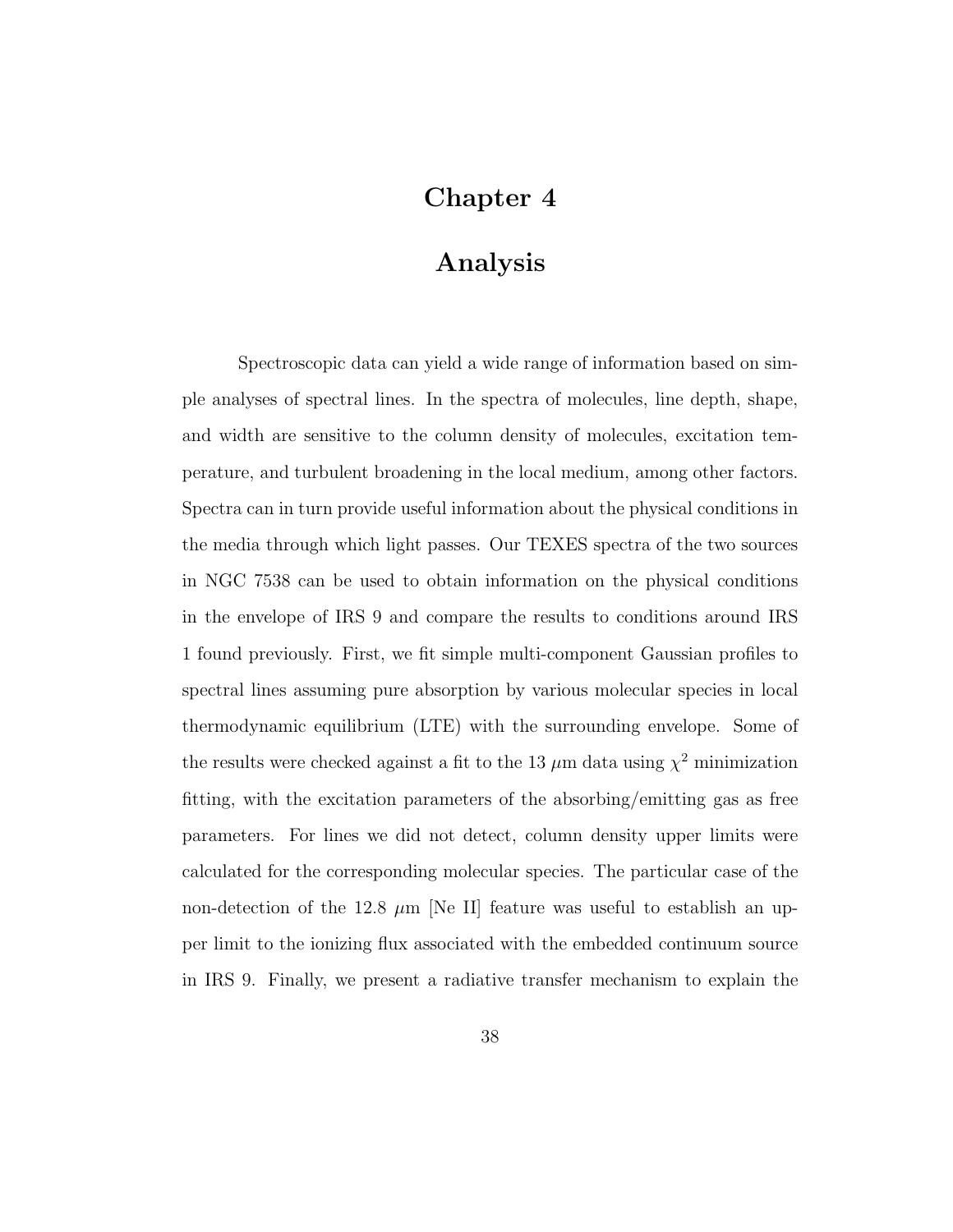# Chapter 4

# Analysis

Spectroscopic data can yield a wide range of information based on simple analyses of spectral lines. In the spectra of molecules, line depth, shape, and width are sensitive to the column density of molecules, excitation temperature, and turbulent broadening in the local medium, among other factors. Spectra can in turn provide useful information about the physical conditions in the media through which light passes. Our TEXES spectra of the two sources in NGC 7538 can be used to obtain information on the physical conditions in the envelope of IRS 9 and compare the results to conditions around IRS 1 found previously. First, we fit simple multi-component Gaussian profiles to spectral lines assuming pure absorption by various molecular species in local thermodynamic equilibrium (LTE) with the surrounding envelope. Some of the results were checked against a fit to the 13 $\mu$m data using $\chi^2$ minimization fitting, with the excitation parameters of the absorbing/emitting gas as free parameters. For lines we did not detect, column density upper limits were calculated for the corresponding molecular species. The particular case of the non-detection of the 12.8 $\mu$m [Ne II] feature was useful to establish an upper limit to the ionizing flux associated with the embedded continuum source in IRS 9. Finally, we present a radiative transfer mechanism to explain the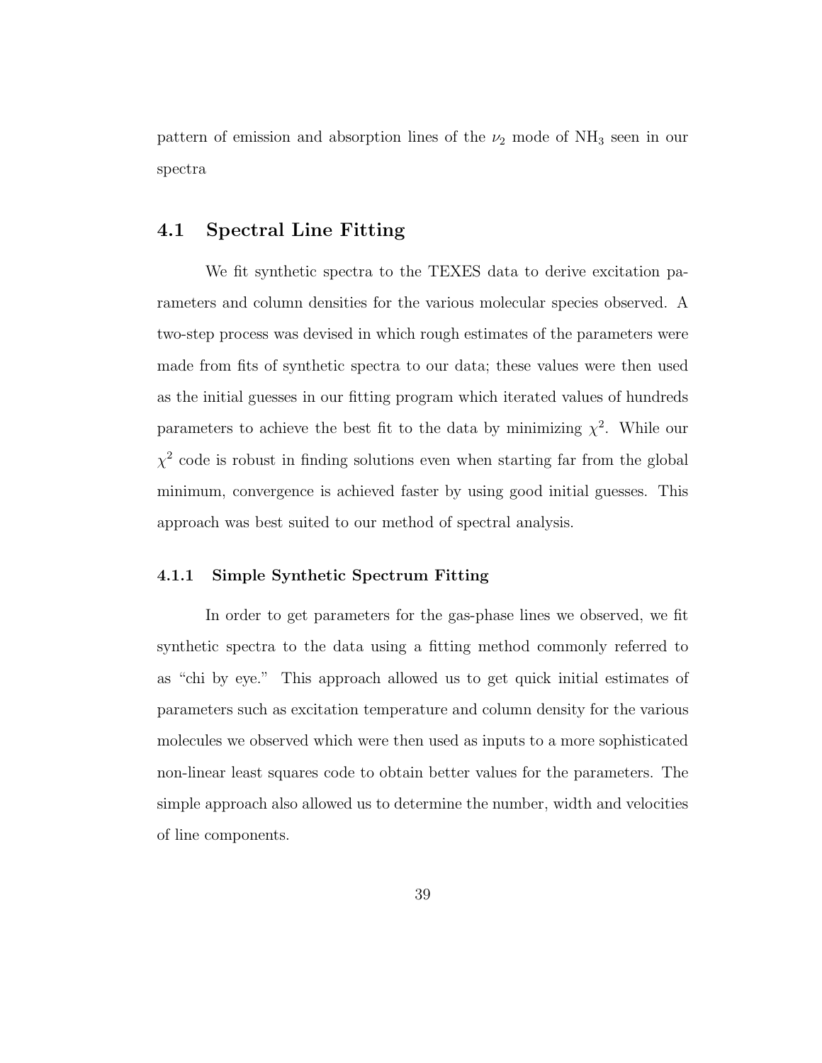pattern of emission and absorption lines of the $\nu_2$ mode of $NH_3$ seen in our spectra

## 4.1 Spectral Line Fitting

We fit synthetic spectra to the TEXES data to derive excitation parameters and column densities for the various molecular species observed. A two-step process was devised in which rough estimates of the parameters were made from fits of synthetic spectra to our data; these values were then used as the initial guesses in our fitting program which iterated values of hundreds parameters to achieve the best fit to the data by minimizing $\chi^2$. While our $\chi^2$ code is robust in finding solutions even when starting far from the global minimum, convergence is achieved faster by using good initial guesses. This approach was best suited to our method of spectral analysis.

### 4.1.1 Simple Synthetic Spectrum Fitting

In order to get parameters for the gas-phase lines we observed, we fit synthetic spectra to the data using a fitting method commonly referred to as "chi by eye." This approach allowed us to get quick initial estimates of parameters such as excitation temperature and column density for the various molecules we observed which were then used as inputs to a more sophisticated non-linear least squares code to obtain better values for the parameters. The simple approach also allowed us to determine the number, width and velocities of line components.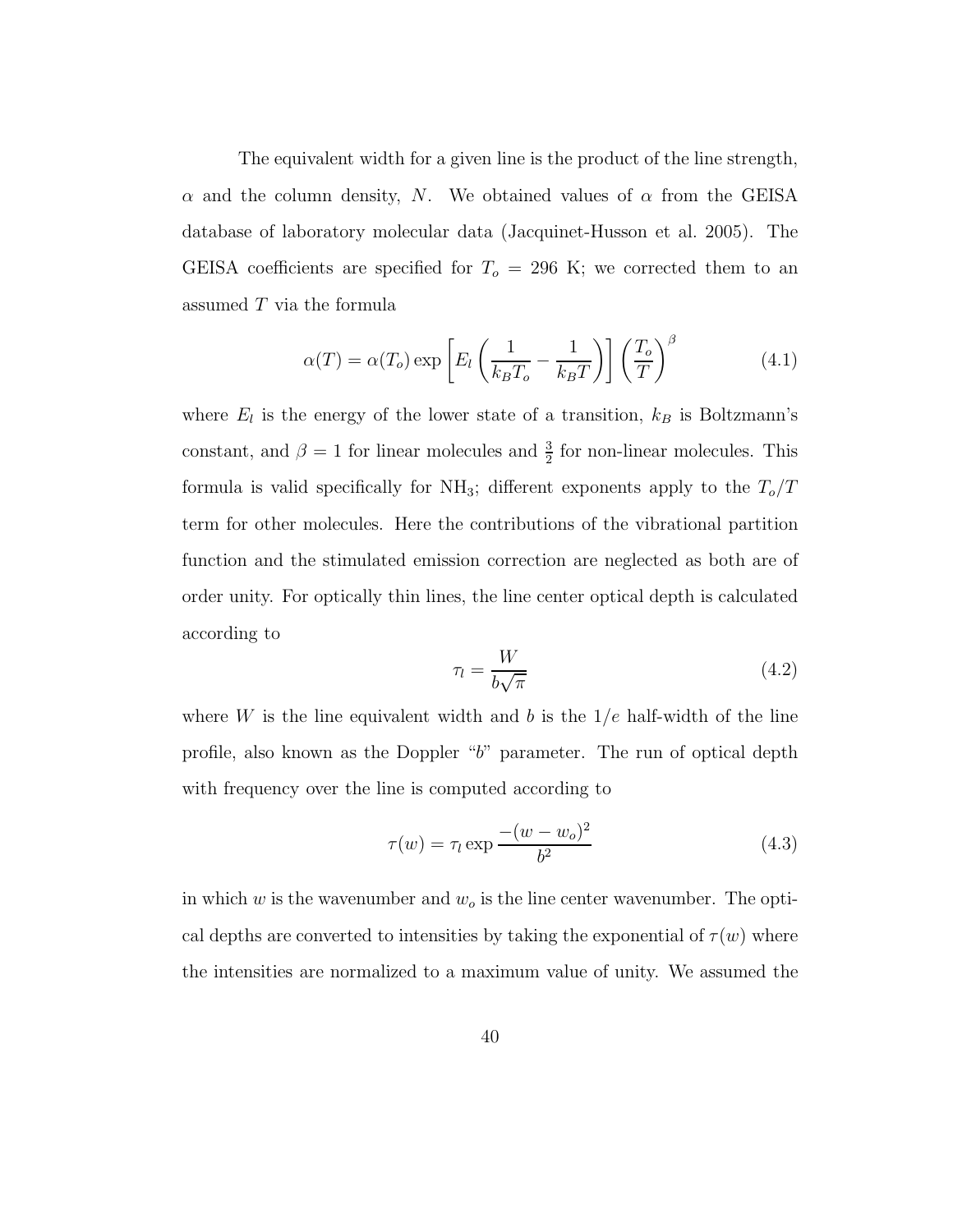The equivalent width for a given line is the product of the line strength, $\alpha$ and the column density, $N$. We obtained values of $\alpha$ from the GEISA database of laboratory molecular data (Jacquinet-Husson et al. 2005). The GEISA coefficients are specified for $T_o = 296$ K; we corrected them to an assumed $T$ via the formula

$$\alpha(T) = \alpha(T_o) \exp\left[E_l\left(\frac{1}{k_B T_o} - \frac{1}{k_B T}\right)\right]\left(\frac{T_o}{T}\right)^{\beta} \tag{4.1}$$

where $E_l$ is the energy of the lower state of a transition, $k_B$ is Boltzmann's constant, and $\beta = 1$ for linear molecules and $\frac{3}{2}$ for non-linear molecules. This formula is valid specifically for $NH_3$; different exponents apply to the $T_o/T$ term for other molecules. Here the contributions of the vibrational partition function and the stimulated emission correction are neglected as both are of order unity. For optically thin lines, the line center optical depth is calculated according to

$$\tau_l = \frac{W}{b\sqrt{\pi}} \tag{4.2}$$

where $W$ is the line equivalent width and $b$ is the $1/e$ half-width of the line profile, also known as the Doppler "$b$" parameter. The run of optical depth with frequency over the line is computed according to

$$\tau(w) = \tau_l \exp\frac{-(w - w_o)^2}{b^2} \tag{4.3}$$

in which $w$ is the wavenumber and $w_o$ is the line center wavenumber. The optical depths are converted to intensities by taking the exponential of $\tau(w)$ where the intensities are normalized to a maximum value of unity. We assumed the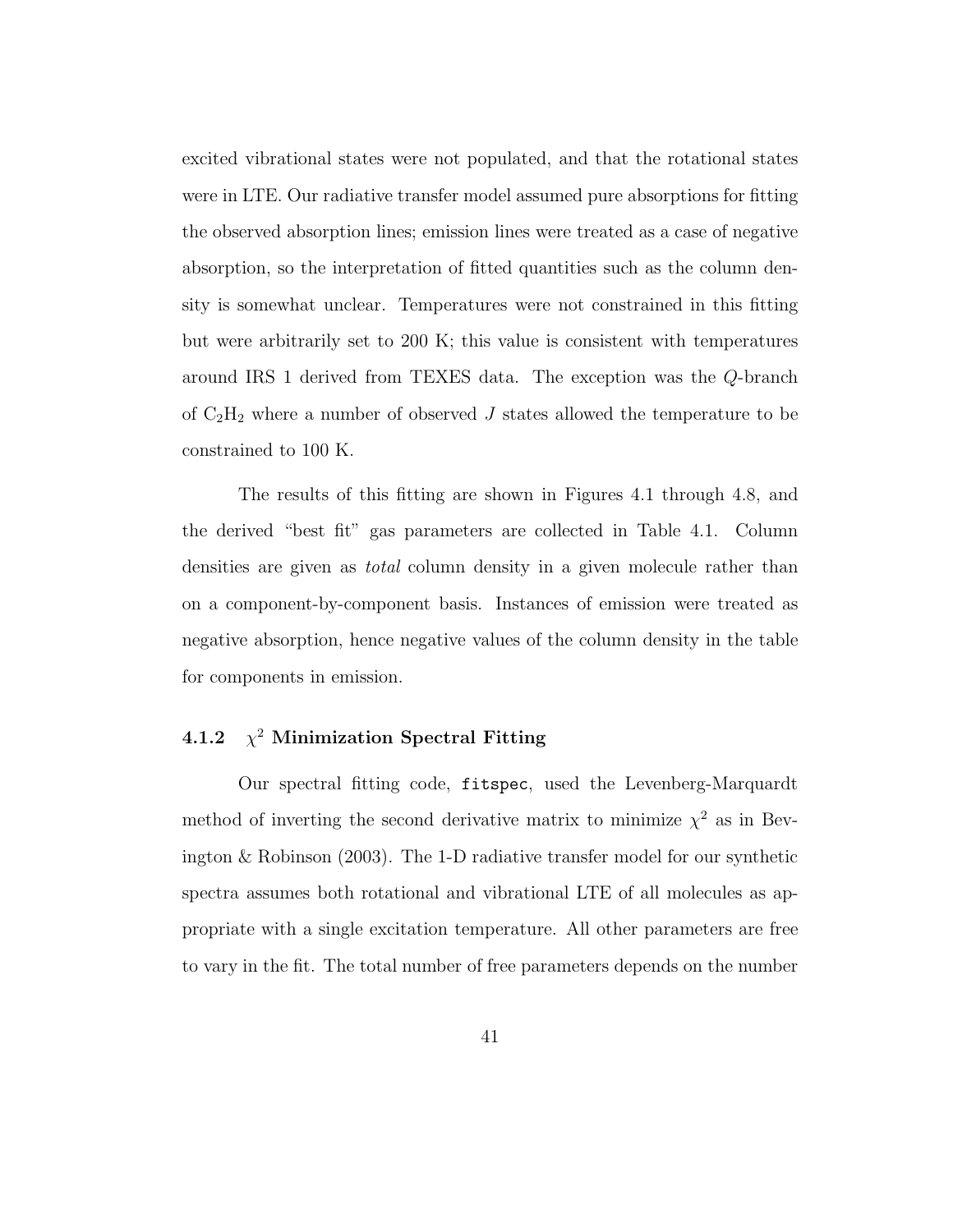excited vibrational states were not populated, and that the rotational states were in LTE. Our radiative transfer model assumed pure absorptions for fitting the observed absorption lines; emission lines were treated as a case of negative absorption, so the interpretation of fitted quantities such as the column density is somewhat unclear. Temperatures were not constrained in this fitting but were arbitrarily set to 200 K; this value is consistent with temperatures around IRS 1 derived from TEXES data. The exception was the $Q$-branch of $C_2H_2$ where a number of observed $J$ states allowed the temperature to be constrained to 100 K.

The results of this fitting are shown in Figures 4.1 through 4.8, and the derived "best fit" gas parameters are collected in Table 4.1. Column densities are given as *total* column density in a given molecule rather than on a component-by-component basis. Instances of emission were treated as negative absorption, hence negative values of the column density in the table for components in emission.

### 4.1.2 $\chi^2$ Minimization Spectral Fitting

Our spectral fitting code, `fitspec`, used the Levenberg-Marquardt method of inverting the second derivative matrix to minimize $\chi^2$ as in Bevington & Robinson (2003). The 1-D radiative transfer model for our synthetic spectra assumes both rotational and vibrational LTE of all molecules as appropriate with a single excitation temperature. All other parameters are free to vary in the fit. The total number of free parameters depends on the number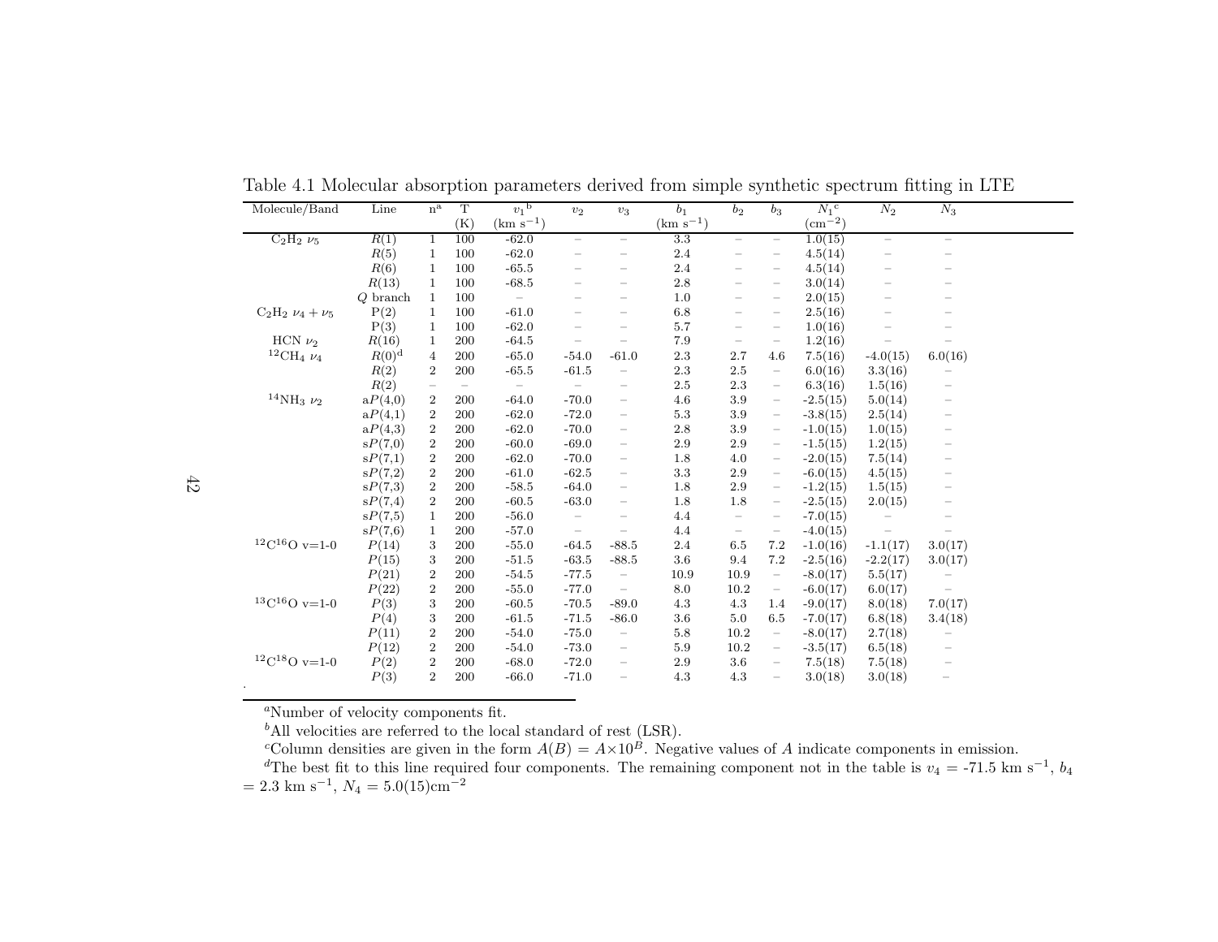Table 4.1 Molecular absorption parameters derived from simple synthetic spectrum fitting in LTE

| Molecule/Band | Line | n[a] | T (K) | $v_1$[b] (km s$^{-1}$) | $v_2$ | $v_3$ | $b_1$ (km s$^{-1}$) | $b_2$ | $b_3$ | $N_1$[c] (cm$^{-2}$) | $N_2$ | $N_3$ |
|---|---|---|---|---|---|---|---|---|---|---|---|---|
| $C_2H_2$ $\nu_5$ | $R(1)$ | 1 | 100 | -62.0 | – | – | 3.3 | – | – | 1.0(15) | – | – |
| | $R(5)$ | 1 | 100 | -62.0 | – | – | 2.4 | – | – | 4.5(14) | – | – |
| | $R(6)$ | 1 | 100 | -65.5 | – | – | 2.4 | – | – | 4.5(14) | – | – |
| | $R(13)$ | 1 | 100 | -68.5 | – | – | 2.8 | – | – | 3.0(14) | – | – |
| | $Q$ branch | 1 | 100 | – | – | – | 1.0 | – | – | 2.0(15) | – | – |
| $C_2H_2$ $\nu_4+\nu_5$ | P(2) | 1 | 100 | -61.0 | – | – | 6.8 | – | – | 2.5(16) | – | – |
| | P(3) | 1 | 100 | -62.0 | – | – | 5.7 | – | – | 1.0(16) | – | – |
| HCN $\nu_2$ | $R(16)$ | 1 | 200 | -64.5 | – | – | 7.9 | – | – | 1.2(16) | – | – |
| $^{12}CH_4$ $\nu_4$ | $R(0)$[d] | 4 | 200 | -65.0 | -54.0 | -61.0 | 2.3 | 2.7 | 4.6 | 7.5(16) | -4.0(15) | 6.0(16) |
| | $R(2)$ | 2 | 200 | -65.5 | -61.5 | – | 2.3 | 2.5 | – | 6.0(16) | 3.3(16) | – |
| | $R(2)$ | – | – | – | – | – | 2.5 | 2.3 | – | 6.3(16) | 1.5(16) | – |
| $^{14}NH_3$ $\nu_2$ | a$P(4,0)$ | 2 | 200 | -64.0 | -70.0 | – | 4.6 | 3.9 | – | -2.5(15) | 5.0(14) | – |
| | a$P(4,1)$ | 2 | 200 | -62.0 | -72.0 | – | 5.3 | 3.9 | – | -3.8(15) | 2.5(14) | – |
| | a$P(4,3)$ | 2 | 200 | -62.0 | -70.0 | – | 2.8 | 3.9 | – | -1.0(15) | 1.0(15) | – |
| | s$P(7,0)$ | 2 | 200 | -60.0 | -69.0 | – | 2.9 | 2.9 | – | -1.5(15) | 1.2(15) | – |
| | s$P(7,1)$ | 2 | 200 | -62.0 | -70.0 | – | 1.8 | 4.0 | – | -2.0(15) | 7.5(14) | – |
| | s$P(7,2)$ | 2 | 200 | -61.0 | -62.5 | – | 3.3 | 2.9 | – | -6.0(15) | 4.5(15) | – |
| | s$P(7,3)$ | 2 | 200 | -58.5 | -64.0 | – | 1.8 | 2.9 | – | -1.2(15) | 1.5(15) | – |
| | s$P(7,4)$ | 2 | 200 | -60.5 | -63.0 | – | 1.8 | 1.8 | – | -2.5(15) | 2.0(15) | – |
| | s$P(7,5)$ | 1 | 200 | -56.0 | – | – | 4.4 | – | – | -7.0(15) | – | – |
| | s$P(7,6)$ | 1 | 200 | -57.0 | – | – | 4.4 | – | – | -4.0(15) | – | – |
| $^{12}C^{16}O$ v=1-0 | $P(14)$ | 3 | 200 | -55.0 | -64.5 | -88.5 | 2.4 | 6.5 | 7.2 | -1.0(16) | -1.1(17) | 3.0(17) |
| | $P(15)$ | 3 | 200 | -51.5 | -63.5 | -88.5 | 3.6 | 9.4 | 7.2 | -2.5(16) | -2.2(17) | 3.0(17) |
| | $P(21)$ | 2 | 200 | -54.5 | -77.5 | – | 10.9 | 10.9 | – | -8.0(17) | 5.5(17) | – |
| | $P(22)$ | 2 | 200 | -55.0 | -77.0 | – | 8.0 | 10.2 | – | -6.0(17) | 6.0(17) | – |
| $^{13}C^{16}O$ v=1-0 | $P(3)$ | 3 | 200 | -60.5 | -70.5 | -89.0 | 4.3 | 4.3 | 1.4 | -9.0(17) | 8.0(18) | 7.0(17) |
| | $P(4)$ | 3 | 200 | -61.5 | -71.5 | -86.0 | 3.6 | 5.0 | 6.5 | -7.0(17) | 6.8(18) | 3.4(18) |
| | $P(11)$ | 2 | 200 | -54.0 | -75.0 | – | 5.8 | 10.2 | – | -8.0(17) | 2.7(18) | – |
| | $P(12)$ | 2 | 200 | -54.0 | -73.0 | – | 5.9 | 10.2 | – | -3.5(17) | 6.5(18) | – |
| $^{12}C^{18}O$ v=1-0 | $P(2)$ | 2 | 200 | -68.0 | -72.0 | – | 2.9 | 3.6 | – | 7.5(18) | 7.5(18) | – |
| | $P(3)$ | 2 | 200 | -66.0 | -71.0 | – | 4.3 | 4.3 | – | 3.0(18) | 3.0(18) | – |

[a]Number of velocity components fit.

[b]All velocities are referred to the local standard of rest (LSR).

[c]Column densities are given in the form $A(B) = A{\times}10^B$. Negative values of $A$ indicate components in emission.

[d]The best fit to this line required four components. The remaining component not in the table is $v_4$ = -71.5 km s$^{-1}$, $b_4$ = 2.3 km s$^{-1}$, $N_4$ = 5.0(15)cm$^{-2}$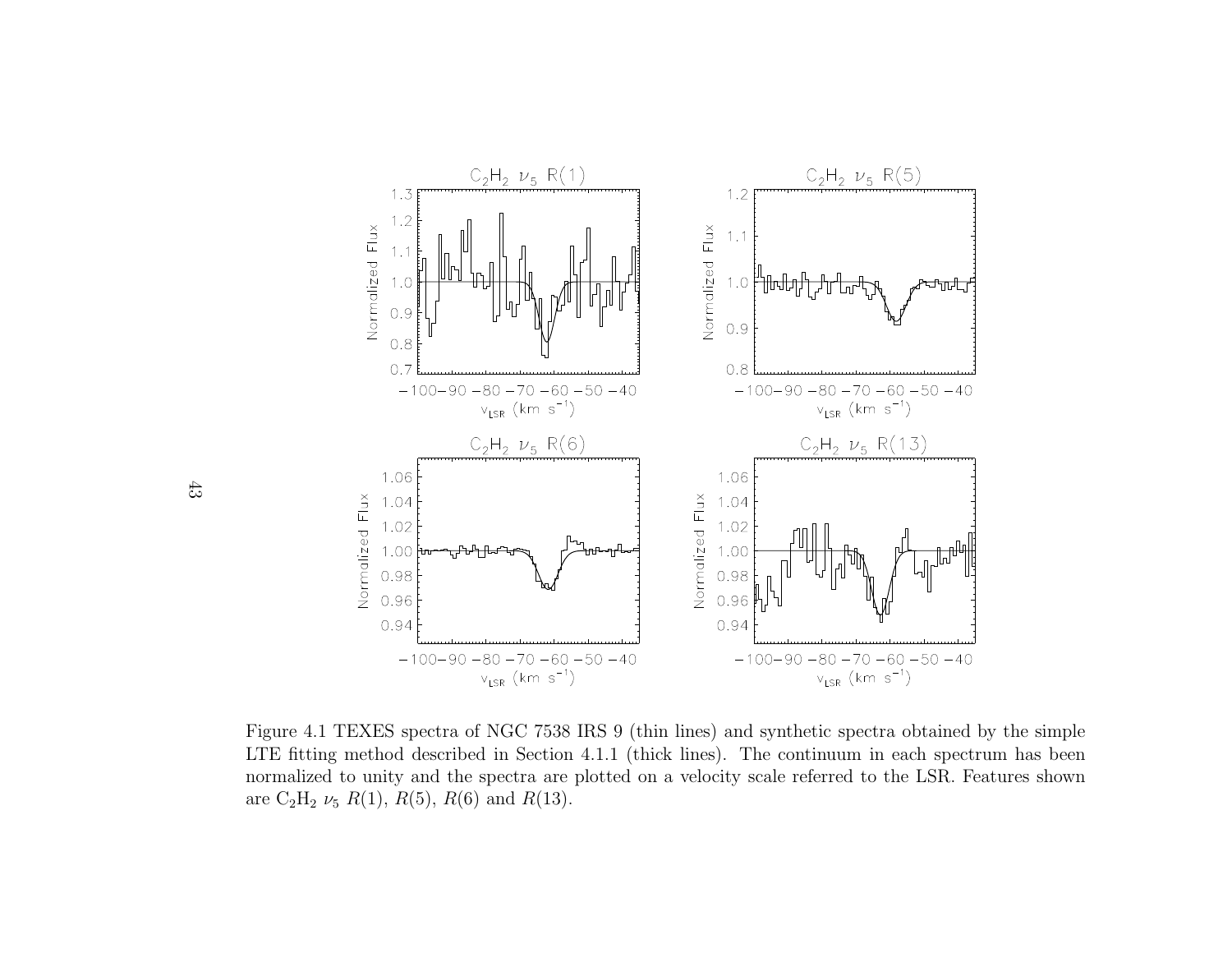Figure 4.1 TEXES spectra of NGC 7538 IRS 9 (thin lines) and synthetic spectra obtained by the simple LTE fitting method described in Section 4.1.1 (thick lines). The continuum in each spectrum has been normalized to unity and the spectra are plotted on a velocity scale referred to the LSR. Features shown are $C_2H_2$ $\nu_5$ $R(1)$, $R(5)$, $R(6)$ and $R(13)$.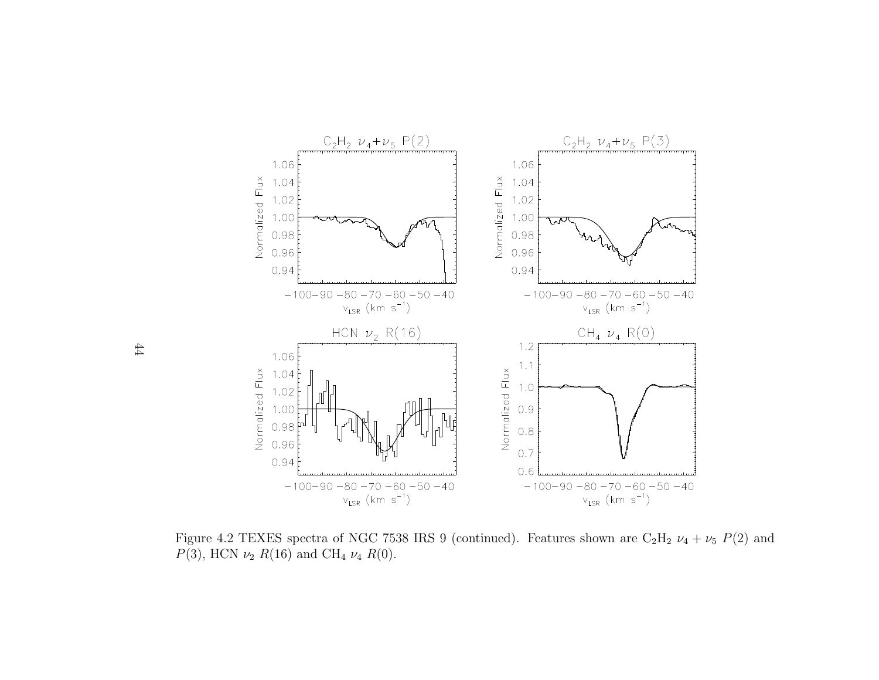Figure 4.2 TEXES spectra of NGC 7538 IRS 9 (continued). Features shown are $C_2H_2$ $\nu_4 + \nu_5$ $P(2)$ and $P(3)$, HCN $\nu_2$ $R(16)$ and $CH_4$ $\nu_4$ $R(0)$.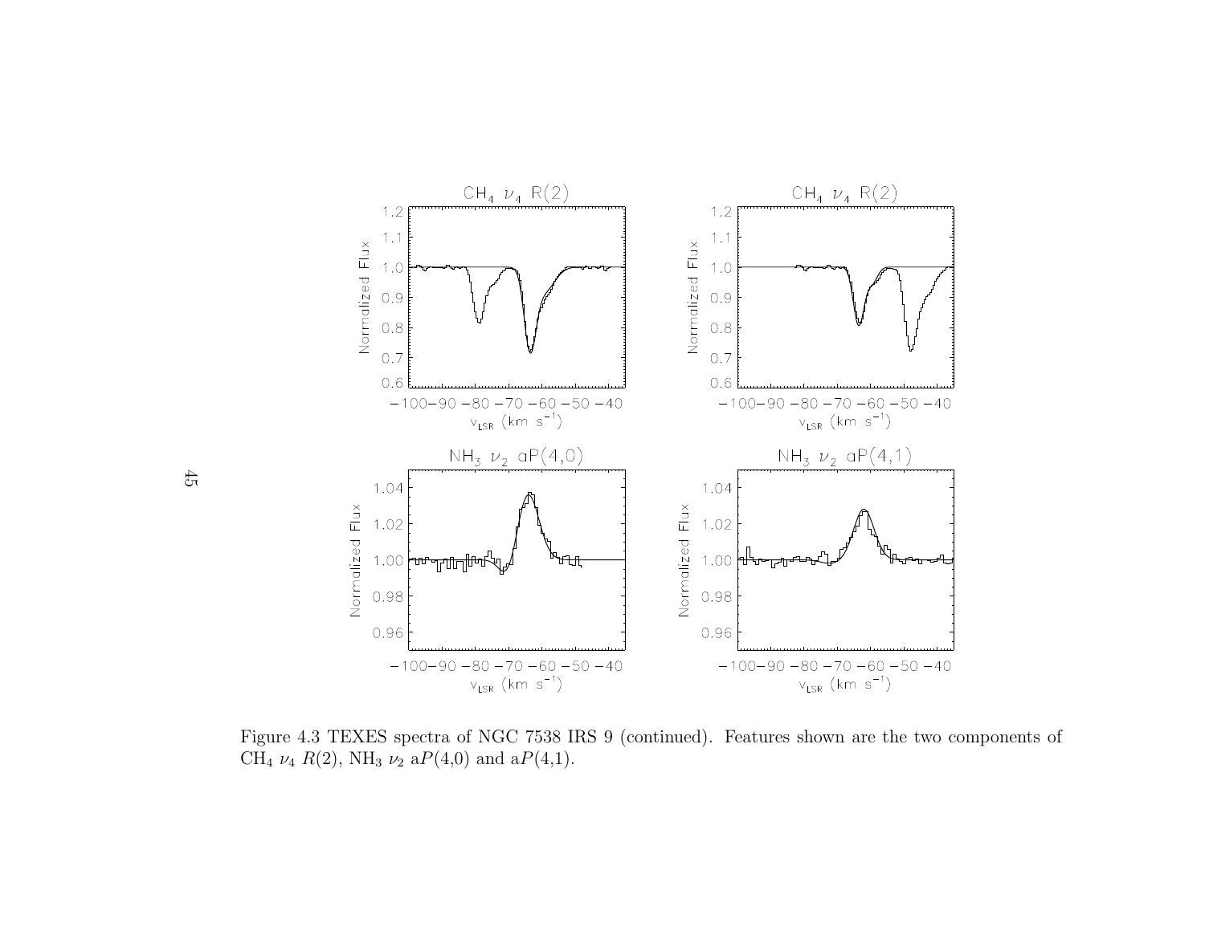Figure 4.3 TEXES spectra of NGC 7538 IRS 9 (continued). Features shown are the two components of $CH_4$ $\nu_4$ $R(2)$, $NH_3$ $\nu_2$ a$P(4,0)$ and a$P(4,1)$.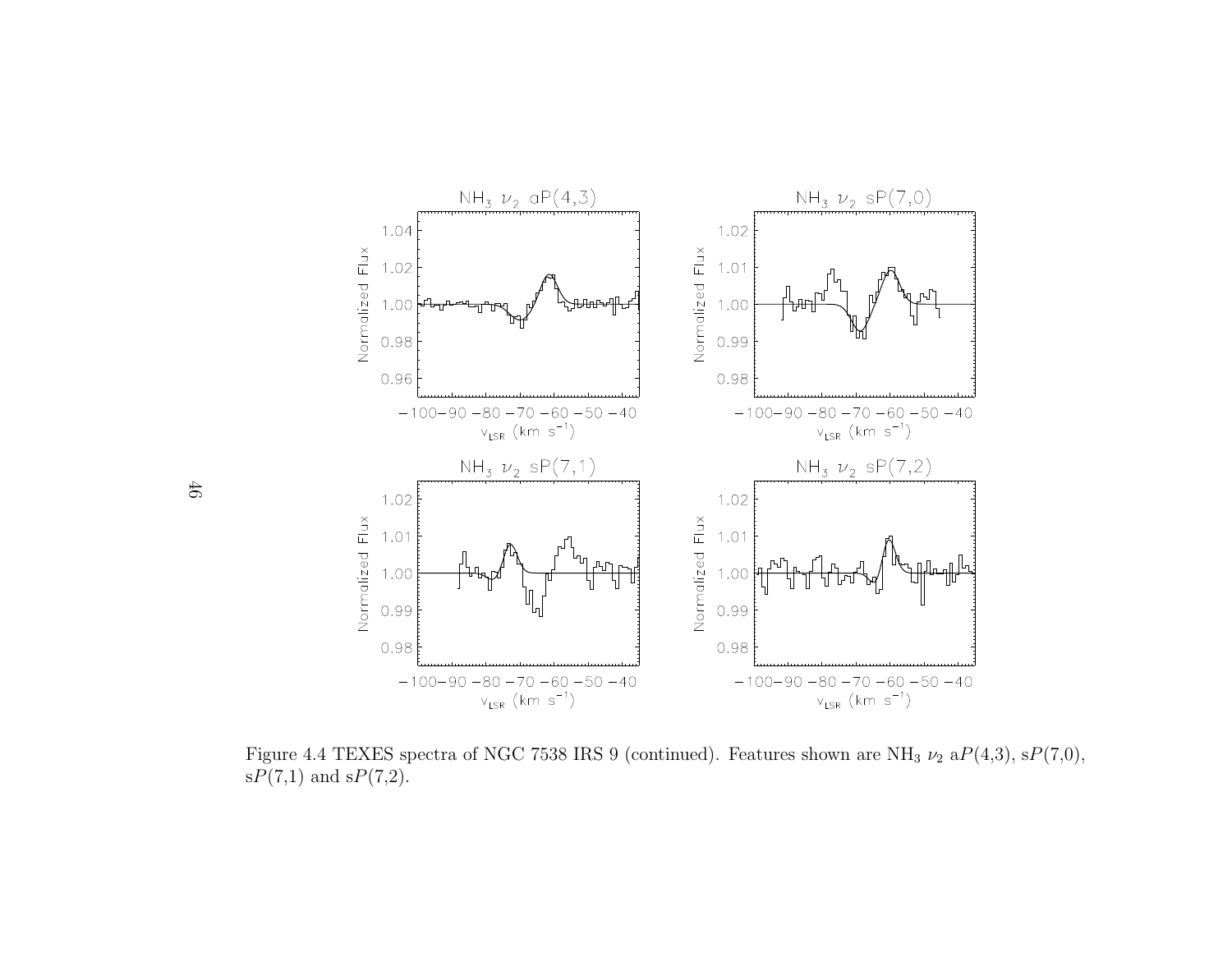Figure 4.4 TEXES spectra of NGC 7538 IRS 9 (continued). Features shown are $NH_3$ $\nu_2$ a$P$(4,3), s$P$(7,0), s$P$(7,1) and s$P$(7,2).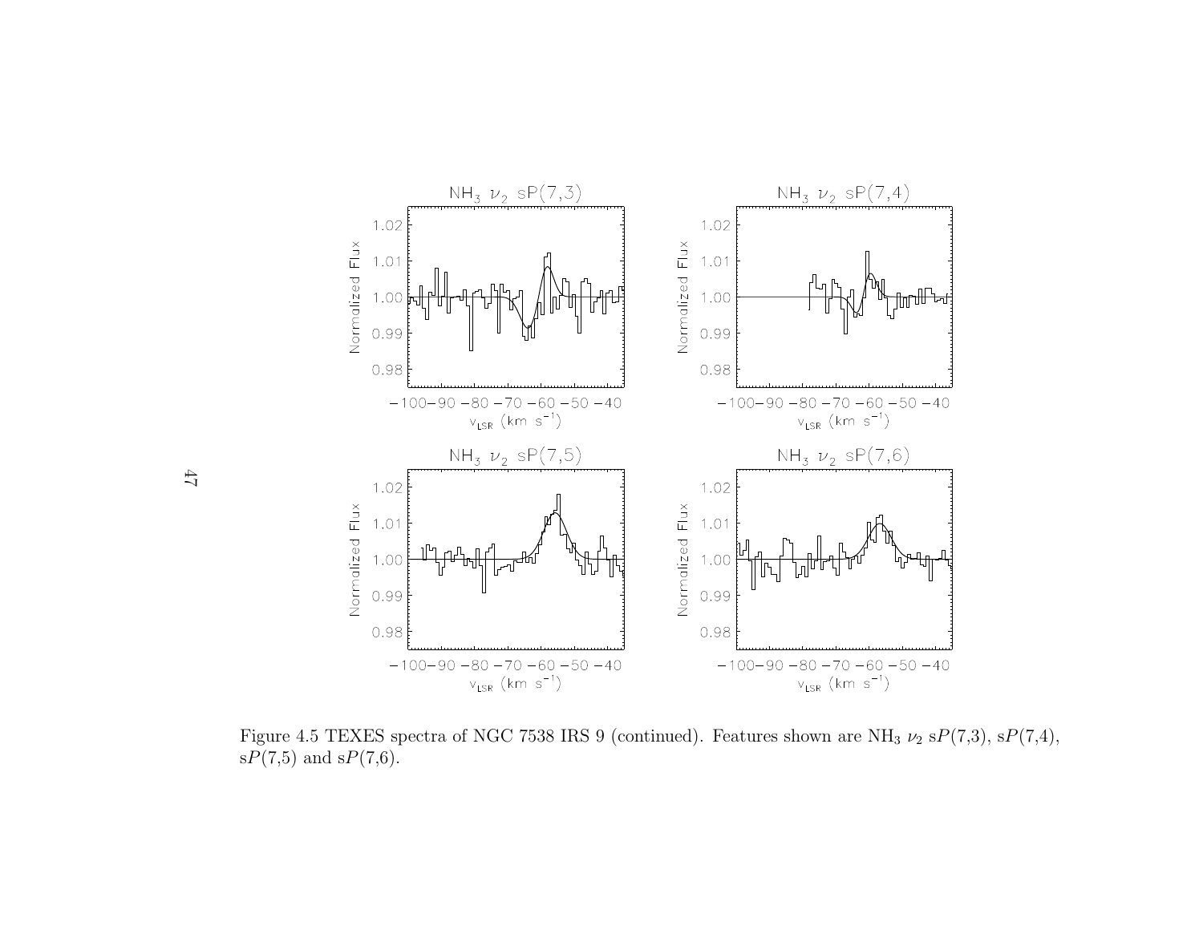Figure 4.5 TEXES spectra of NGC 7538 IRS 9 (continued). Features shown are $NH_3$ $\nu_2$ s$P$(7,3), s$P$(7,4), s$P$(7,5) and s$P$(7,6).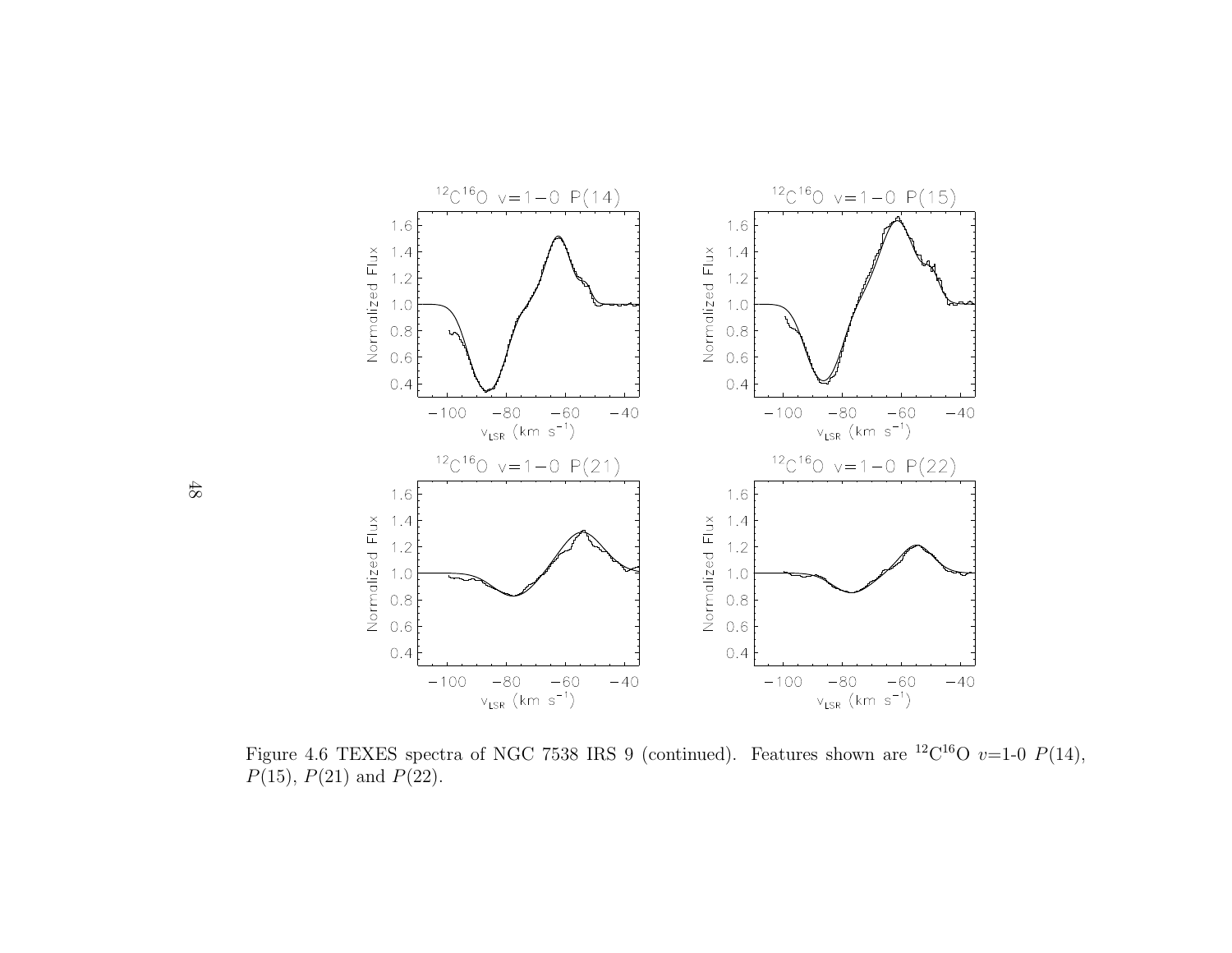Figure 4.6 TEXES spectra of NGC 7538 IRS 9 (continued). Features shown are $^{12}C^{16}O$ $v$=1-0 $P(14)$, $P(15)$, $P(21)$ and $P(22)$.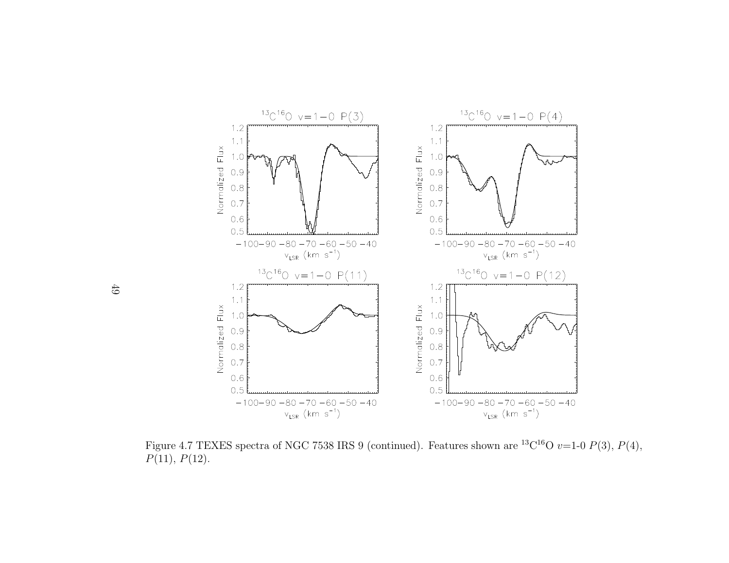Figure 4.7 TEXES spectra of NGC 7538 IRS 9 (continued). Features shown are $^{13}C^{16}O$ $v$=1-0 $P(3)$, $P(4)$, $P(11)$, $P(12)$.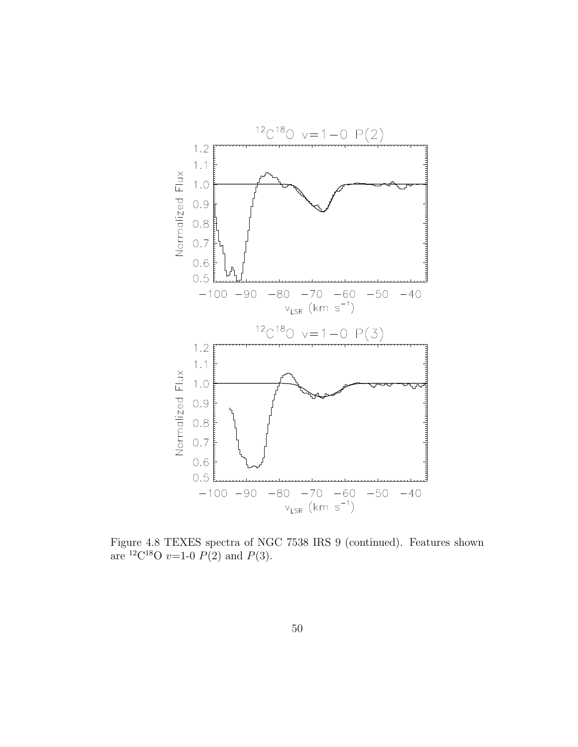Figure 4.8 TEXES spectra of NGC 7538 IRS 9 (continued). Features shown are $^{12}C^{18}O$ $v$=1-0 $P(2)$ and $P(3)$.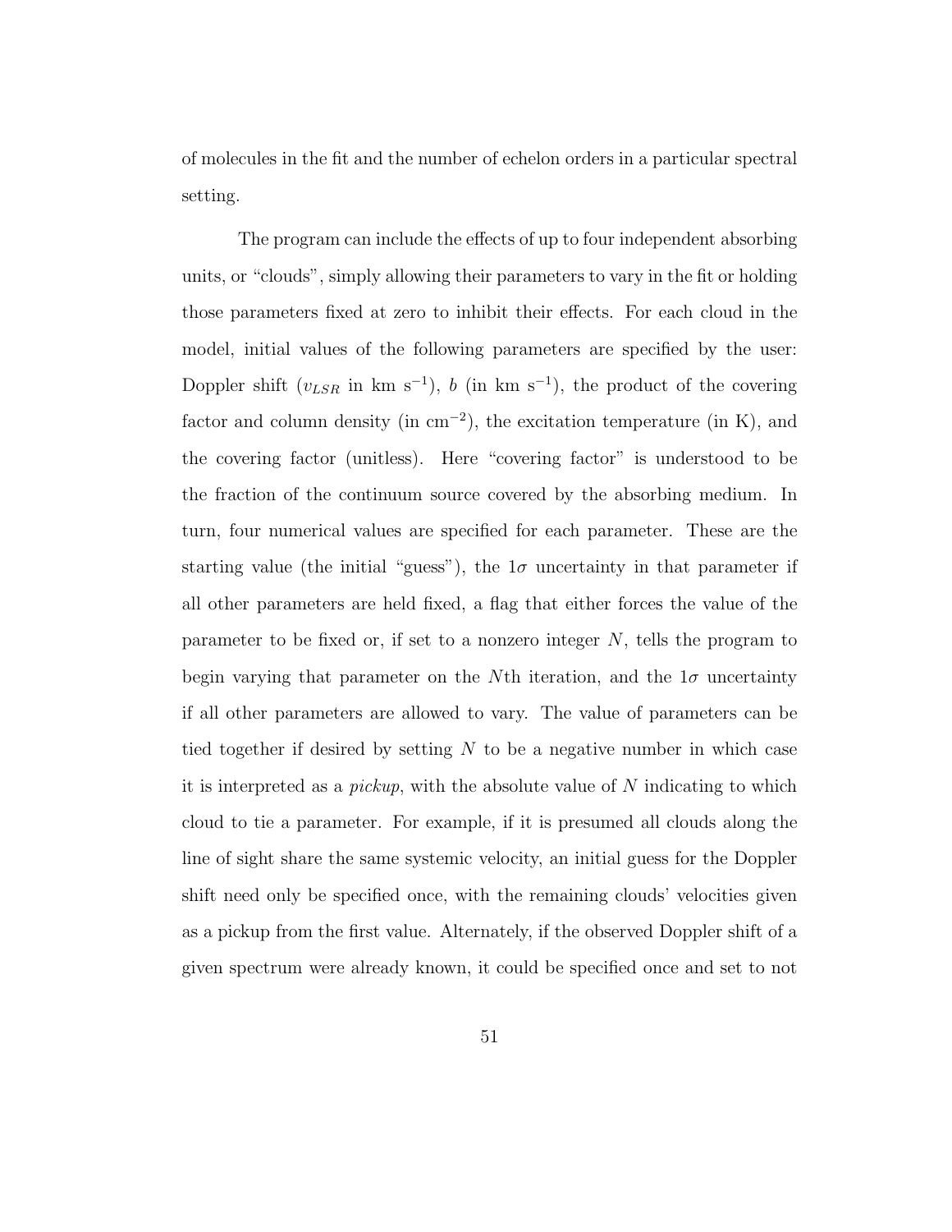of molecules in the fit and the number of echelon orders in a particular spectral setting.

The program can include the effects of up to four independent absorbing units, or "clouds", simply allowing their parameters to vary in the fit or holding those parameters fixed at zero to inhibit their effects. For each cloud in the model, initial values of the following parameters are specified by the user: Doppler shift ($v_{LSR}$ in km s$^{-1}$), $b$ (in km s$^{-1}$), the product of the covering factor and column density (in cm$^{-2}$), the excitation temperature (in K), and the covering factor (unitless). Here "covering factor" is understood to be the fraction of the continuum source covered by the absorbing medium. In turn, four numerical values are specified for each parameter. These are the starting value (the initial "guess"), the $1\sigma$ uncertainty in that parameter if all other parameters are held fixed, a flag that either forces the value of the parameter to be fixed or, if set to a nonzero integer $N$, tells the program to begin varying that parameter on the $N$th iteration, and the $1\sigma$ uncertainty if all other parameters are allowed to vary. The value of parameters can be tied together if desired by setting $N$ to be a negative number in which case it is interpreted as a *pickup*, with the absolute value of $N$ indicating to which cloud to tie a parameter. For example, if it is presumed all clouds along the line of sight share the same systemic velocity, an initial guess for the Doppler shift need only be specified once, with the remaining clouds' velocities given as a pickup from the first value. Alternately, if the observed Doppler shift of a given spectrum were already known, it could be specified once and set to not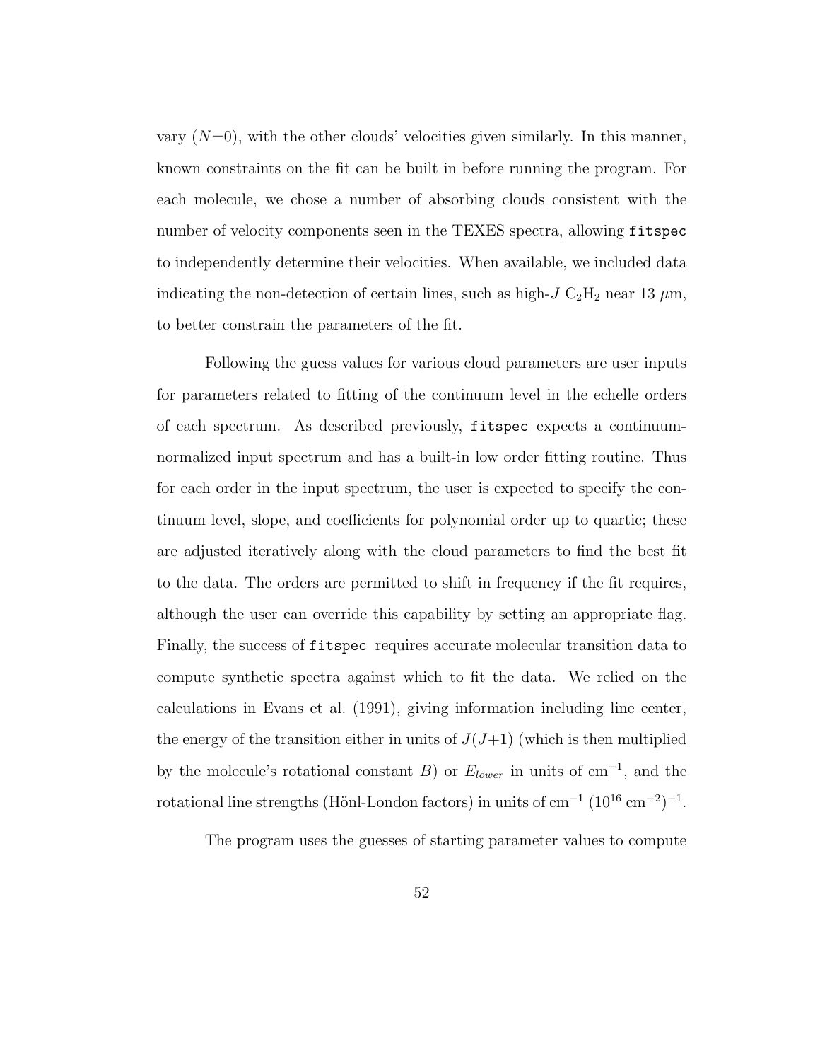vary ($N$=0), with the other clouds' velocities given similarly. In this manner, known constraints on the fit can be built in before running the program. For each molecule, we chose a number of absorbing clouds consistent with the number of velocity components seen in the TEXES spectra, allowing `fitspec` to independently determine their velocities. When available, we included data indicating the non-detection of certain lines, such as high-$J$ $C_2H_2$ near 13 $\mu$m, to better constrain the parameters of the fit.

Following the guess values for various cloud parameters are user inputs for parameters related to fitting of the continuum level in the echelle orders of each spectrum. As described previously, `fitspec` expects a continuum-normalized input spectrum and has a built-in low order fitting routine. Thus for each order in the input spectrum, the user is expected to specify the continuum level, slope, and coefficients for polynomial order up to quartic; these are adjusted iteratively along with the cloud parameters to find the best fit to the data. The orders are permitted to shift in frequency if the fit requires, although the user can override this capability by setting an appropriate flag. Finally, the success of `fitspec` requires accurate molecular transition data to compute synthetic spectra against which to fit the data. We relied on the calculations in Evans et al. (1991), giving information including line center, the energy of the transition either in units of $J(J+1)$ (which is then multiplied by the molecule's rotational constant $B$) or $E_{lower}$ in units of cm$^{-1}$, and the rotational line strengths (Hönl-London factors) in units of cm$^{-1}$ ($10^{16}$ cm$^{-2}$)$^{-1}$.

The program uses the guesses of starting parameter values to compute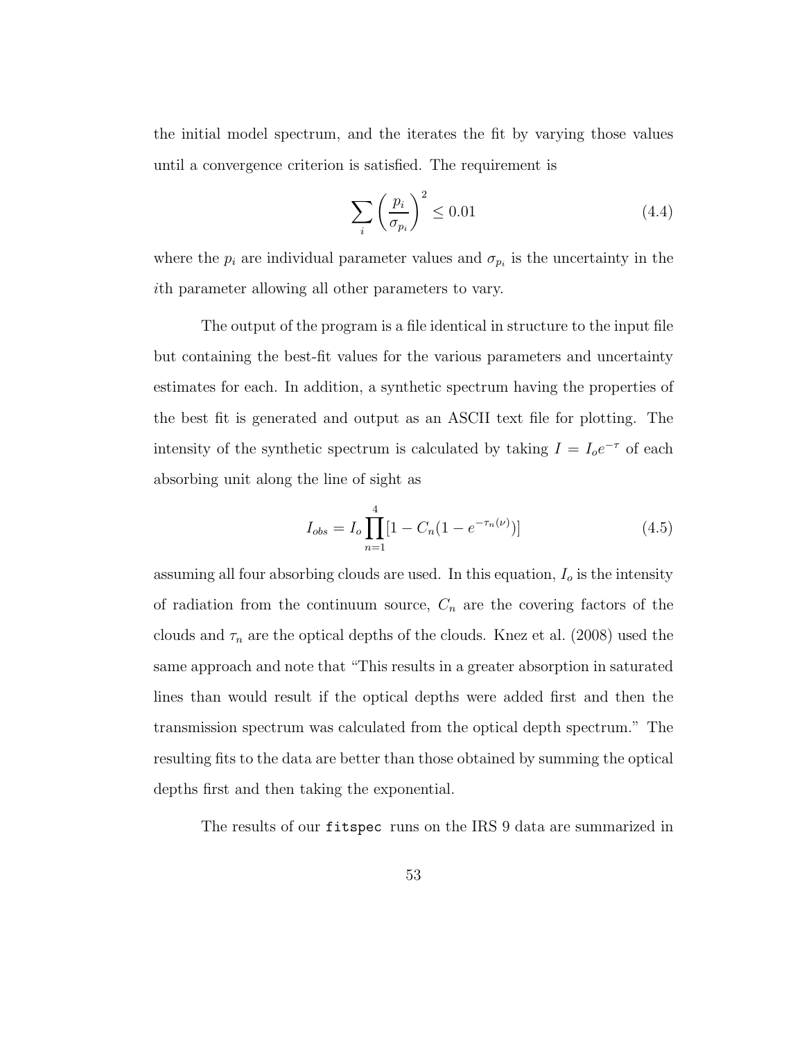the initial model spectrum, and the iterates the fit by varying those values until a convergence criterion is satisfied. The requirement is

$$\sum_i \left(\frac{p_i}{\sigma_{p_i}}\right)^2 \leq 0.01 \tag{4.4}$$

where the $p_i$ are individual parameter values and $\sigma_{p_i}$ is the uncertainty in the $i$th parameter allowing all other parameters to vary.

The output of the program is a file identical in structure to the input file but containing the best-fit values for the various parameters and uncertainty estimates for each. In addition, a synthetic spectrum having the properties of the best fit is generated and output as an ASCII text file for plotting. The intensity of the synthetic spectrum is calculated by taking $I = I_o e^{-\tau}$ of each absorbing unit along the line of sight as

$$I_{obs} = I_o \prod_{n=1}^{4} [1 - C_n(1 - e^{-\tau_n(\nu)})] \tag{4.5}$$

assuming all four absorbing clouds are used. In this equation, $I_o$ is the intensity of radiation from the continuum source, $C_n$ are the covering factors of the clouds and $\tau_n$ are the optical depths of the clouds. Knez et al. (2008) used the same approach and note that "This results in a greater absorption in saturated lines than would result if the optical depths were added first and then the transmission spectrum was calculated from the optical depth spectrum." The resulting fits to the data are better than those obtained by summing the optical depths first and then taking the exponential.

The results of our `fitspec` runs on the IRS 9 data are summarized in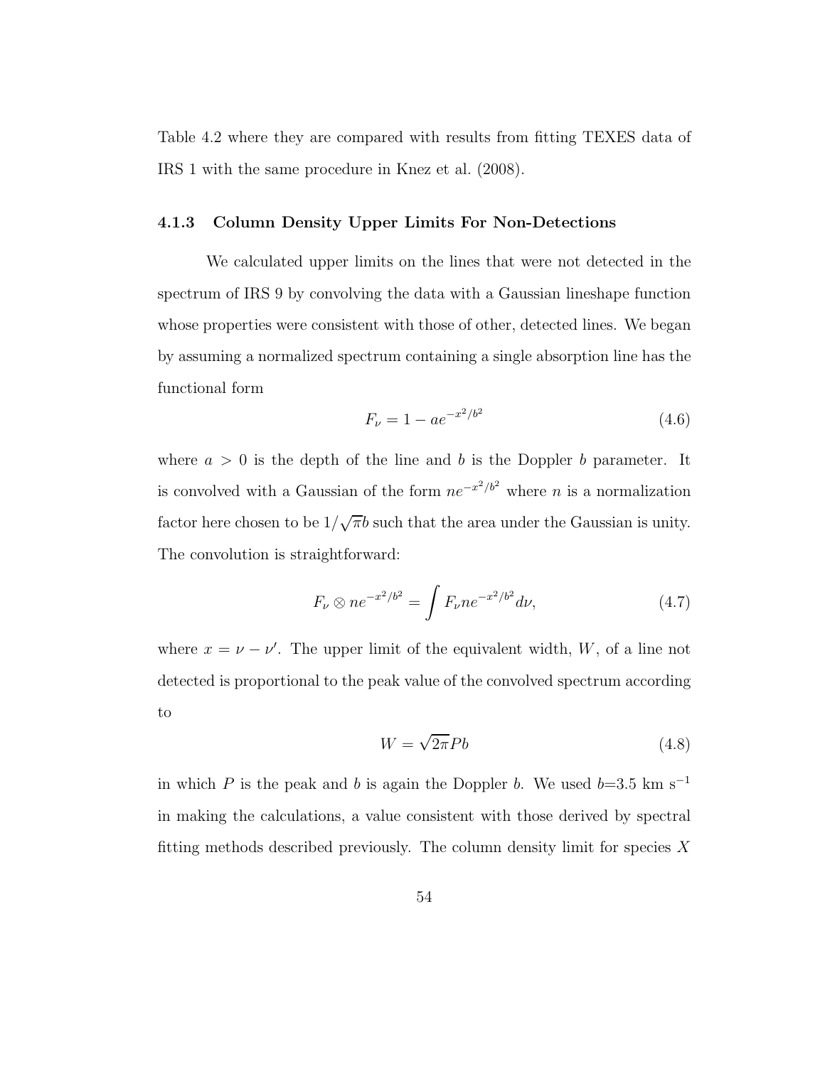Table 4.2 where they are compared with results from fitting TEXES data of IRS 1 with the same procedure in Knez et al. (2008).

### 4.1.3 Column Density Upper Limits For Non-Detections

We calculated upper limits on the lines that were not detected in the spectrum of IRS 9 by convolving the data with a Gaussian lineshape function whose properties were consistent with those of other, detected lines. We began by assuming a normalized spectrum containing a single absorption line has the functional form

$$F_\nu = 1 - ae^{-x^2/b^2} \tag{4.6}$$

where $a > 0$ is the depth of the line and $b$ is the Doppler $b$ parameter. It is convolved with a Gaussian of the form $ne^{-x^2/b^2}$ where $n$ is a normalization factor here chosen to be $1/\sqrt{\pi}b$ such that the area under the Gaussian is unity. The convolution is straightforward:

$$F_\nu \otimes ne^{-x^2/b^2} = \int F_\nu ne^{-x^2/b^2} d\nu, \tag{4.7}$$

where $x = \nu - \nu'$. The upper limit of the equivalent width, $W$, of a line not detected is proportional to the peak value of the convolved spectrum according to

$$W = \sqrt{2\pi}Pb \tag{4.8}$$

in which $P$ is the peak and $b$ is again the Doppler $b$. We used $b$=3.5 km s$^{-1}$ in making the calculations, a value consistent with those derived by spectral fitting methods described previously. The column density limit for species $X$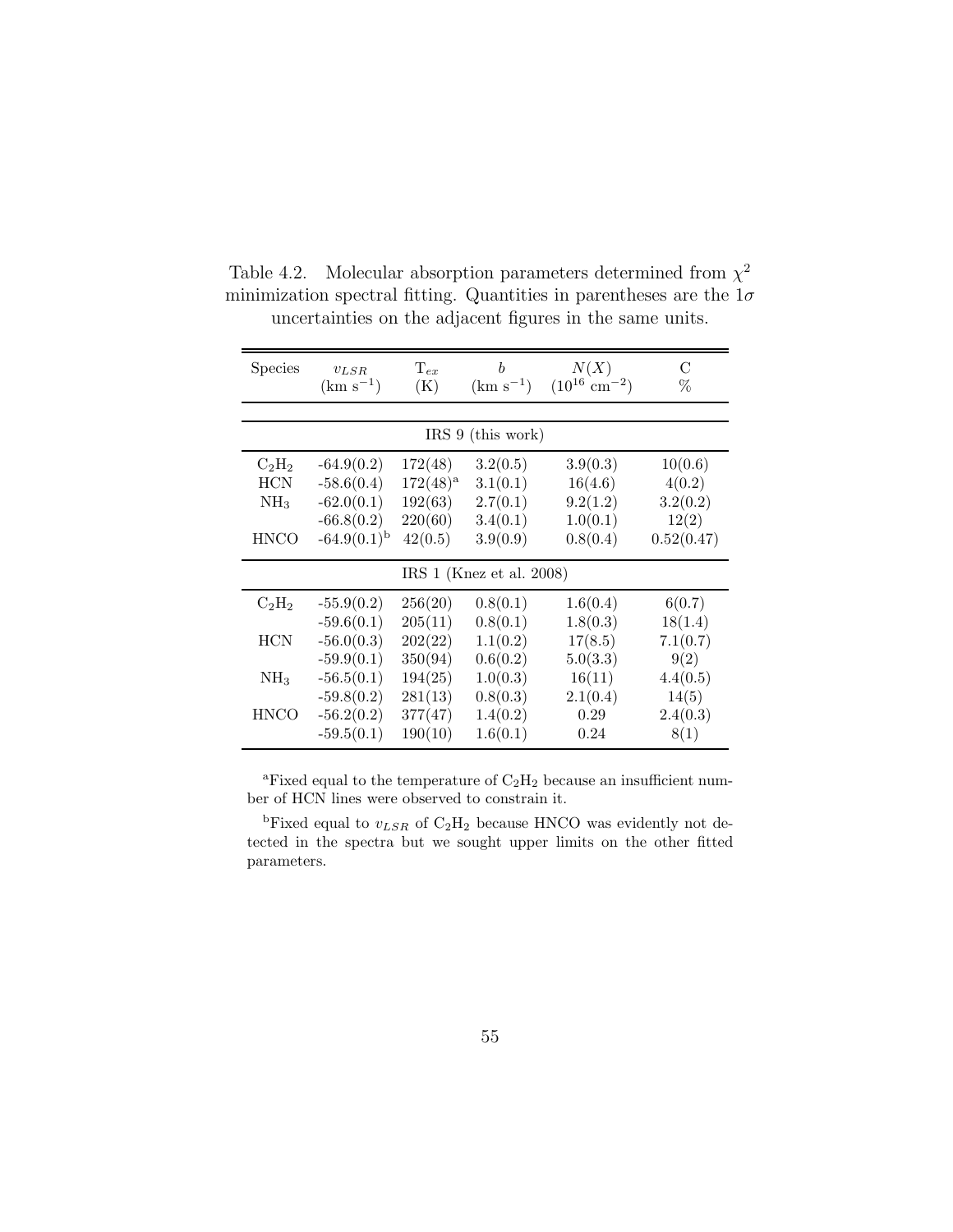Table 4.2. Molecular absorption parameters determined from $\chi^2$ minimization spectral fitting. Quantities in parentheses are the $1\sigma$ uncertainties on the adjacent figures in the same units.

| Species | $v_{LSR}$ (km s$^{-1}$) | T$_{ex}$ (K) | $b$ (km s$^{-1}$) | $N(X)$ ($10^{16}$ cm$^{-2}$) | C % |
|---|---|---|---|---|---|
| | | IRS 9 (this work) | | | |
| $C_2H_2$ | -64.9(0.2) | 172(48) | 3.2(0.5) | 3.9(0.3) | 10(0.6) |
| HCN | -58.6(0.4) | 172(48)[a] | 3.1(0.1) | 16(4.6) | 4(0.2) |
| $NH_3$ | -62.0(0.1) | 192(63) | 2.7(0.1) | 9.2(1.2) | 3.2(0.2) |
| | -66.8(0.2) | 220(60) | 3.4(0.1) | 1.0(0.1) | 12(2) |
| HNCO | -64.9(0.1)[b] | 42(0.5) | 3.9(0.9) | 0.8(0.4) | 0.52(0.47) |
| | | IRS 1 (Knez et al. 2008) | | | |
| $C_2H_2$ | -55.9(0.2) | 256(20) | 0.8(0.1) | 1.6(0.4) | 6(0.7) |
| | -59.6(0.1) | 205(11) | 0.8(0.1) | 1.8(0.3) | 18(1.4) |
| HCN | -56.0(0.3) | 202(22) | 1.1(0.2) | 17(8.5) | 7.1(0.7) |
| | -59.9(0.1) | 350(94) | 0.6(0.2) | 5.0(3.3) | 9(2) |
| $NH_3$ | -56.5(0.1) | 194(25) | 1.0(0.3) | 16(11) | 4.4(0.5) |
| | -59.8(0.2) | 281(13) | 0.8(0.3) | 2.1(0.4) | 14(5) |
| HNCO | -56.2(0.2) | 377(47) | 1.4(0.2) | 0.29 | 2.4(0.3) |
| | -59.5(0.1) | 190(10) | 1.6(0.1) | 0.24 | 8(1) |

[a]Fixed equal to the temperature of $C_2H_2$ because an insufficient number of HCN lines were observed to constrain it.

[b]Fixed equal to $v_{LSR}$ of $C_2H_2$ because HNCO was evidently not detected in the spectra but we sought upper limits on the other fitted parameters.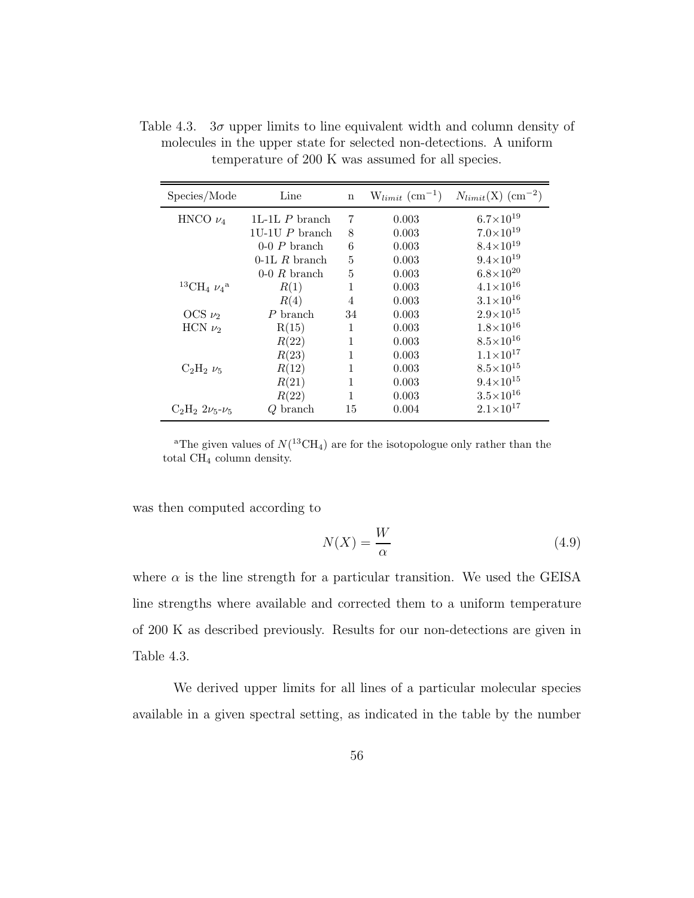Table 4.3. $3\sigma$ upper limits to line equivalent width and column density of molecules in the upper state for selected non-detections. A uniform temperature of 200 K was assumed for all species.

| Species/Mode | Line | n | $W_{limit}$ ($cm^{-1}$) | $N_{limit}$(X) ($cm^{-2}$) |
|---|---|---|---|---|
| HNCO $\nu_4$ | 1L-1L *P* branch | 7 | 0.003 | $6.7\times10^{19}$ |
| | 1U-1U *P* branch | 8 | 0.003 | $7.0\times10^{19}$ |
| | 0-0 *P* branch | 6 | 0.003 | $8.4\times10^{19}$ |
| | 0-1L *R* branch | 5 | 0.003 | $9.4\times10^{19}$ |
| | 0-0 *R* branch | 5 | 0.003 | $6.8\times10^{20}$ |
| $^{13}CH_4$ $\nu_4$[a] | *R*(1) | 1 | 0.003 | $4.1\times10^{16}$ |
| | *R*(4) | 4 | 0.003 | $3.1\times10^{16}$ |
| OCS $\nu_2$ | *P* branch | 34 | 0.003 | $2.9\times10^{15}$ |
| HCN $\nu_2$ | R(15) | 1 | 0.003 | $1.8\times10^{16}$ |
| | *R*(22) | 1 | 0.003 | $8.5\times10^{16}$ |
| | *R*(23) | 1 | 0.003 | $1.1\times10^{17}$ |
| $C_2H_2$ $\nu_5$ | *R*(12) | 1 | 0.003 | $8.5\times10^{15}$ |
| | *R*(21) | 1 | 0.003 | $9.4\times10^{15}$ |
| | *R*(22) | 1 | 0.003 | $3.5\times10^{16}$ |
| $C_2H_2$ $2\nu_5$-$\nu_5$ | *Q* branch | 15 | 0.004 | $2.1\times10^{17}$ |

[a]The given values of $N(^{13}CH_4)$ are for the isotopologue only rather than the total $CH_4$ column density.

was then computed according to

$$N(X) = \frac{W}{\alpha} \tag{4.9}$$

where $\alpha$ is the line strength for a particular transition. We used the GEISA line strengths where available and corrected them to a uniform temperature of 200 K as described previously. Results for our non-detections are given in Table 4.3.

We derived upper limits for all lines of a particular molecular species available in a given spectral setting, as indicated in the table by the number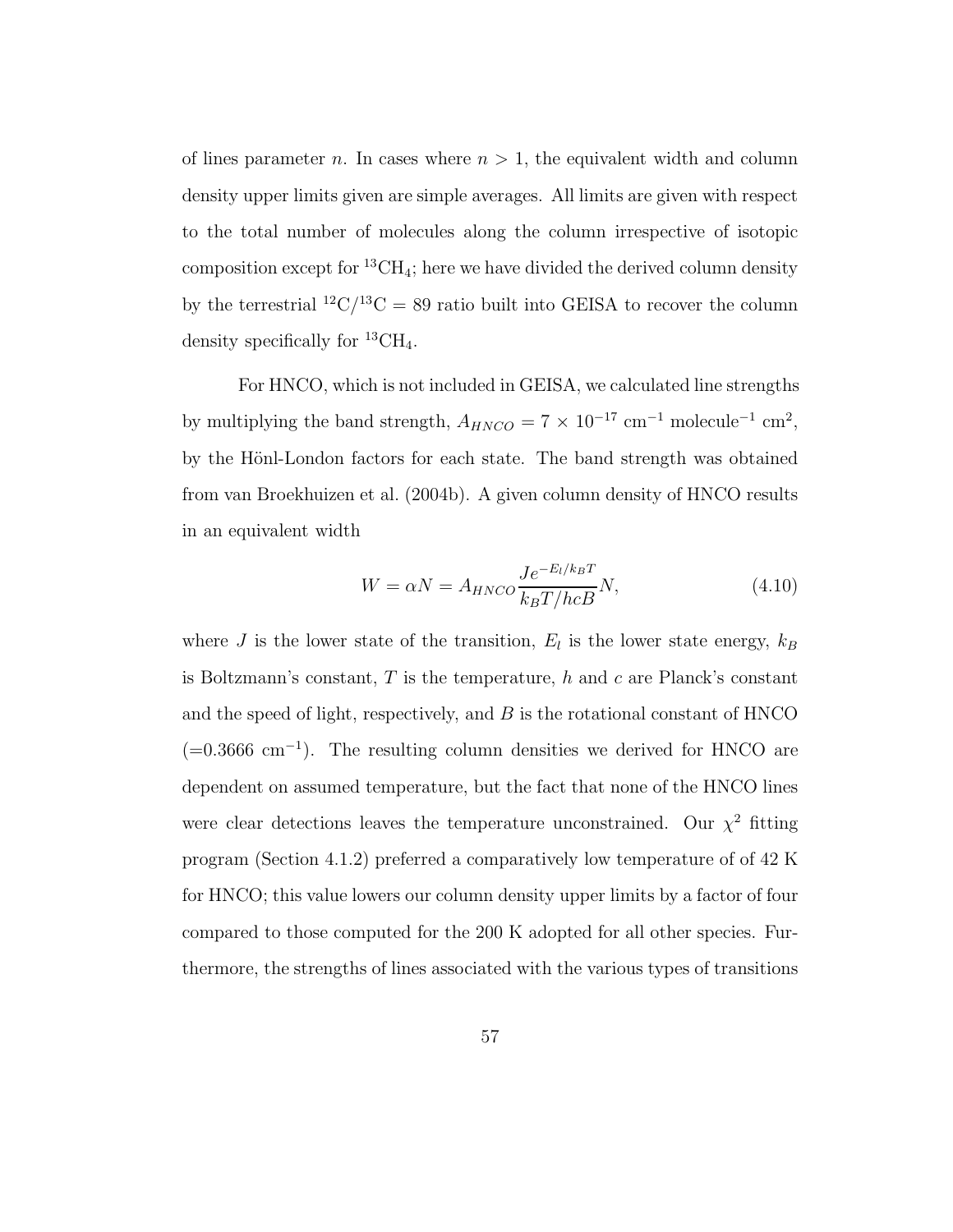of lines parameter $n$. In cases where $n > 1$, the equivalent width and column density upper limits given are simple averages. All limits are given with respect to the total number of molecules along the column irrespective of isotopic composition except for $^{13}CH_4$; here we have divided the derived column density by the terrestrial $^{12}C/^{13}C = 89$ ratio built into GEISA to recover the column density specifically for $^{13}CH_4$.

For HNCO, which is not included in GEISA, we calculated line strengths by multiplying the band strength, $A_{HNCO} = 7 \times 10^{-17}$ cm$^{-1}$ molecule$^{-1}$ cm$^2$, by the Hönl-London factors for each state. The band strength was obtained from van Broekhuizen et al. (2004b). A given column density of HNCO results in an equivalent width

$$W = \alpha N = A_{HNCO} \frac{J e^{-E_l/k_B T}}{k_B T/hcB} N, \tag{4.10}$$

where $J$ is the lower state of the transition, $E_l$ is the lower state energy, $k_B$ is Boltzmann's constant, $T$ is the temperature, $h$ and $c$ are Planck's constant and the speed of light, respectively, and $B$ is the rotational constant of HNCO (=0.3666 cm$^{-1}$). The resulting column densities we derived for HNCO are dependent on assumed temperature, but the fact that none of the HNCO lines were clear detections leaves the temperature unconstrained. Our $\chi^2$ fitting program (Section 4.1.2) preferred a comparatively low temperature of of 42 K for HNCO; this value lowers our column density upper limits by a factor of four compared to those computed for the 200 K adopted for all other species. Furthermore, the strengths of lines associated with the various types of transitions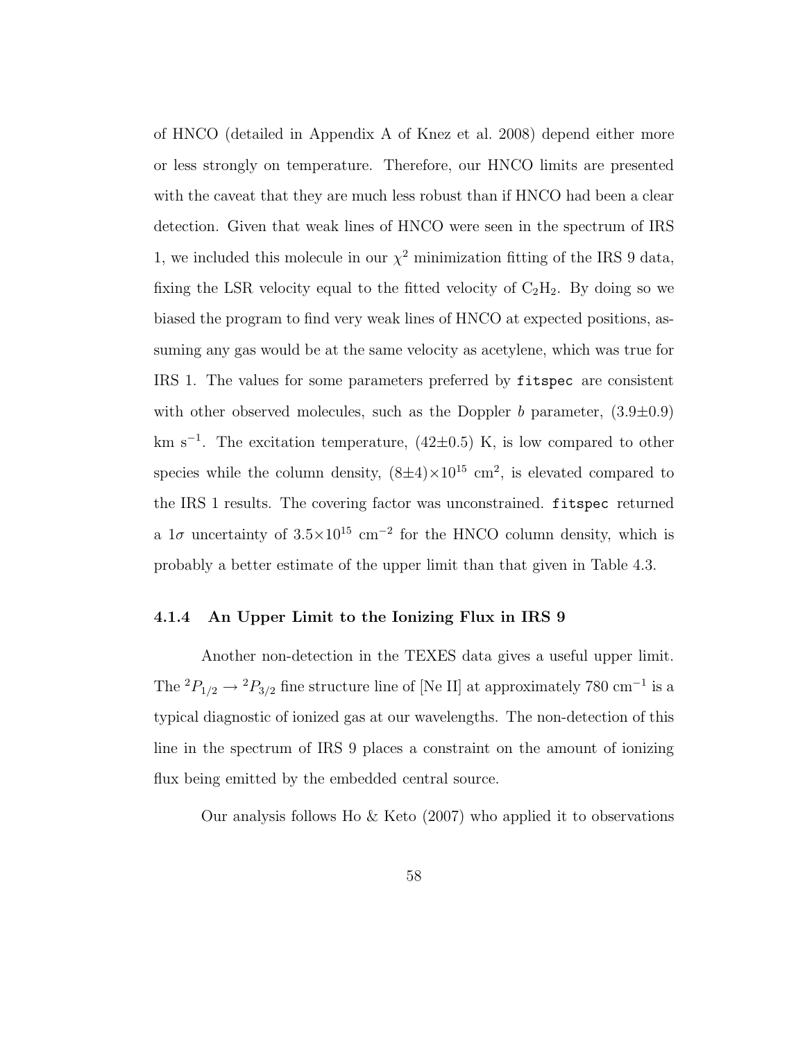of HNCO (detailed in Appendix A of Knez et al. 2008) depend either more or less strongly on temperature. Therefore, our HNCO limits are presented with the caveat that they are much less robust than if HNCO had been a clear detection. Given that weak lines of HNCO were seen in the spectrum of IRS 1, we included this molecule in our $\chi^2$ minimization fitting of the IRS 9 data, fixing the LSR velocity equal to the fitted velocity of $C_2H_2$. By doing so we biased the program to find very weak lines of HNCO at expected positions, assuming any gas would be at the same velocity as acetylene, which was true for IRS 1. The values for some parameters preferred by `fitspec` are consistent with other observed molecules, such as the Doppler $b$ parameter, $(3.9\pm0.9)$ km s$^{-1}$. The excitation temperature, $(42\pm0.5)$ K, is low compared to other species while the column density, $(8\pm4)\times10^{15}$ cm$^2$, is elevated compared to the IRS 1 results. The covering factor was unconstrained. `fitspec` returned a $1\sigma$ uncertainty of $3.5\times10^{15}$ cm$^{-2}$ for the HNCO column density, which is probably a better estimate of the upper limit than that given in Table 4.3.

### 4.1.4 An Upper Limit to the Ionizing Flux in IRS 9

Another non-detection in the TEXES data gives a useful upper limit. The ${}^2P_{1/2} \rightarrow {}^2P_{3/2}$ fine structure line of [Ne II] at approximately 780 cm$^{-1}$ is a typical diagnostic of ionized gas at our wavelengths. The non-detection of this line in the spectrum of IRS 9 places a constraint on the amount of ionizing flux being emitted by the embedded central source.

Our analysis follows Ho & Keto (2007) who applied it to observations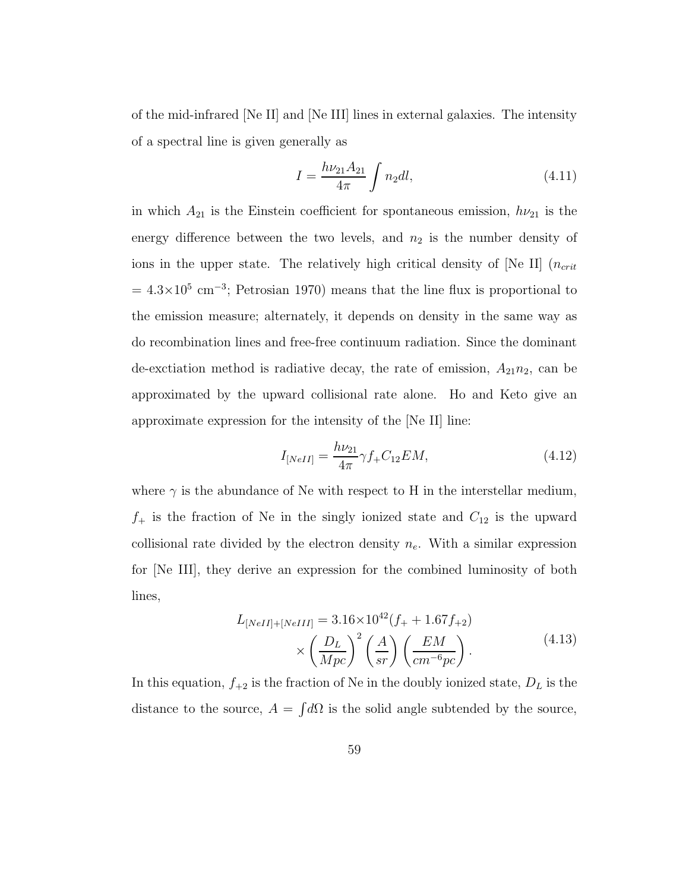of the mid-infrared [Ne II] and [Ne III] lines in external galaxies. The intensity of a spectral line is given generally as

$$I = \frac{h\nu_{21} A_{21}}{4\pi} \int n_2 dl, \tag{4.11}$$

in which $A_{21}$ is the Einstein coefficient for spontaneous emission, $h\nu_{21}$ is the energy difference between the two levels, and $n_2$ is the number density of ions in the upper state. The relatively high critical density of [Ne II] ($n_{crit}$ $= 4.3\times10^5$ cm$^{-3}$; Petrosian 1970) means that the line flux is proportional to the emission measure; alternately, it depends on density in the same way as do recombination lines and free-free continuum radiation. Since the dominant de-exctiation method is radiative decay, the rate of emission, $A_{21}n_2$, can be approximated by the upward collisional rate alone. Ho and Keto give an approximate expression for the intensity of the [Ne II] line:

$$I_{[NeII]} = \frac{h\nu_{21}}{4\pi} \gamma f_+ C_{12} EM, \tag{4.12}$$

where $\gamma$ is the abundance of Ne with respect to H in the interstellar medium, $f_+$ is the fraction of Ne in the singly ionized state and $C_{12}$ is the upward collisional rate divided by the electron density $n_e$. With a similar expression for [Ne III], they derive an expression for the combined luminosity of both lines,

$$\begin{aligned} L_{[NeII]+[NeIII]} = 3.16\times10^{42} (f_+ + 1.67 f_{+2}) \\ \times \left(\frac{D_L}{Mpc}\right)^2 \left(\frac{A}{sr}\right) \left(\frac{EM}{cm^{-6}pc}\right). \end{aligned} \tag{4.13}$$

In this equation, $f_{+2}$ is the fraction of Ne in the doubly ionized state, $D_L$ is the distance to the source, $A = \int d\Omega$ is the solid angle subtended by the source,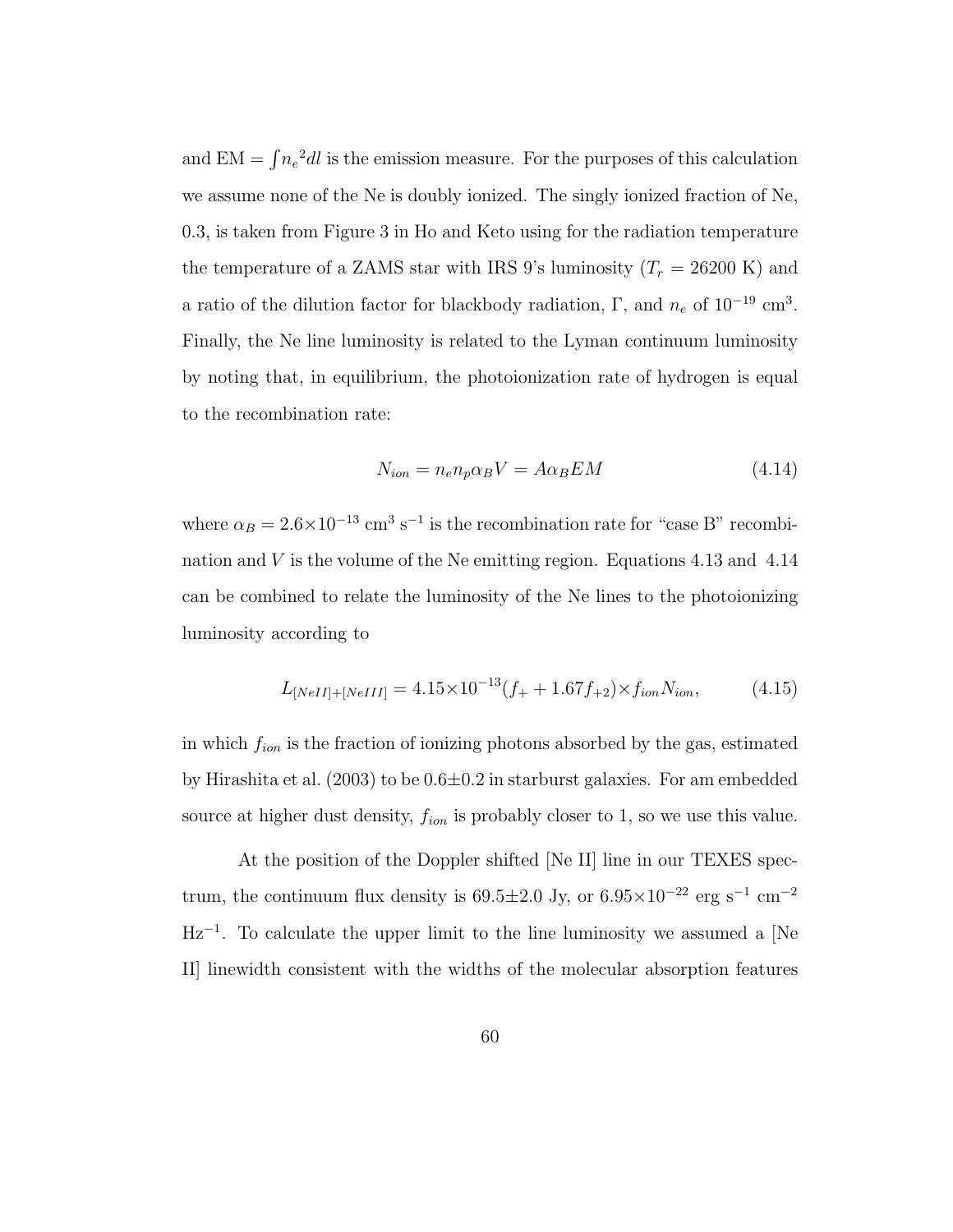and $\mathrm{EM} = \int {n_e}^2 dl$ is the emission measure. For the purposes of this calculation we assume none of the Ne is doubly ionized. The singly ionized fraction of Ne, 0.3, is taken from Figure 3 in Ho and Keto using for the radiation temperature the temperature of a ZAMS star with IRS 9's luminosity ($T_r$ = 26200 K) and a ratio of the dilution factor for blackbody radiation, $\Gamma$, and $n_e$ of $10^{-19}$ cm$^3$. Finally, the Ne line luminosity is related to the Lyman continuum luminosity by noting that, in equilibrium, the photoionization rate of hydrogen is equal to the recombination rate:

$$N_{ion} = n_e n_p \alpha_B V = A \alpha_B EM \tag{4.14}$$

where $\alpha_B = 2.6\times10^{-13}$ cm$^3$ s$^{-1}$ is the recombination rate for "case B" recombination and $V$ is the volume of the Ne emitting region. Equations 4.13 and 4.14 can be combined to relate the luminosity of the Ne lines to the photoionizing luminosity according to

$$L_{[NeII]+[NeIII]} = 4.15\times10^{-13}(f_{+} + 1.67 f_{+2})\times f_{ion} N_{ion}, \tag{4.15}$$

in which $f_{ion}$ is the fraction of ionizing photons absorbed by the gas, estimated by Hirashita et al. (2003) to be 0.6±0.2 in starburst galaxies. For am embedded source at higher dust density, $f_{ion}$ is probably closer to 1, so we use this value.

At the position of the Doppler shifted [Ne II] line in our TEXES spectrum, the continuum flux density is 69.5±2.0 Jy, or $6.95\times10^{-22}$ erg s$^{-1}$ cm$^{-2}$ Hz$^{-1}$. To calculate the upper limit to the line luminosity we assumed a [Ne II] linewidth consistent with the widths of the molecular absorption features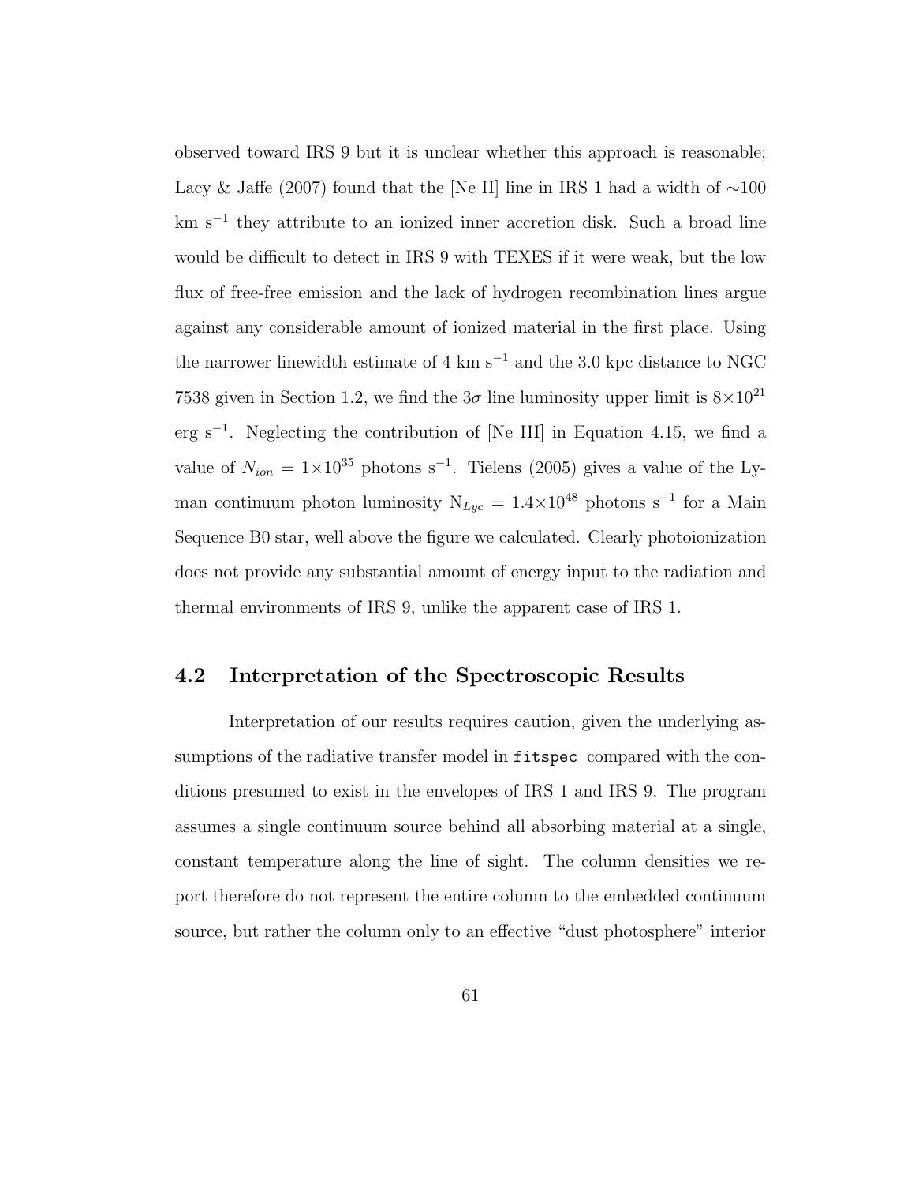observed toward IRS 9 but it is unclear whether this approach is reasonable; Lacy & Jaffe (2007) found that the [Ne II] line in IRS 1 had a width of $\sim$100 km s$^{-1}$ they attribute to an ionized inner accretion disk. Such a broad line would be difficult to detect in IRS 9 with TEXES if it were weak, but the low flux of free-free emission and the lack of hydrogen recombination lines argue against any considerable amount of ionized material in the first place. Using the narrower linewidth estimate of 4 km s$^{-1}$ and the 3.0 kpc distance to NGC 7538 given in Section 1.2, we find the $3\sigma$ line luminosity upper limit is $8\times10^{21}$ erg s$^{-1}$. Neglecting the contribution of [Ne III] in Equation 4.15, we find a value of $N_{ion} = 1\times10^{35}$ photons s$^{-1}$. Tielens (2005) gives a value of the Lyman continuum photon luminosity $N_{Lyc} = 1.4\times10^{48}$ photons s$^{-1}$ for a Main Sequence B0 star, well above the figure we calculated. Clearly photoionization does not provide any substantial amount of energy input to the radiation and thermal environments of IRS 9, unlike the apparent case of IRS 1.

## 4.2 Interpretation of the Spectroscopic Results

Interpretation of our results requires caution, given the underlying assumptions of the radiative transfer model in `fitspec` compared with the conditions presumed to exist in the envelopes of IRS 1 and IRS 9. The program assumes a single continuum source behind all absorbing material at a single, constant temperature along the line of sight. The column densities we report therefore do not represent the entire column to the embedded continuum source, but rather the column only to an effective "dust photosphere" interior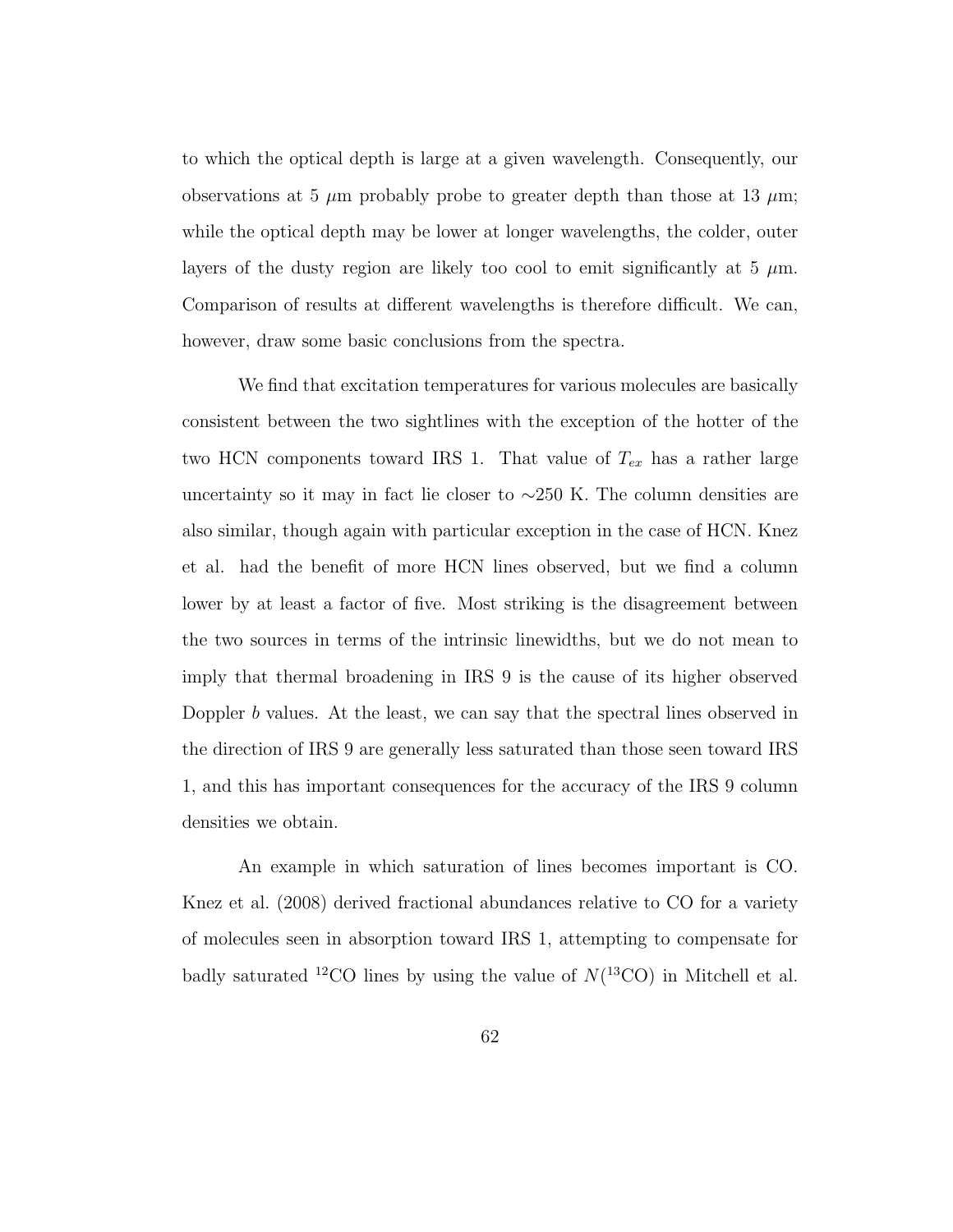to which the optical depth is large at a given wavelength. Consequently, our observations at 5 $\mu$m probably probe to greater depth than those at 13 $\mu$m; while the optical depth may be lower at longer wavelengths, the colder, outer layers of the dusty region are likely too cool to emit significantly at 5 $\mu$m. Comparison of results at different wavelengths is therefore difficult. We can, however, draw some basic conclusions from the spectra.

We find that excitation temperatures for various molecules are basically consistent between the two sightlines with the exception of the hotter of the two HCN components toward IRS 1. That value of $T_{ex}$ has a rather large uncertainty so it may in fact lie closer to ∼250 K. The column densities are also similar, though again with particular exception in the case of HCN. Knez et al. had the benefit of more HCN lines observed, but we find a column lower by at least a factor of five. Most striking is the disagreement between the two sources in terms of the intrinsic linewidths, but we do not mean to imply that thermal broadening in IRS 9 is the cause of its higher observed Doppler $b$ values. At the least, we can say that the spectral lines observed in the direction of IRS 9 are generally less saturated than those seen toward IRS 1, and this has important consequences for the accuracy of the IRS 9 column densities we obtain.

An example in which saturation of lines becomes important is CO. Knez et al. (2008) derived fractional abundances relative to CO for a variety of molecules seen in absorption toward IRS 1, attempting to compensate for badly saturated $^{12}$CO lines by using the value of $N(^{13}\text{CO})$ in Mitchell et al.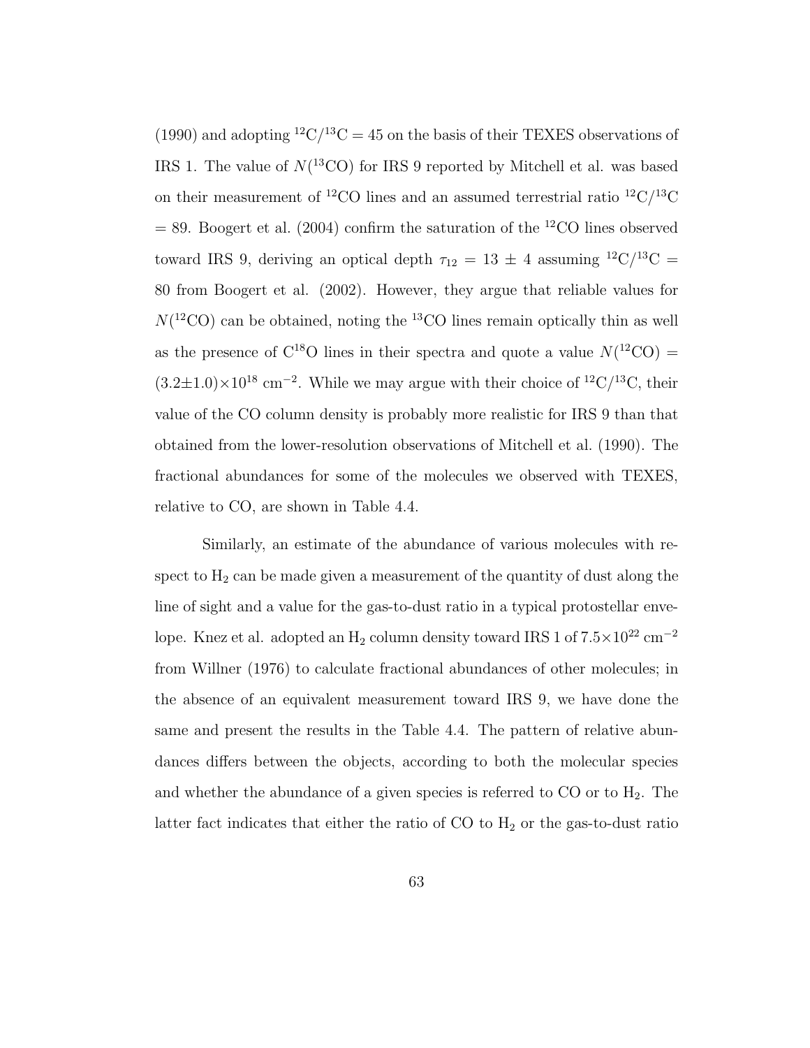(1990) and adopting $^{12}C/^{13}C = 45$ on the basis of their TEXES observations of IRS 1. The value of $N(^{13}CO)$ for IRS 9 reported by Mitchell et al. was based on their measurement of $^{12}CO$ lines and an assumed terrestrial ratio $^{12}C/^{13}C = 89$. Boogert et al. (2004) confirm the saturation of the $^{12}CO$ lines observed toward IRS 9, deriving an optical depth $\tau_{12} = 13 \pm 4$ assuming $^{12}C/^{13}C = 80$ from Boogert et al. (2002). However, they argue that reliable values for $N(^{12}CO)$ can be obtained, noting the $^{13}CO$ lines remain optically thin as well as the presence of $C^{18}O$ lines in their spectra and quote a value $N(^{12}CO) = (3.2 \pm 1.0) \times 10^{18}$ cm$^{-2}$. While we may argue with their choice of $^{12}C/^{13}C$, their value of the CO column density is probably more realistic for IRS 9 than that obtained from the lower-resolution observations of Mitchell et al. (1990). The fractional abundances for some of the molecules we observed with TEXES, relative to CO, are shown in Table 4.4.

Similarly, an estimate of the abundance of various molecules with respect to $H_2$ can be made given a measurement of the quantity of dust along the line of sight and a value for the gas-to-dust ratio in a typical protostellar envelope. Knez et al. adopted an $H_2$ column density toward IRS 1 of $7.5 \times 10^{22}$ cm$^{-2}$ from Willner (1976) to calculate fractional abundances of other molecules; in the absence of an equivalent measurement toward IRS 9, we have done the same and present the results in the Table 4.4. The pattern of relative abundances differs between the objects, according to both the molecular species and whether the abundance of a given species is referred to CO or to $H_2$. The latter fact indicates that either the ratio of CO to $H_2$ or the gas-to-dust ratio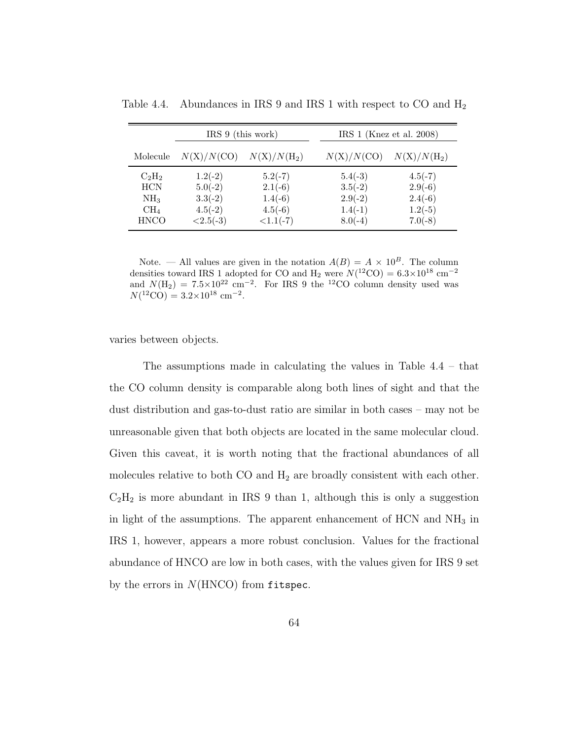Table 4.4. Abundances in IRS 9 and IRS 1 with respect to CO and $H_2$

| | IRS 9 (this work) | | IRS 1 (Knez et al. 2008) | |
|---|---|---|---|---|
| Molecule | $N(X)/N(CO)$ | $N(X)/N(H_2)$ | $N(X)/N(CO)$ | $N(X)/N(H_2)$ |
| $C_2H_2$ | 1.2(-2) | 5.2(-7) | 5.4(-3) | 4.5(-7) |
| HCN | 5.0(-2) | 2.1(-6) | 3.5(-2) | 2.9(-6) |
| $NH_3$ | 3.3(-2) | 1.4(-6) | 2.9(-2) | 2.4(-6) |
| $CH_4$ | 4.5(-2) | 4.5(-6) | 1.4(-1) | 1.2(-5) |
| HNCO | <2.5(-3) | <1.1(-7) | 8.0(-4) | 7.0(-8) |

Note. — All values are given in the notation $A(B) = A \times 10^B$. The column densities toward IRS 1 adopted for CO and $H_2$ were $N(^{12}CO) = 6.3\times10^{18}$ cm$^{-2}$ and $N(H_2) = 7.5\times10^{22}$ cm$^{-2}$. For IRS 9 the $^{12}$CO column density used was $N(^{12}CO) = 3.2\times10^{18}$ cm$^{-2}$.

varies between objects.

The assumptions made in calculating the values in Table 4.4 – that the CO column density is comparable along both lines of sight and that the dust distribution and gas-to-dust ratio are similar in both cases – may not be unreasonable given that both objects are located in the same molecular cloud. Given this caveat, it is worth noting that the fractional abundances of all molecules relative to both CO and $H_2$ are broadly consistent with each other. $C_2H_2$ is more abundant in IRS 9 than 1, although this is only a suggestion in light of the assumptions. The apparent enhancement of HCN and $NH_3$ in IRS 1, however, appears a more robust conclusion. Values for the fractional abundance of HNCO are low in both cases, with the values given for IRS 9 set by the errors in $N$(HNCO) from `fitspec`.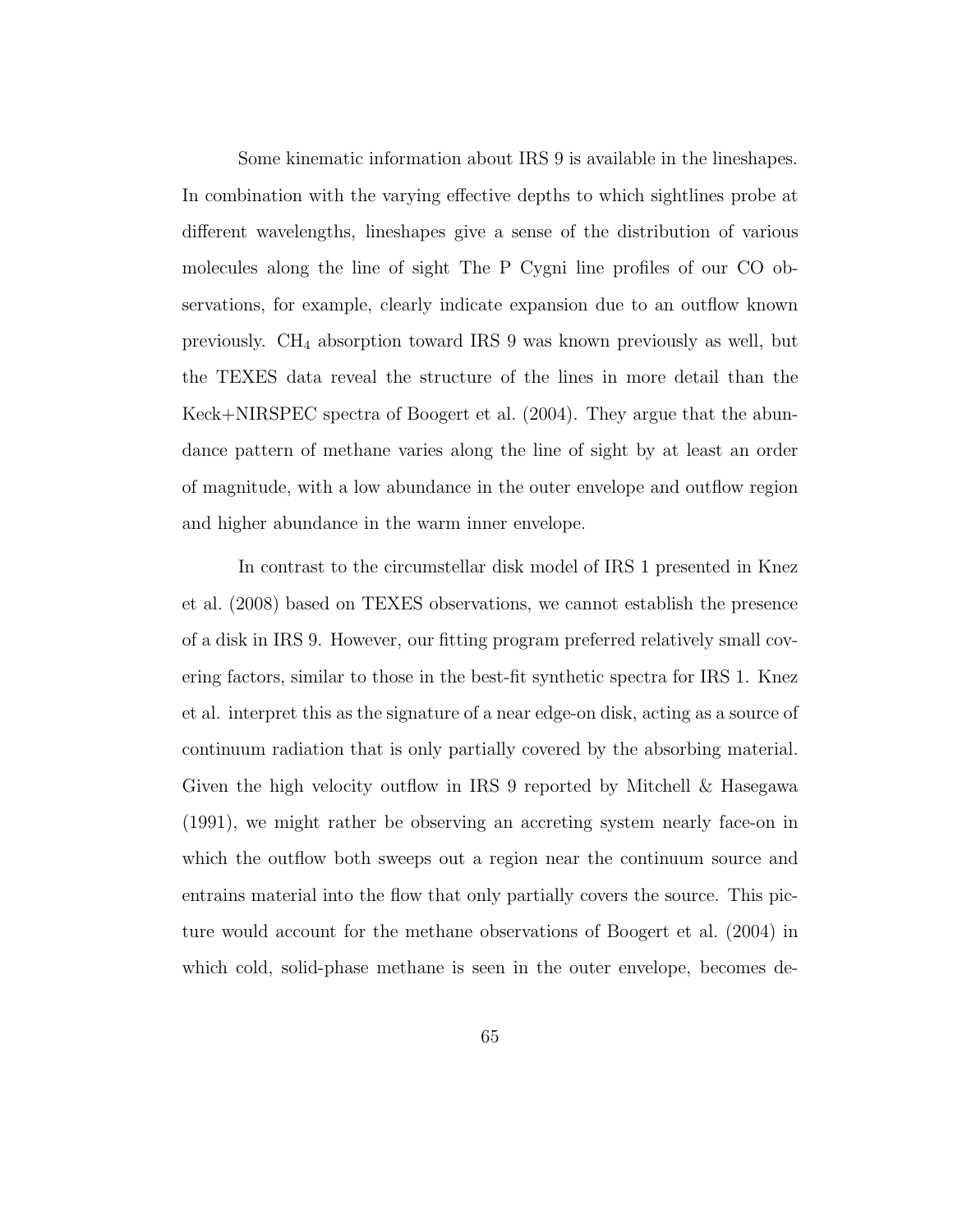Some kinematic information about IRS 9 is available in the lineshapes. In combination with the varying effective depths to which sightlines probe at different wavelengths, lineshapes give a sense of the distribution of various molecules along the line of sight The P Cygni line profiles of our CO observations, for example, clearly indicate expansion due to an outflow known previously. $CH_4$ absorption toward IRS 9 was known previously as well, but the TEXES data reveal the structure of the lines in more detail than the Keck+NIRSPEC spectra of Boogert et al. (2004). They argue that the abundance pattern of methane varies along the line of sight by at least an order of magnitude, with a low abundance in the outer envelope and outflow region and higher abundance in the warm inner envelope.

In contrast to the circumstellar disk model of IRS 1 presented in Knez et al. (2008) based on TEXES observations, we cannot establish the presence of a disk in IRS 9. However, our fitting program preferred relatively small covering factors, similar to those in the best-fit synthetic spectra for IRS 1. Knez et al. interpret this as the signature of a near edge-on disk, acting as a source of continuum radiation that is only partially covered by the absorbing material. Given the high velocity outflow in IRS 9 reported by Mitchell & Hasegawa (1991), we might rather be observing an accreting system nearly face-on in which the outflow both sweeps out a region near the continuum source and entrains material into the flow that only partially covers the source. This picture would account for the methane observations of Boogert et al. (2004) in which cold, solid-phase methane is seen in the outer envelope, becomes de-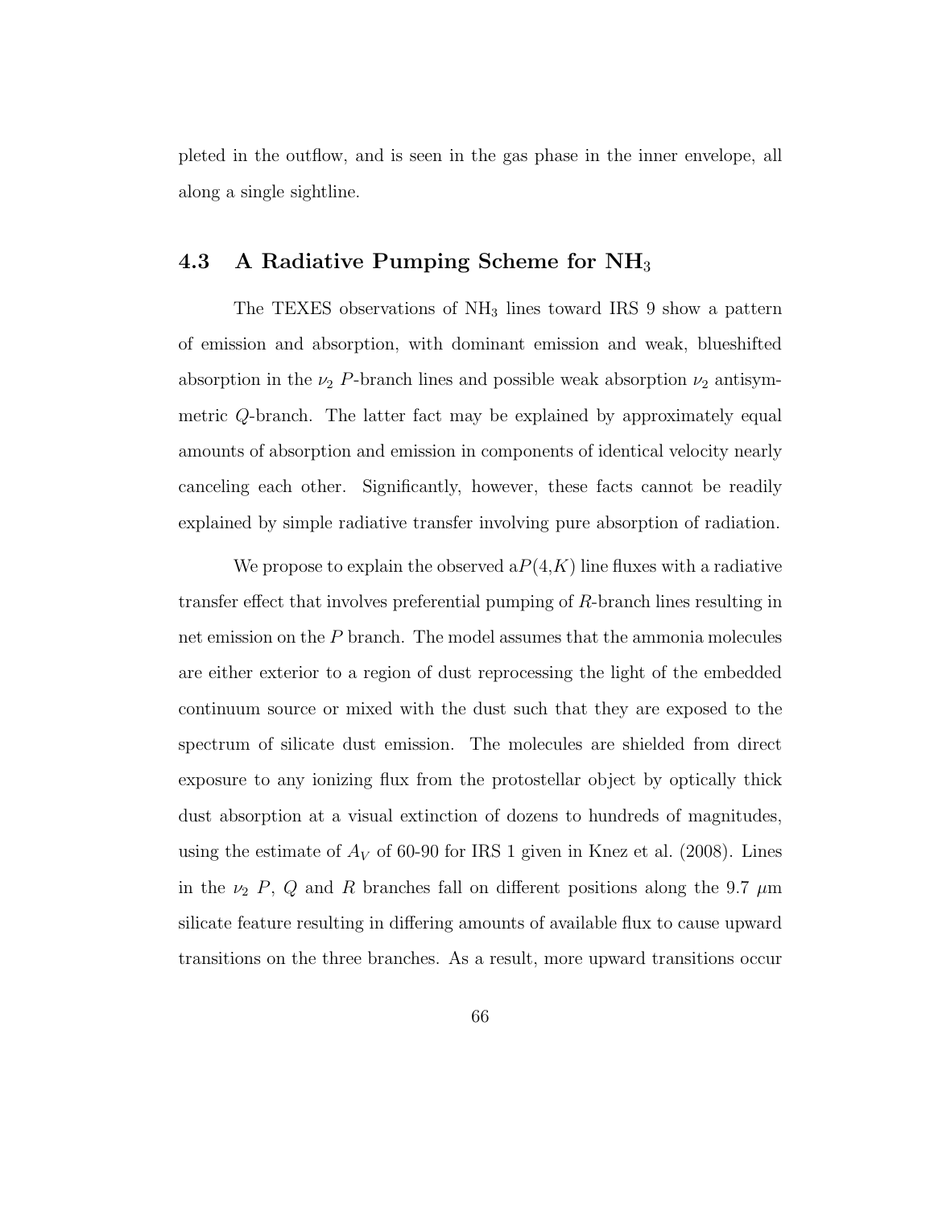pleted in the outflow, and is seen in the gas phase in the inner envelope, all along a single sightline.

## 4.3 A Radiative Pumping Scheme for $NH_3$

The TEXES observations of $NH_3$ lines toward IRS 9 show a pattern of emission and absorption, with dominant emission and weak, blueshifted absorption in the $\nu_2$ $P$-branch lines and possible weak absorption $\nu_2$ antisymmetric $Q$-branch. The latter fact may be explained by approximately equal amounts of absorption and emission in components of identical velocity nearly canceling each other. Significantly, however, these facts cannot be readily explained by simple radiative transfer involving pure absorption of radiation.

We propose to explain the observed a$P(4,K)$ line fluxes with a radiative transfer effect that involves preferential pumping of $R$-branch lines resulting in net emission on the $P$ branch. The model assumes that the ammonia molecules are either exterior to a region of dust reprocessing the light of the embedded continuum source or mixed with the dust such that they are exposed to the spectrum of silicate dust emission. The molecules are shielded from direct exposure to any ionizing flux from the protostellar object by optically thick dust absorption at a visual extinction of dozens to hundreds of magnitudes, using the estimate of $A_V$ of 60-90 for IRS 1 given in Knez et al. (2008). Lines in the $\nu_2$ $P$, $Q$ and $R$ branches fall on different positions along the 9.7 $\mu$m silicate feature resulting in differing amounts of available flux to cause upward transitions on the three branches. As a result, more upward transitions occur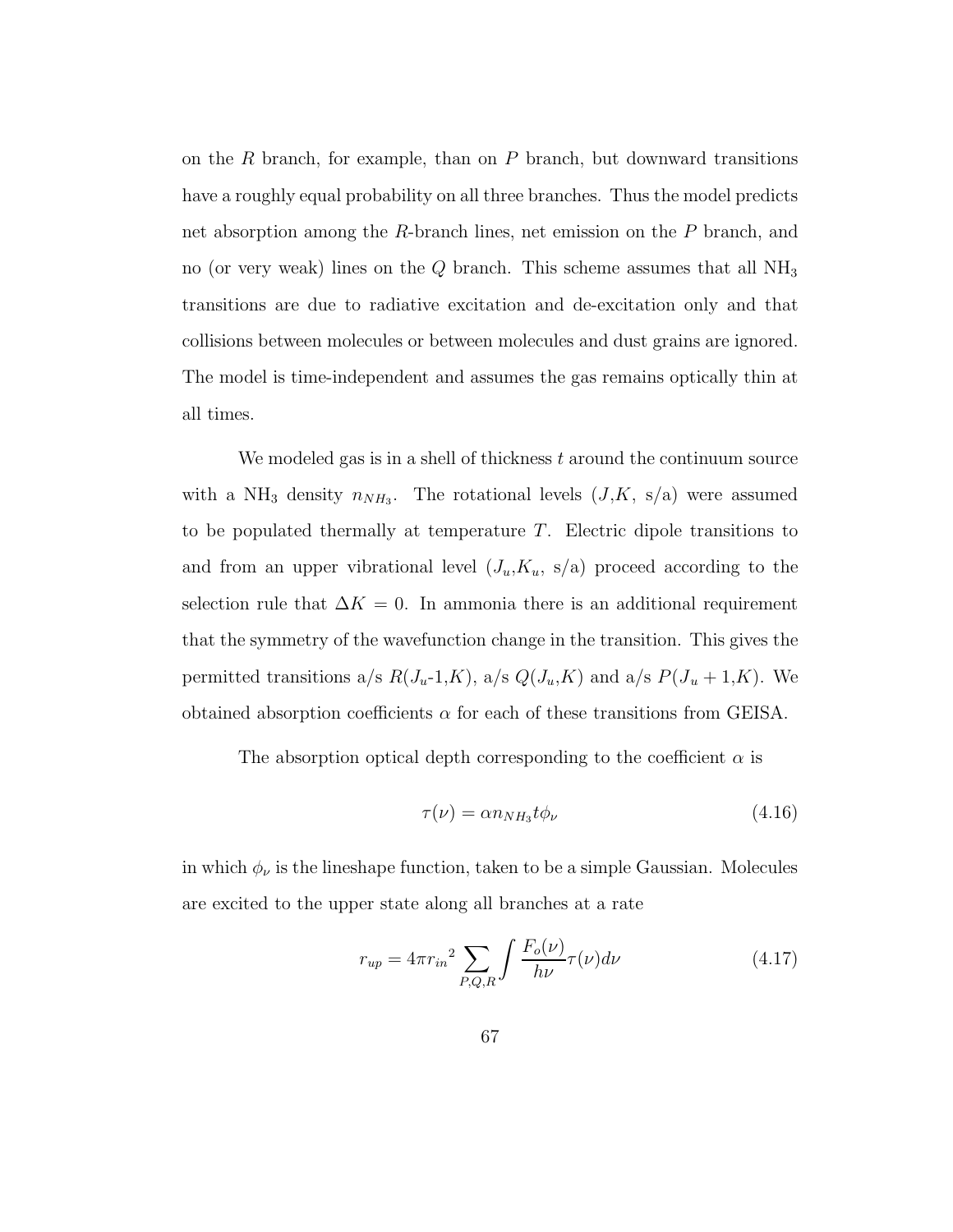on the $R$ branch, for example, than on $P$ branch, but downward transitions have a roughly equal probability on all three branches. Thus the model predicts net absorption among the $R$-branch lines, net emission on the $P$ branch, and no (or very weak) lines on the $Q$ branch. This scheme assumes that all $NH_3$ transitions are due to radiative excitation and de-excitation only and that collisions between molecules or between molecules and dust grains are ignored. The model is time-independent and assumes the gas remains optically thin at all times.

We modeled gas is in a shell of thickness $t$ around the continuum source with a $NH_3$ density $n_{NH_3}$. The rotational levels ($J$,$K$, s/a) were assumed to be populated thermally at temperature $T$. Electric dipole transitions to and from an upper vibrational level ($J_u$,$K_u$, s/a) proceed according to the selection rule that $\Delta K = 0$. In ammonia there is an additional requirement that the symmetry of the wavefunction change in the transition. This gives the permitted transitions a/s $R(J_u\text{-}1,K)$, a/s $Q(J_u,K)$ and a/s $P(J_u+1,K)$. We obtained absorption coefficients $\alpha$ for each of these transitions from GEISA.

The absorption optical depth corresponding to the coefficient $\alpha$ is

$$\tau(\nu) = \alpha n_{NH_3} t \phi_\nu \tag{4.16}$$

in which $\phi_\nu$ is the lineshape function, taken to be a simple Gaussian. Molecules are excited to the upper state along all branches at a rate

$$r_{up} = 4\pi {r_{in}}^2 \sum_{P,Q,R} \int \frac{F_o(\nu)}{h\nu} \tau(\nu) d\nu \tag{4.17}$$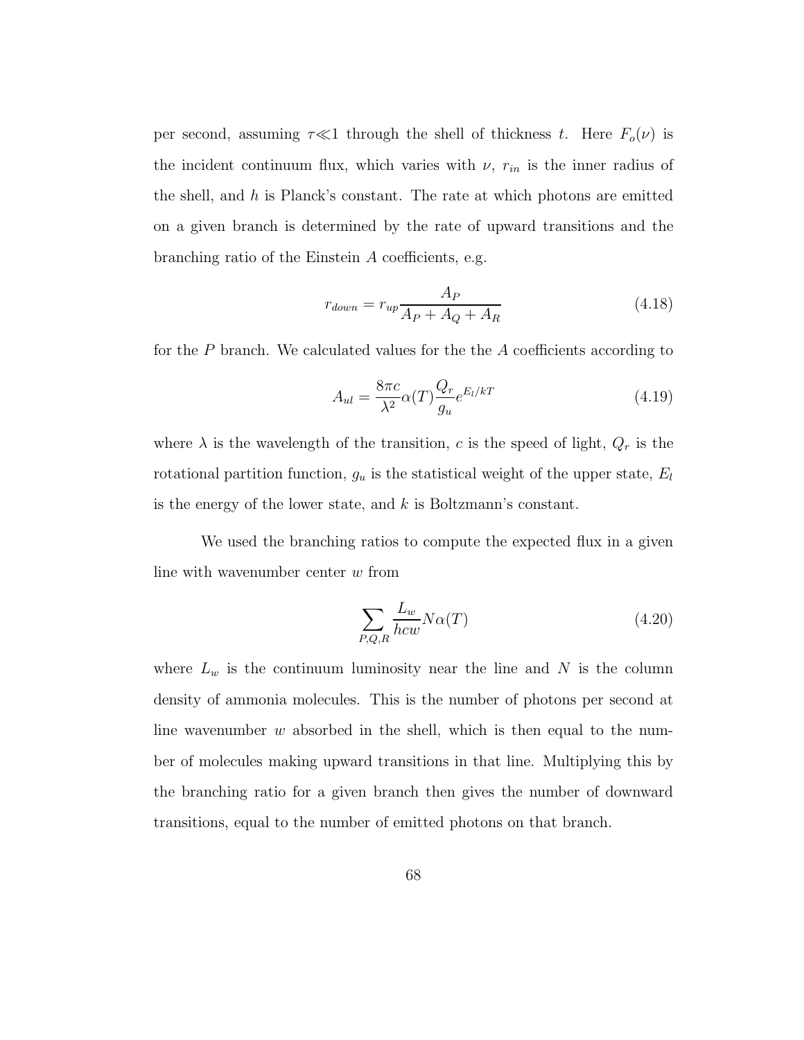per second, assuming $\tau \ll 1$ through the shell of thickness $t$. Here $F_o(\nu)$ is the incident continuum flux, which varies with $\nu$, $r_{in}$ is the inner radius of the shell, and $h$ is Planck's constant. The rate at which photons are emitted on a given branch is determined by the rate of upward transitions and the branching ratio of the Einstein $A$ coefficients, e.g.

$$r_{down} = r_{up}\frac{A_P}{A_P + A_Q + A_R} \tag{4.18}$$

for the $P$ branch. We calculated values for the the $A$ coefficients according to

$$A_{ul} = \frac{8\pi c}{\lambda^2}\alpha(T)\frac{Q_r}{g_u}e^{E_l/kT} \tag{4.19}$$

where $\lambda$ is the wavelength of the transition, $c$ is the speed of light, $Q_r$ is the rotational partition function, $g_u$ is the statistical weight of the upper state, $E_l$ is the energy of the lower state, and $k$ is Boltzmann's constant.

We used the branching ratios to compute the expected flux in a given line with wavenumber center $w$ from

$$\sum_{P,Q,R} \frac{L_w}{hcw} N\alpha(T) \tag{4.20}$$

where $L_w$ is the continuum luminosity near the line and $N$ is the column density of ammonia molecules. This is the number of photons per second at line wavenumber $w$ absorbed in the shell, which is then equal to the number of molecules making upward transitions in that line. Multiplying this by the branching ratio for a given branch then gives the number of downward transitions, equal to the number of emitted photons on that branch.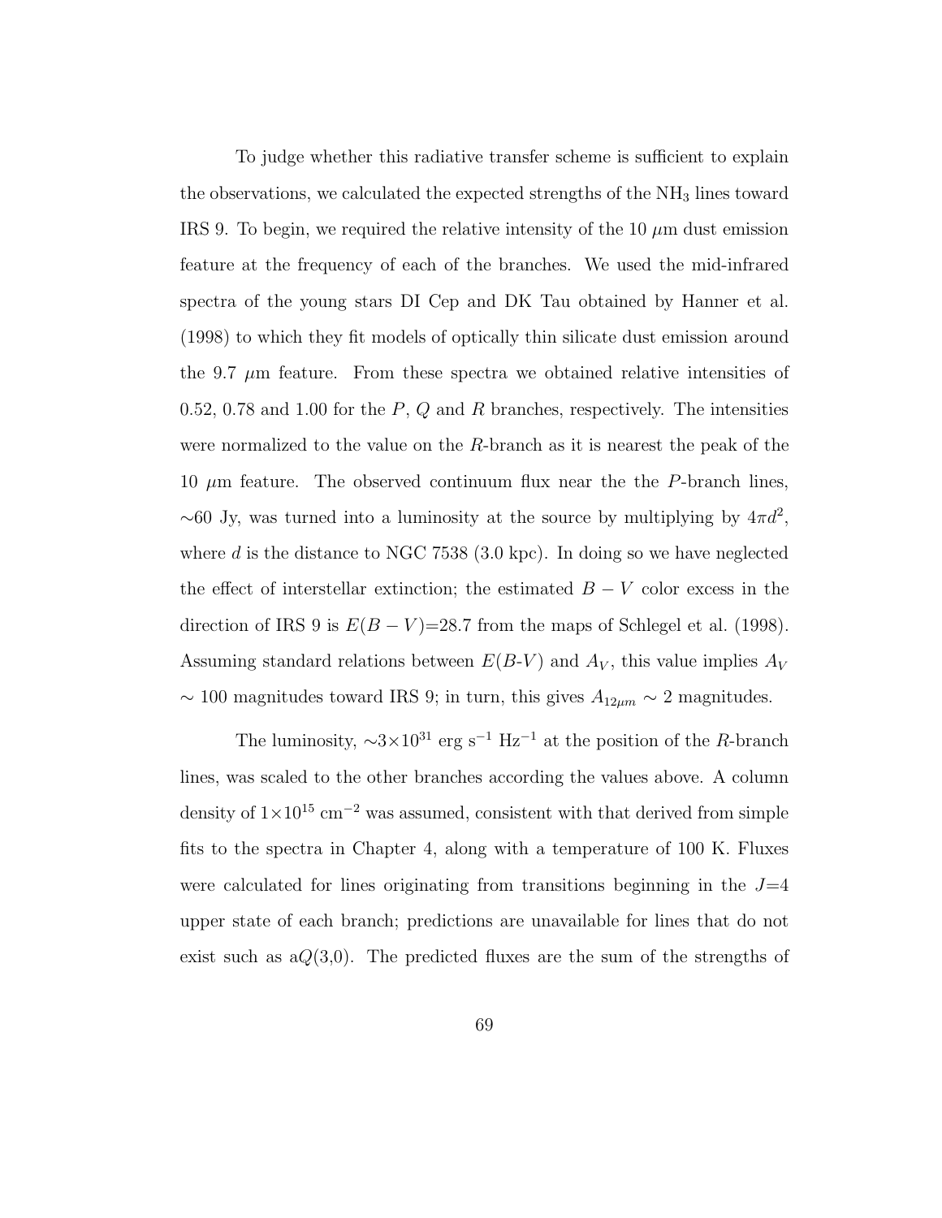To judge whether this radiative transfer scheme is sufficient to explain the observations, we calculated the expected strengths of the $NH_3$ lines toward IRS 9. To begin, we required the relative intensity of the 10 $\mu$m dust emission feature at the frequency of each of the branches. We used the mid-infrared spectra of the young stars DI Cep and DK Tau obtained by Hanner et al. (1998) to which they fit models of optically thin silicate dust emission around the 9.7 $\mu$m feature. From these spectra we obtained relative intensities of 0.52, 0.78 and 1.00 for the $P$, $Q$ and $R$ branches, respectively. The intensities were normalized to the value on the $R$-branch as it is nearest the peak of the 10 $\mu$m feature. The observed continuum flux near the the $P$-branch lines, ~60 Jy, was turned into a luminosity at the source by multiplying by $4\pi d^2$, where $d$ is the distance to NGC 7538 (3.0 kpc). In doing so we have neglected the effect of interstellar extinction; the estimated $B - V$ color excess in the direction of IRS 9 is $E(B - V)$=28.7 from the maps of Schlegel et al. (1998). Assuming standard relations between $E(B\text{-}V)$ and $A_V$, this value implies $A_V \sim 100$ magnitudes toward IRS 9; in turn, this gives $A_{12\mu m} \sim 2$ magnitudes.

The luminosity, $\sim 3\times10^{31}$ erg s$^{-1}$ Hz$^{-1}$ at the position of the $R$-branch lines, was scaled to the other branches according the values above. A column density of $1\times10^{15}$ cm$^{-2}$ was assumed, consistent with that derived from simple fits to the spectra in Chapter 4, along with a temperature of 100 K. Fluxes were calculated for lines originating from transitions beginning in the $J$=4 upper state of each branch; predictions are unavailable for lines that do not exist such as a$Q$(3,0). The predicted fluxes are the sum of the strengths of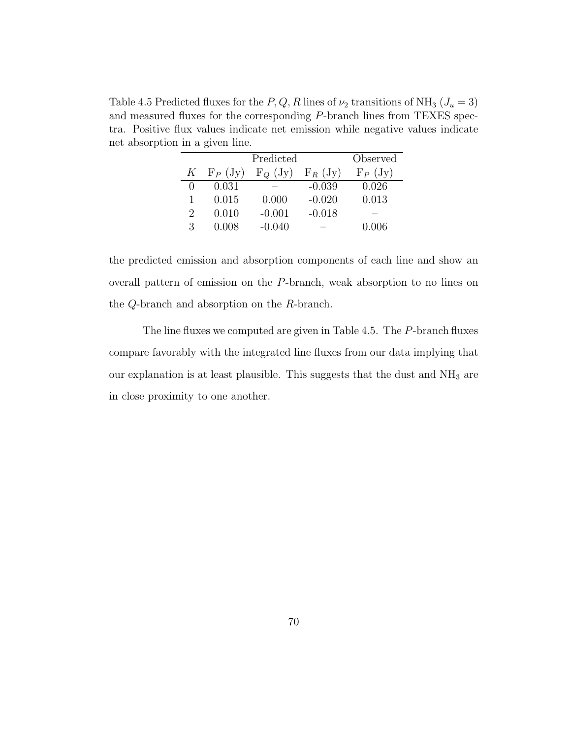Table 4.5 Predicted fluxes for the $P, Q, R$ lines of $\nu_2$ transitions of $NH_3$ ($J_u = 3$) and measured fluxes for the corresponding $P$-branch lines from TEXES spectra. Positive flux values indicate net emission while negative values indicate net absorption in a given line.

| | Predicted | | | Observed |
|---|---|---|---|---|
| $K$ | $F_P$ (Jy) | $F_Q$ (Jy) | $F_R$ (Jy) | $F_P$ (Jy) |
| 0 | 0.031 | – | -0.039 | 0.026 |
| 1 | 0.015 | 0.000 | -0.020 | 0.013 |
| 2 | 0.010 | -0.001 | -0.018 | – |
| 3 | 0.008 | -0.040 | – | 0.006 |

the predicted emission and absorption components of each line and show an overall pattern of emission on the $P$-branch, weak absorption to no lines on the $Q$-branch and absorption on the $R$-branch.

The line fluxes we computed are given in Table 4.5. The $P$-branch fluxes compare favorably with the integrated line fluxes from our data implying that our explanation is at least plausible. This suggests that the dust and $NH_3$ are in close proximity to one another.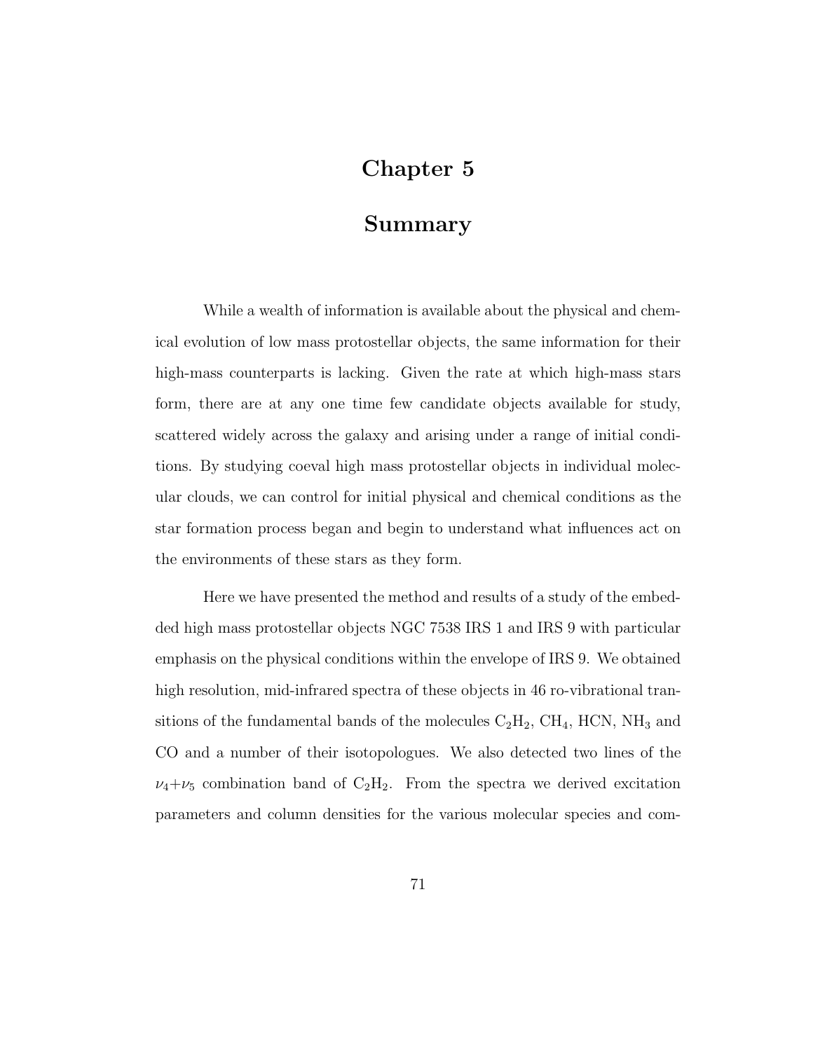# Chapter 5

# Summary

While a wealth of information is available about the physical and chemical evolution of low mass protostellar objects, the same information for their high-mass counterparts is lacking. Given the rate at which high-mass stars form, there are at any one time few candidate objects available for study, scattered widely across the galaxy and arising under a range of initial conditions. By studying coeval high mass protostellar objects in individual molecular clouds, we can control for initial physical and chemical conditions as the star formation process began and begin to understand what influences act on the environments of these stars as they form.

Here we have presented the method and results of a study of the embedded high mass protostellar objects NGC 7538 IRS 1 and IRS 9 with particular emphasis on the physical conditions within the envelope of IRS 9. We obtained high resolution, mid-infrared spectra of these objects in 46 ro-vibrational transitions of the fundamental bands of the molecules $C_2H_2$, $CH_4$, HCN, $NH_3$ and CO and a number of their isotopologues. We also detected two lines of the $\nu_4+\nu_5$ combination band of $C_2H_2$. From the spectra we derived excitation parameters and column densities for the various molecular species and com-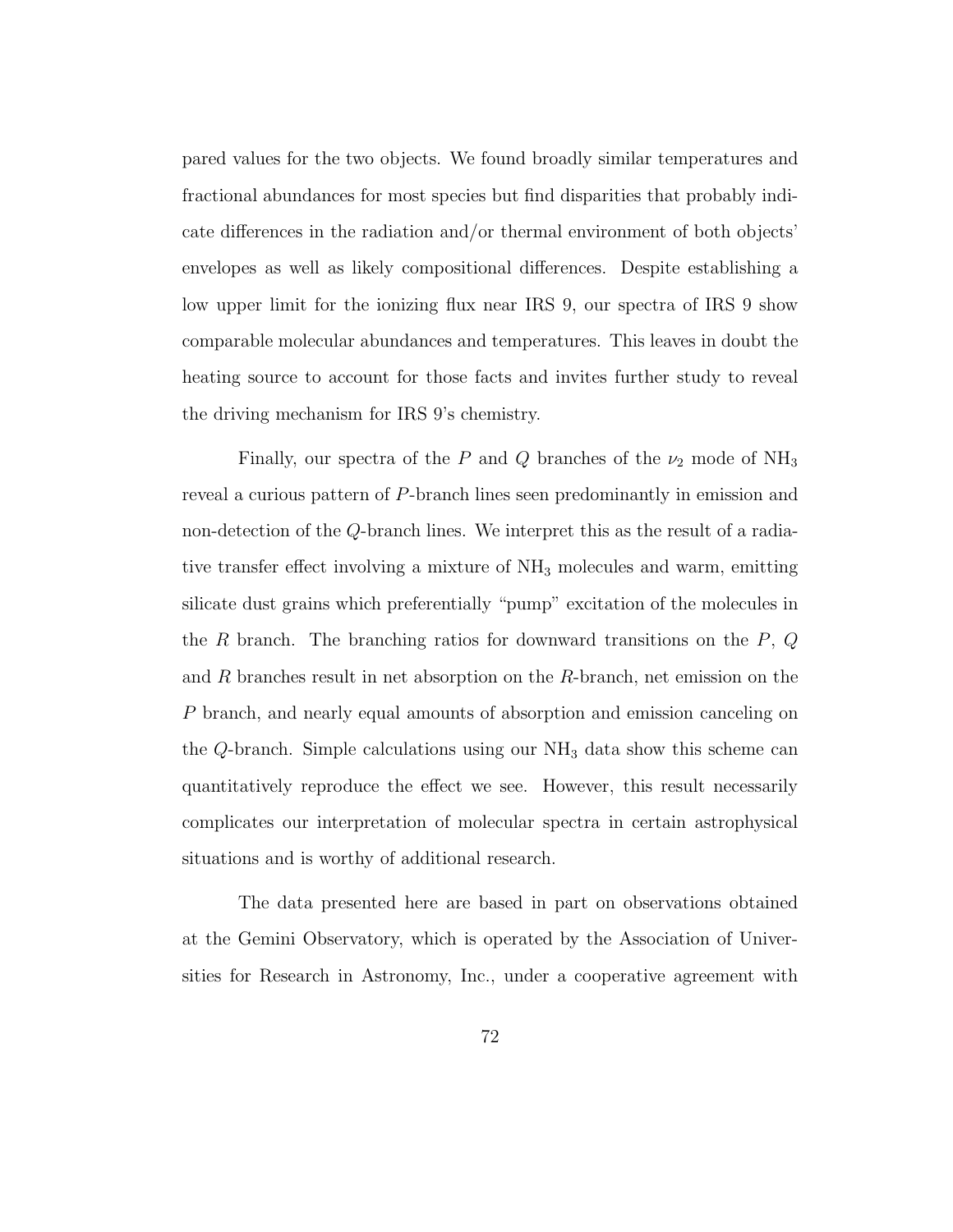pared values for the two objects. We found broadly similar temperatures and fractional abundances for most species but find disparities that probably indicate differences in the radiation and/or thermal environment of both objects' envelopes as well as likely compositional differences. Despite establishing a low upper limit for the ionizing flux near IRS 9, our spectra of IRS 9 show comparable molecular abundances and temperatures. This leaves in doubt the heating source to account for those facts and invites further study to reveal the driving mechanism for IRS 9's chemistry.

Finally, our spectra of the $P$ and $Q$ branches of the $\nu_2$ mode of $NH_3$ reveal a curious pattern of $P$-branch lines seen predominantly in emission and non-detection of the $Q$-branch lines. We interpret this as the result of a radiative transfer effect involving a mixture of $NH_3$ molecules and warm, emitting silicate dust grains which preferentially "pump" excitation of the molecules in the $R$ branch. The branching ratios for downward transitions on the $P$, $Q$ and $R$ branches result in net absorption on the $R$-branch, net emission on the $P$ branch, and nearly equal amounts of absorption and emission canceling on the $Q$-branch. Simple calculations using our $NH_3$ data show this scheme can quantitatively reproduce the effect we see. However, this result necessarily complicates our interpretation of molecular spectra in certain astrophysical situations and is worthy of additional research.

The data presented here are based in part on observations obtained at the Gemini Observatory, which is operated by the Association of Universities for Research in Astronomy, Inc., under a cooperative agreement with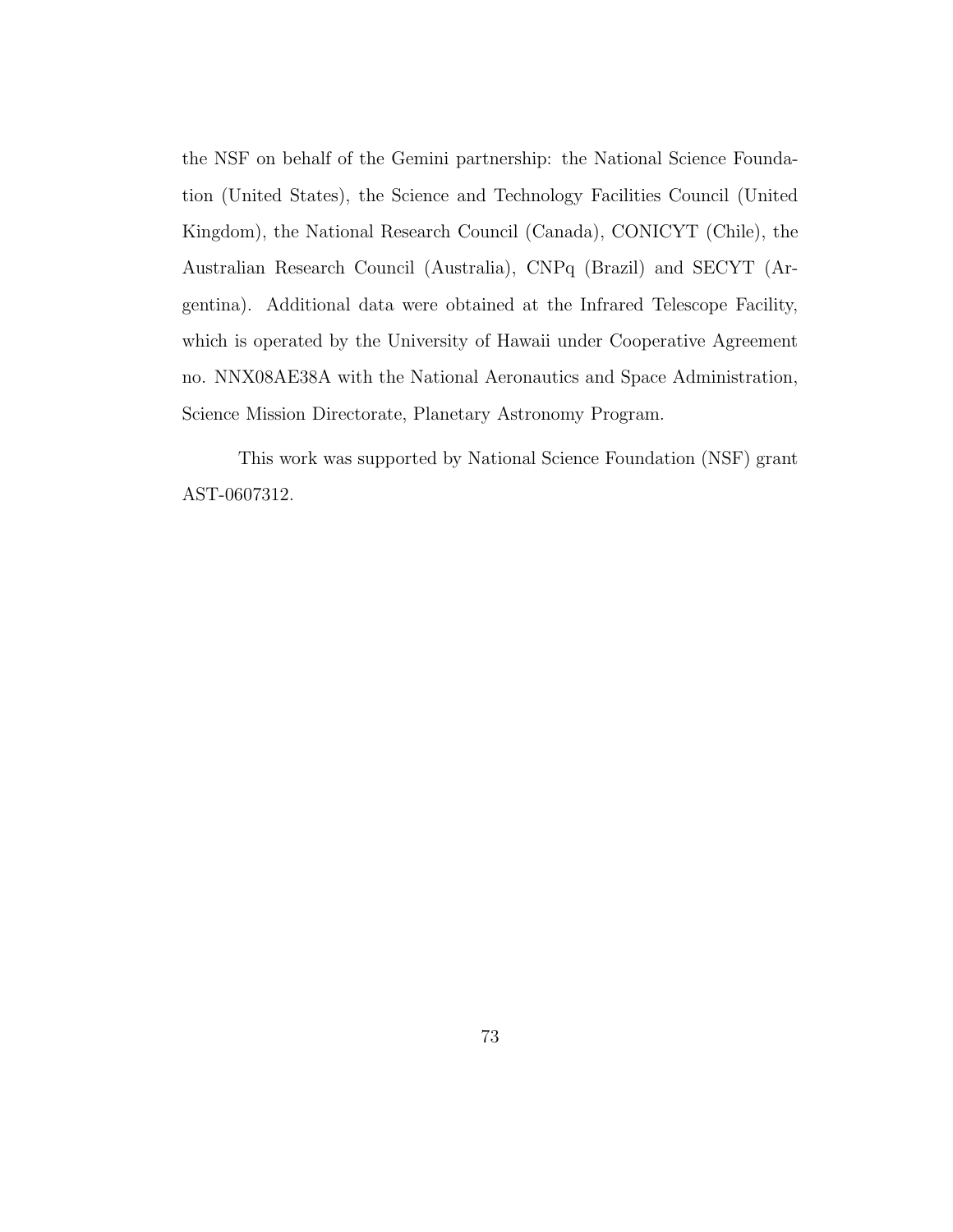the NSF on behalf of the Gemini partnership: the National Science Foundation (United States), the Science and Technology Facilities Council (United Kingdom), the National Research Council (Canada), CONICYT (Chile), the Australian Research Council (Australia), CNPq (Brazil) and SECYT (Argentina). Additional data were obtained at the Infrared Telescope Facility, which is operated by the University of Hawaii under Cooperative Agreement no. NNX08AE38A with the National Aeronautics and Space Administration, Science Mission Directorate, Planetary Astronomy Program.

This work was supported by National Science Foundation (NSF) grant AST-0607312.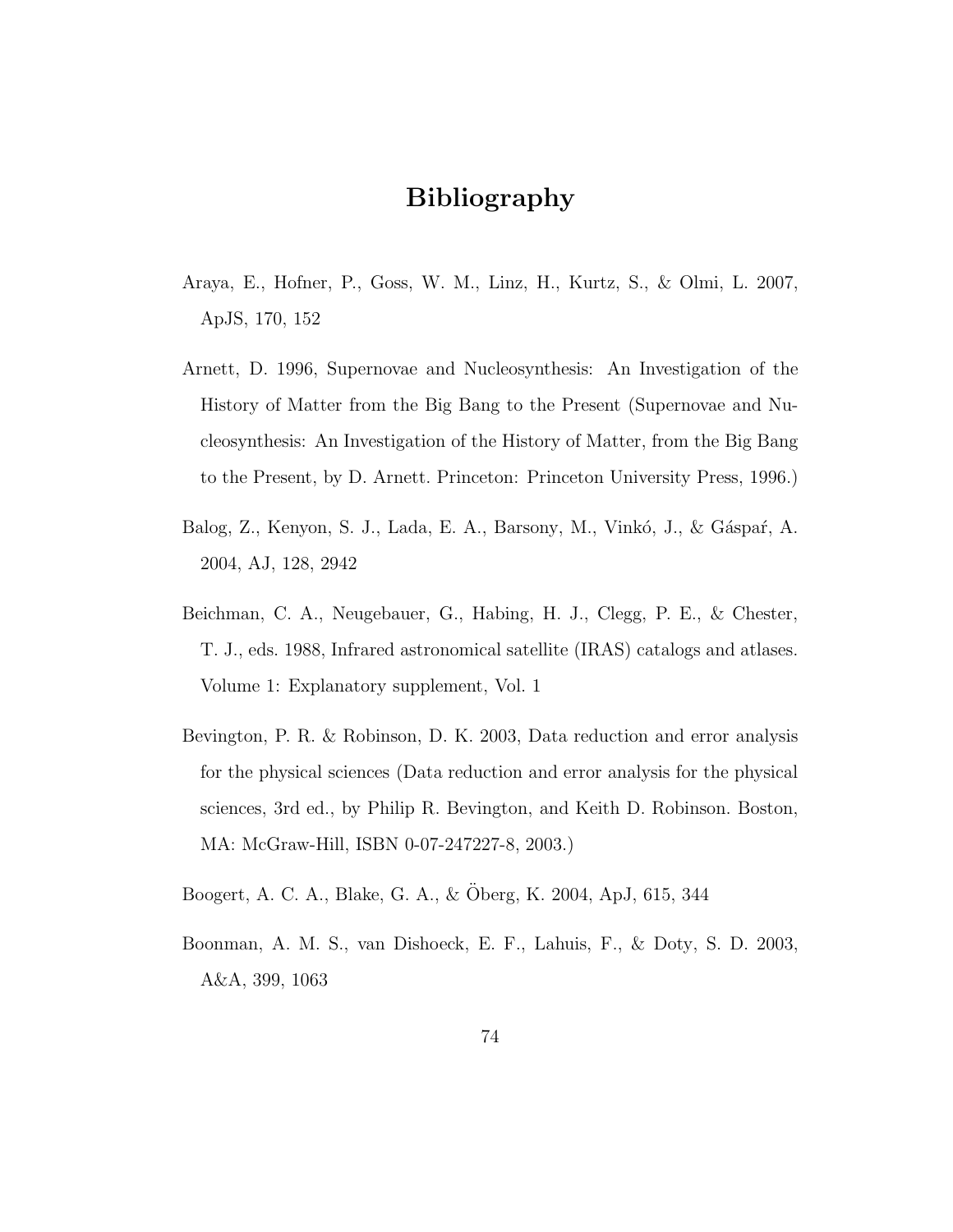# Bibliography

Araya, E., Hofner, P., Goss, W. M., Linz, H., Kurtz, S., & Olmi, L. 2007, ApJS, 170, 152

Arnett, D. 1996, Supernovae and Nucleosynthesis: An Investigation of the History of Matter from the Big Bang to the Present (Supernovae and Nucleosynthesis: An Investigation of the History of Matter, from the Big Bang to the Present, by D. Arnett. Princeton: Princeton University Press, 1996.)

Balog, Z., Kenyon, S. J., Lada, E. A., Barsony, M., Vinkó, J., & Gáspaŕ, A. 2004, AJ, 128, 2942

Beichman, C. A., Neugebauer, G., Habing, H. J., Clegg, P. E., & Chester, T. J., eds. 1988, Infrared astronomical satellite (IRAS) catalogs and atlases. Volume 1: Explanatory supplement, Vol. 1

Bevington, P. R. & Robinson, D. K. 2003, Data reduction and error analysis for the physical sciences (Data reduction and error analysis for the physical sciences, 3rd ed., by Philip R. Bevington, and Keith D. Robinson. Boston, MA: McGraw-Hill, ISBN 0-07-247227-8, 2003.)

Boogert, A. C. A., Blake, G. A., & Öberg, K. 2004, ApJ, 615, 344

Boonman, A. M. S., van Dishoeck, E. F., Lahuis, F., & Doty, S. D. 2003, A&A, 399, 1063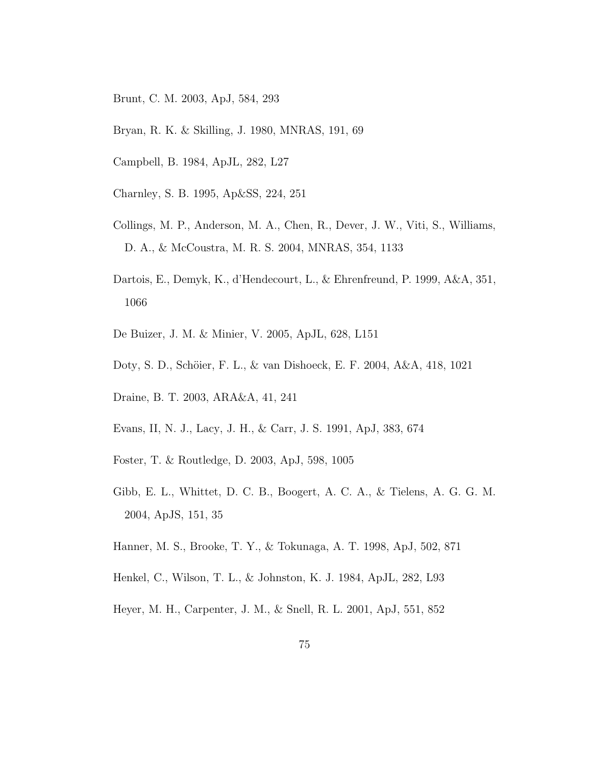Brunt, C. M. 2003, ApJ, 584, 293

Bryan, R. K. & Skilling, J. 1980, MNRAS, 191, 69

Campbell, B. 1984, ApJL, 282, L27

Charnley, S. B. 1995, Ap&SS, 224, 251

Collings, M. P., Anderson, M. A., Chen, R., Dever, J. W., Viti, S., Williams, D. A., & McCoustra, M. R. S. 2004, MNRAS, 354, 1133

Dartois, E., Demyk, K., d'Hendecourt, L., & Ehrenfreund, P. 1999, A&A, 351, 1066

De Buizer, J. M. & Minier, V. 2005, ApJL, 628, L151

Doty, S. D., Schöier, F. L., & van Dishoeck, E. F. 2004, A&A, 418, 1021

Draine, B. T. 2003, ARA&A, 41, 241

Evans, II, N. J., Lacy, J. H., & Carr, J. S. 1991, ApJ, 383, 674

Foster, T. & Routledge, D. 2003, ApJ, 598, 1005

Gibb, E. L., Whittet, D. C. B., Boogert, A. C. A., & Tielens, A. G. G. M. 2004, ApJS, 151, 35

Hanner, M. S., Brooke, T. Y., & Tokunaga, A. T. 1998, ApJ, 502, 871

Henkel, C., Wilson, T. L., & Johnston, K. J. 1984, ApJL, 282, L93

Heyer, M. H., Carpenter, J. M., & Snell, R. L. 2001, ApJ, 551, 852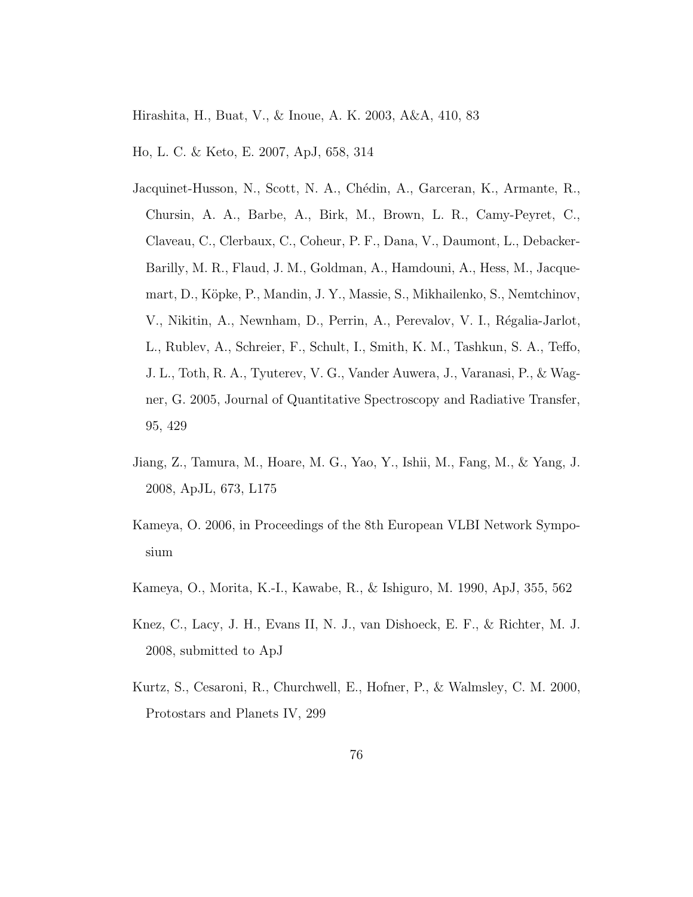Hirashita, H., Buat, V., & Inoue, A. K. 2003, A&A, 410, 83

Ho, L. C. & Keto, E. 2007, ApJ, 658, 314

Jacquinet-Husson, N., Scott, N. A., Chédin, A., Garceran, K., Armante, R., Chursin, A. A., Barbe, A., Birk, M., Brown, L. R., Camy-Peyret, C., Claveau, C., Clerbaux, C., Coheur, P. F., Dana, V., Daumont, L., Debacker-Barilly, M. R., Flaud, J. M., Goldman, A., Hamdouni, A., Hess, M., Jacquemart, D., Köpke, P., Mandin, J. Y., Massie, S., Mikhailenko, S., Nemtchinov, V., Nikitin, A., Newnham, D., Perrin, A., Perevalov, V. I., Régalia-Jarlot, L., Rublev, A., Schreier, F., Schult, I., Smith, K. M., Tashkun, S. A., Teffo, J. L., Toth, R. A., Tyuterev, V. G., Vander Auwera, J., Varanasi, P., & Wagner, G. 2005, Journal of Quantitative Spectroscopy and Radiative Transfer, 95, 429

Jiang, Z., Tamura, M., Hoare, M. G., Yao, Y., Ishii, M., Fang, M., & Yang, J. 2008, ApJL, 673, L175

Kameya, O. 2006, in Proceedings of the 8th European VLBI Network Symposium

Kameya, O., Morita, K.-I., Kawabe, R., & Ishiguro, M. 1990, ApJ, 355, 562

Knez, C., Lacy, J. H., Evans II, N. J., van Dishoeck, E. F., & Richter, M. J. 2008, submitted to ApJ

Kurtz, S., Cesaroni, R., Churchwell, E., Hofner, P., & Walmsley, C. M. 2000, Protostars and Planets IV, 299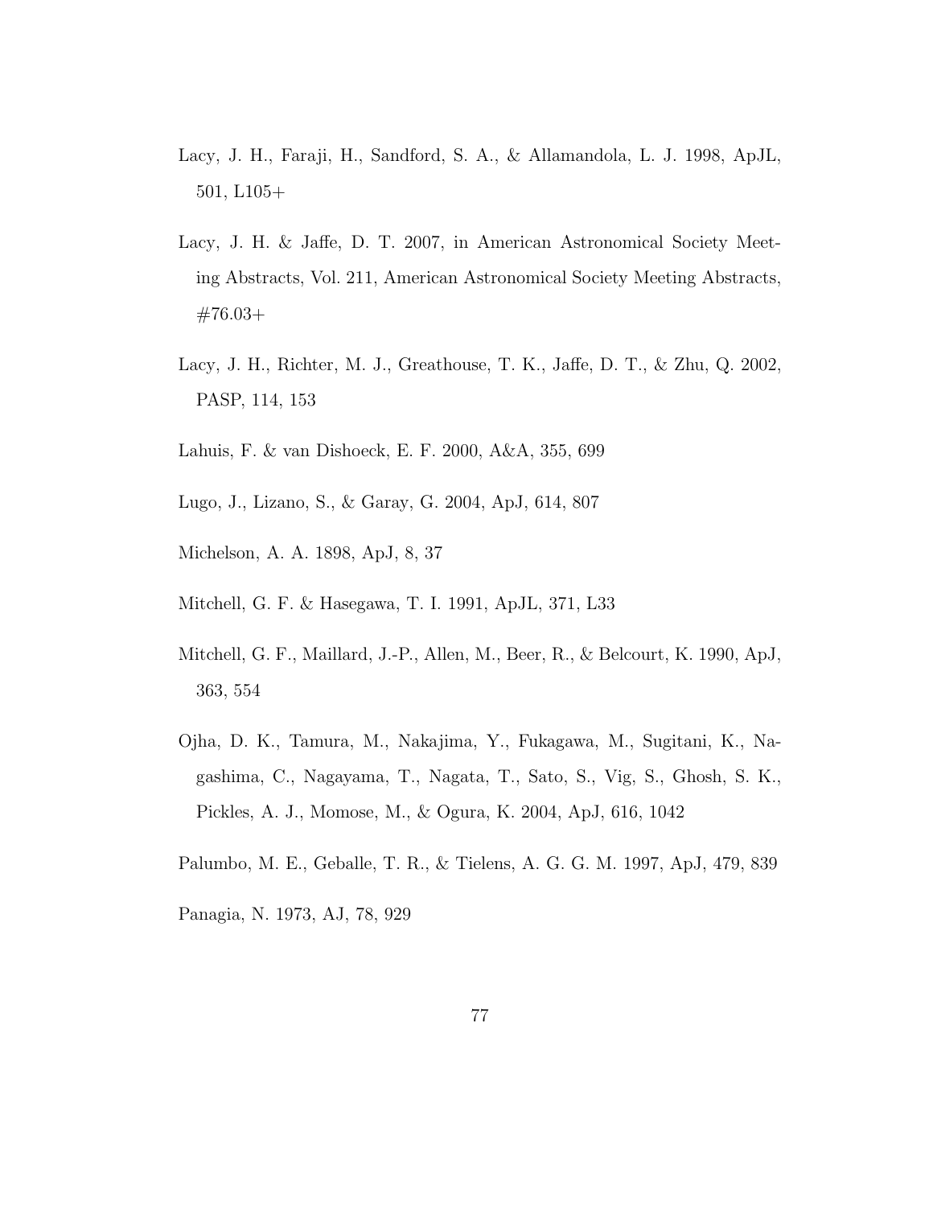Lacy, J. H., Faraji, H., Sandford, S. A., & Allamandola, L. J. 1998, ApJL, 501, L105+

Lacy, J. H. & Jaffe, D. T. 2007, in American Astronomical Society Meeting Abstracts, Vol. 211, American Astronomical Society Meeting Abstracts, #76.03+

Lacy, J. H., Richter, M. J., Greathouse, T. K., Jaffe, D. T., & Zhu, Q. 2002, PASP, 114, 153

Lahuis, F. & van Dishoeck, E. F. 2000, A&A, 355, 699

Lugo, J., Lizano, S., & Garay, G. 2004, ApJ, 614, 807

Michelson, A. A. 1898, ApJ, 8, 37

Mitchell, G. F. & Hasegawa, T. I. 1991, ApJL, 371, L33

Mitchell, G. F., Maillard, J.-P., Allen, M., Beer, R., & Belcourt, K. 1990, ApJ, 363, 554

Ojha, D. K., Tamura, M., Nakajima, Y., Fukagawa, M., Sugitani, K., Nagashima, C., Nagayama, T., Nagata, T., Sato, S., Vig, S., Ghosh, S. K., Pickles, A. J., Momose, M., & Ogura, K. 2004, ApJ, 616, 1042

Palumbo, M. E., Geballe, T. R., & Tielens, A. G. G. M. 1997, ApJ, 479, 839

Panagia, N. 1973, AJ, 78, 929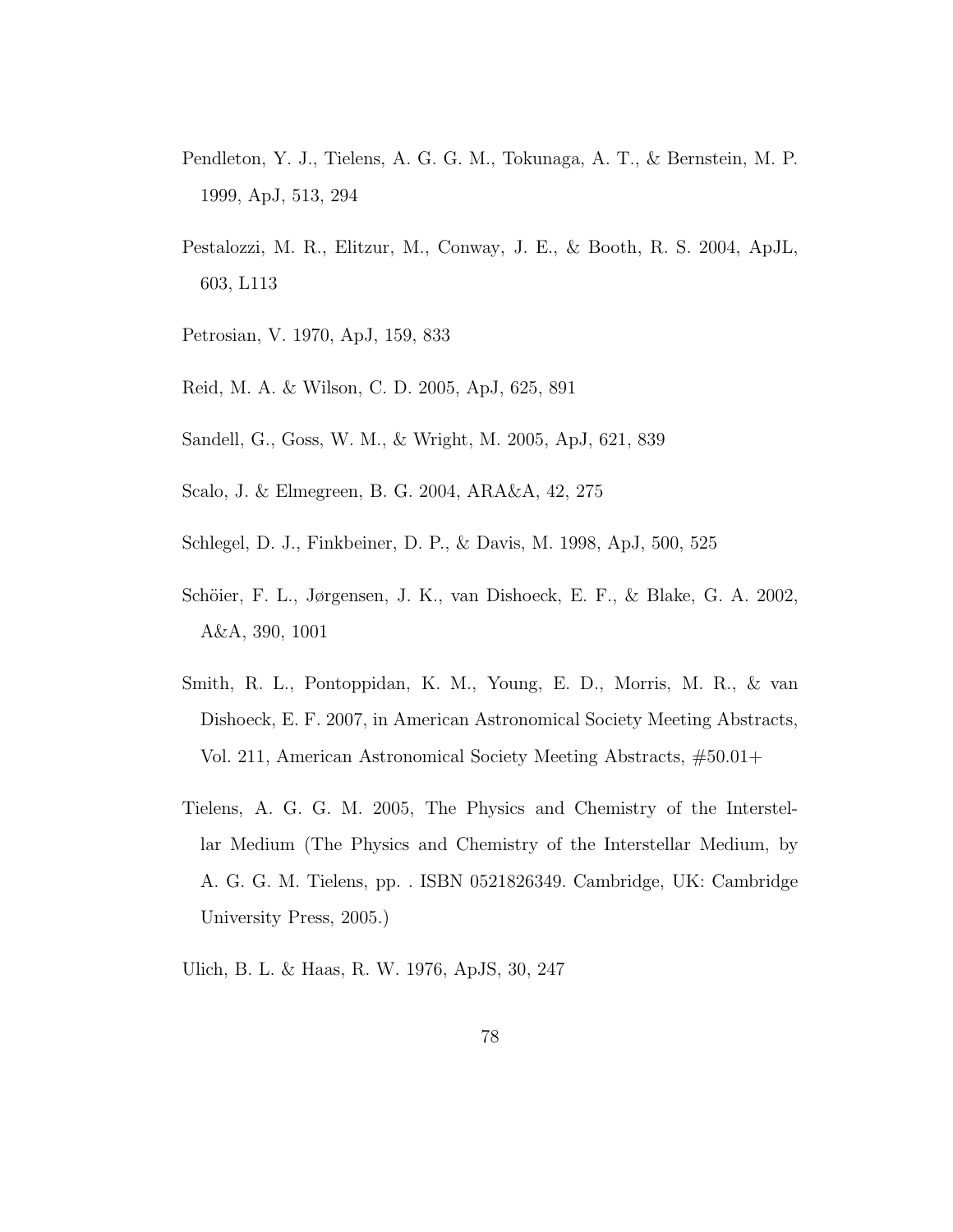Pendleton, Y. J., Tielens, A. G. G. M., Tokunaga, A. T., & Bernstein, M. P. 1999, ApJ, 513, 294

Pestalozzi, M. R., Elitzur, M., Conway, J. E., & Booth, R. S. 2004, ApJL, 603, L113

Petrosian, V. 1970, ApJ, 159, 833

Reid, M. A. & Wilson, C. D. 2005, ApJ, 625, 891

Sandell, G., Goss, W. M., & Wright, M. 2005, ApJ, 621, 839

Scalo, J. & Elmegreen, B. G. 2004, ARA&A, 42, 275

Schlegel, D. J., Finkbeiner, D. P., & Davis, M. 1998, ApJ, 500, 525

Schöier, F. L., Jørgensen, J. K., van Dishoeck, E. F., & Blake, G. A. 2002, A&A, 390, 1001

Smith, R. L., Pontoppidan, K. M., Young, E. D., Morris, M. R., & van Dishoeck, E. F. 2007, in American Astronomical Society Meeting Abstracts, Vol. 211, American Astronomical Society Meeting Abstracts, #50.01+

Tielens, A. G. G. M. 2005, The Physics and Chemistry of the Interstellar Medium (The Physics and Chemistry of the Interstellar Medium, by A. G. G. M. Tielens, pp. . ISBN 0521826349. Cambridge, UK: Cambridge University Press, 2005.)

Ulich, B. L. & Haas, R. W. 1976, ApJS, 30, 247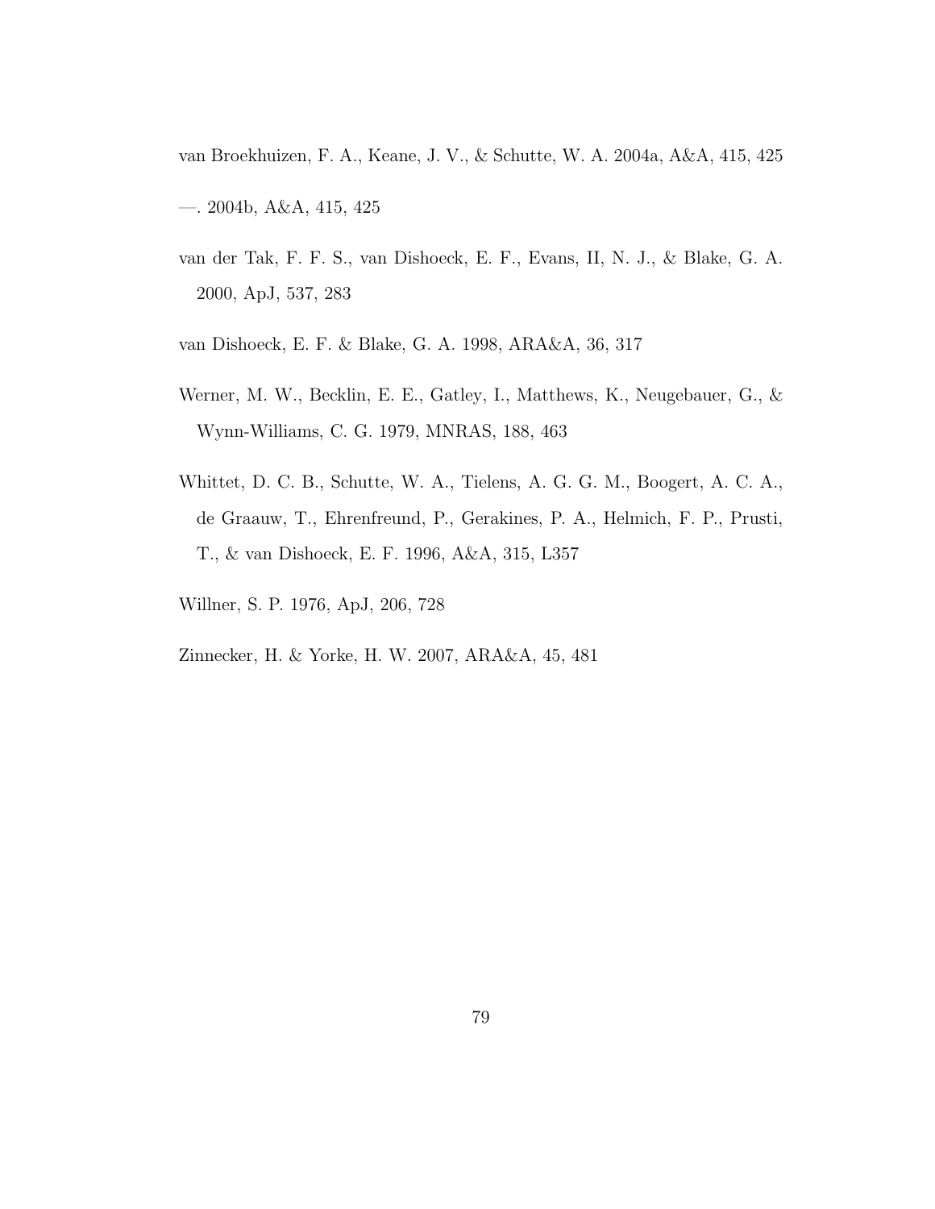van Broekhuizen, F. A., Keane, J. V., & Schutte, W. A. 2004a, A&A, 415, 425

—. 2004b, A&A, 415, 425

van der Tak, F. F. S., van Dishoeck, E. F., Evans, II, N. J., & Blake, G. A. 2000, ApJ, 537, 283

van Dishoeck, E. F. & Blake, G. A. 1998, ARA&A, 36, 317

Werner, M. W., Becklin, E. E., Gatley, I., Matthews, K., Neugebauer, G., & Wynn-Williams, C. G. 1979, MNRAS, 188, 463

Whittet, D. C. B., Schutte, W. A., Tielens, A. G. G. M., Boogert, A. C. A., de Graauw, T., Ehrenfreund, P., Gerakines, P. A., Helmich, F. P., Prusti, T., & van Dishoeck, E. F. 1996, A&A, 315, L357

Willner, S. P. 1976, ApJ, 206, 728

Zinnecker, H. & Yorke, H. W. 2007, ARA&A, 45, 481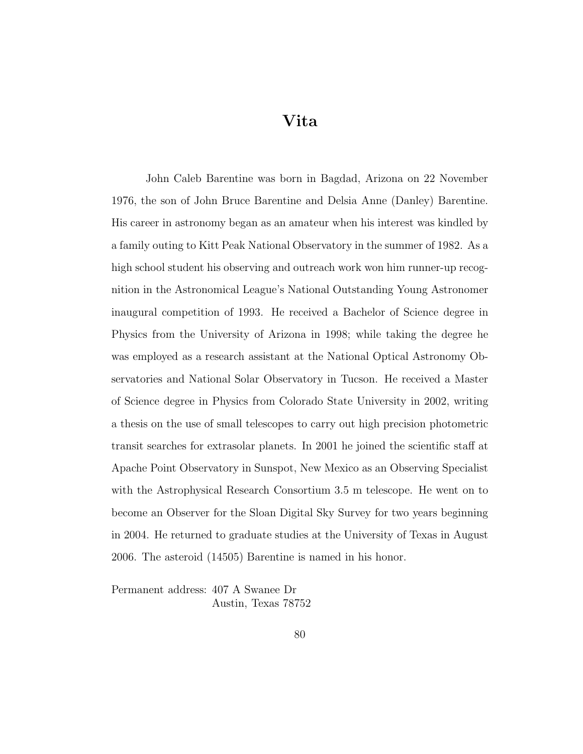# Vita

John Caleb Barentine was born in Bagdad, Arizona on 22 November 1976, the son of John Bruce Barentine and Delsia Anne (Danley) Barentine. His career in astronomy began as an amateur when his interest was kindled by a family outing to Kitt Peak National Observatory in the summer of 1982. As a high school student his observing and outreach work won him runner-up recognition in the Astronomical League's National Outstanding Young Astronomer inaugural competition of 1993. He received a Bachelor of Science degree in Physics from the University of Arizona in 1998; while taking the degree he was employed as a research assistant at the National Optical Astronomy Observatories and National Solar Observatory in Tucson. He received a Master of Science degree in Physics from Colorado State University in 2002, writing a thesis on the use of small telescopes to carry out high precision photometric transit searches for extrasolar planets. In 2001 he joined the scientific staff at Apache Point Observatory in Sunspot, New Mexico as an Observing Specialist with the Astrophysical Research Consortium 3.5 m telescope. He went on to become an Observer for the Sloan Digital Sky Survey for two years beginning in 2004. He returned to graduate studies at the University of Texas in August 2006. The asteroid (14505) Barentine is named in his honor.

Permanent address: 407 A Swanee Dr
Austin, Texas 78752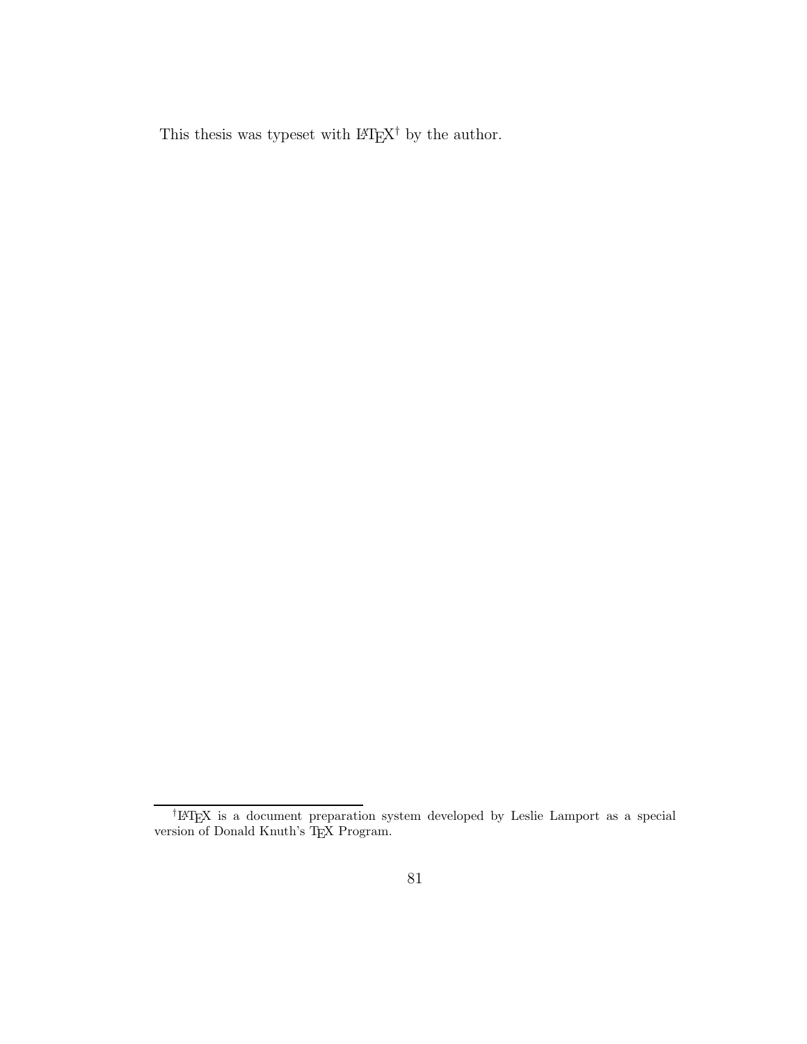This thesis was typeset with LaTeX[†] by the author.

[†]LaTeX is a document preparation system developed by Leslie Lamport as a special version of Donald Knuth's TeX Program.